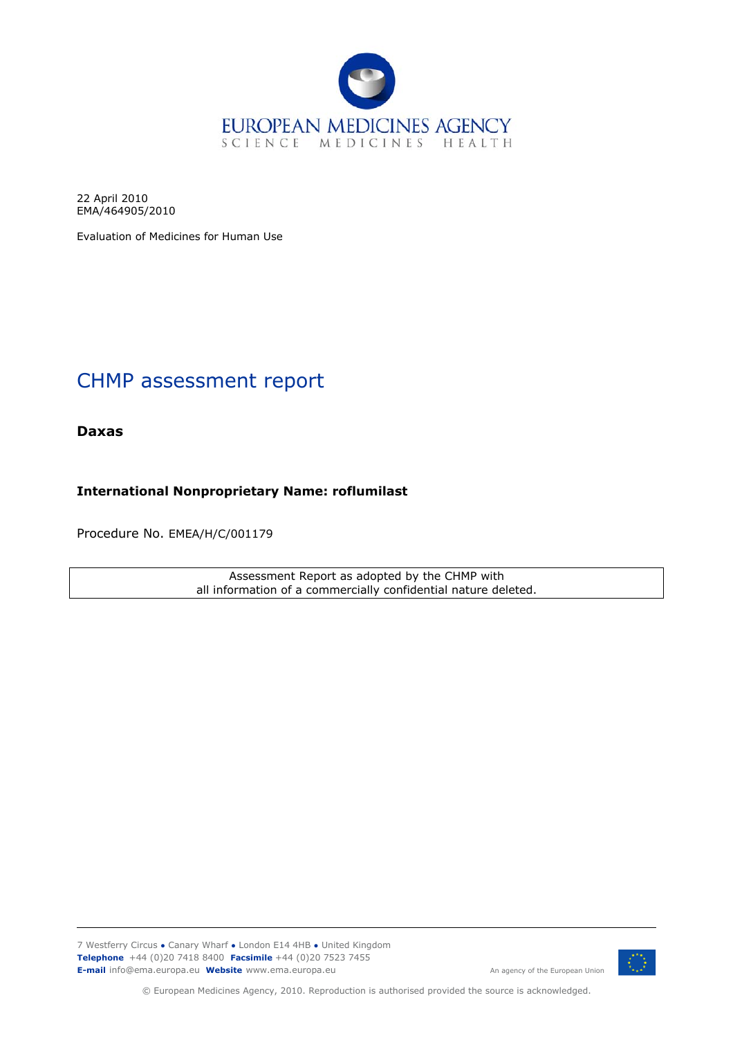22 April 2010
EMA/464905/2010

Evaluation of Medicines for Human Use

# CHMP assessment report

**Daxas**

**International Nonproprietary Name: roflumilast**

Procedure No. EMEA/H/C/001179

Assessment Report as adopted by the CHMP with all information of a commercially confidential nature deleted.

7 Westferry Circus ● Canary Wharf ● London E14 4HB ● United Kingdom
**Telephone** +44 (0)20 7418 8400 **Facsimile** +44 (0)20 7523 7455
**E-mail** info@ema.europa.eu **Website** www.ema.europa.eu

An agency of the European Union

© European Medicines Agency, 2010. Reproduction is authorised provided the source is acknowledged.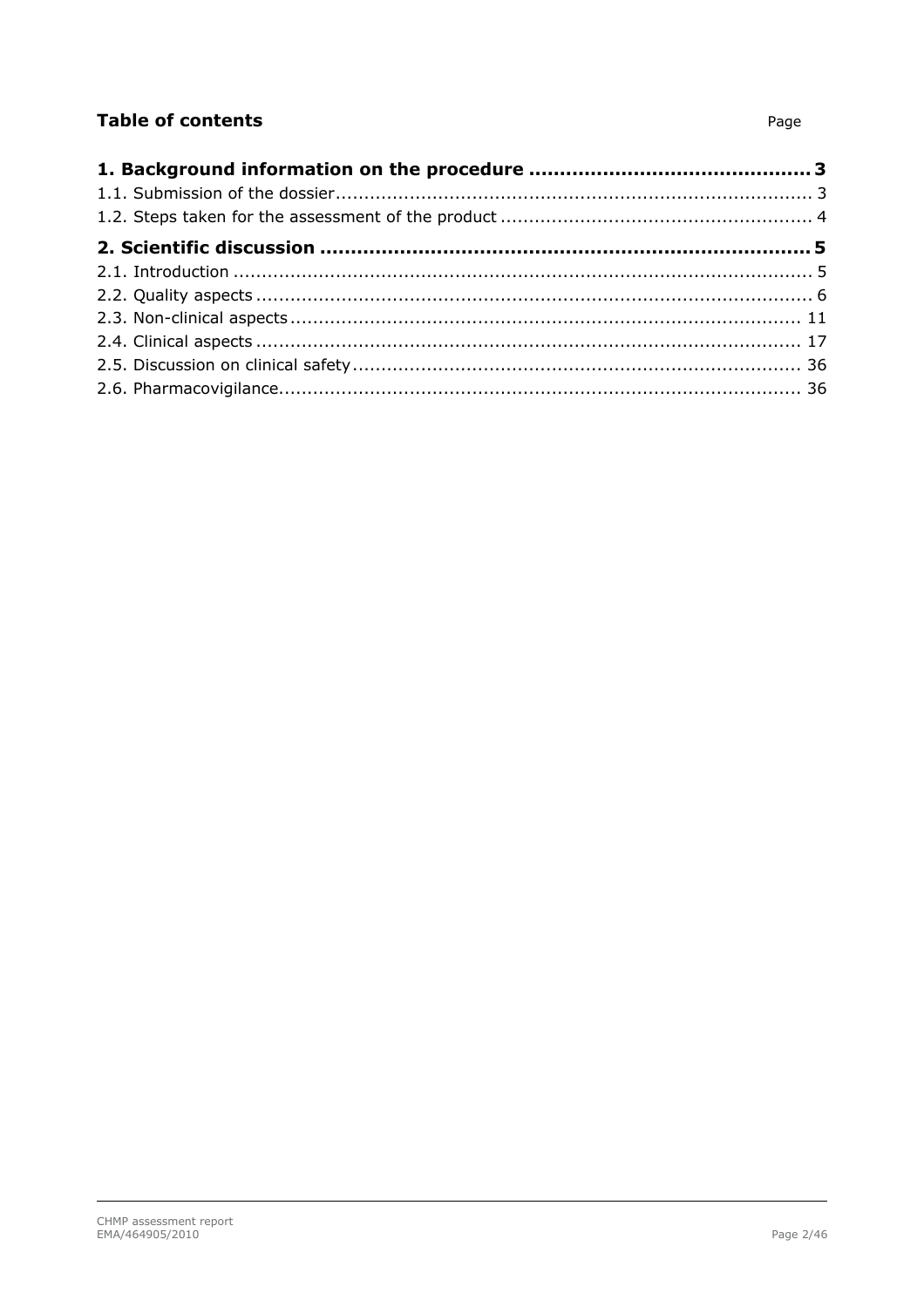## Table of contents

| | Page |
|---|---|
| **1. Background information on the procedure** | **3** |
| 1.1. Submission of the dossier | 3 |
| 1.2. Steps taken for the assessment of the product | 4 |
| **2. Scientific discussion** | **5** |
| 2.1. Introduction | 5 |
| 2.2. Quality aspects | 6 |
| 2.3. Non-clinical aspects | 11 |
| 2.4. Clinical aspects | 17 |
| 2.5. Discussion on clinical safety | 36 |
| 2.6. Pharmacovigilance | 36 |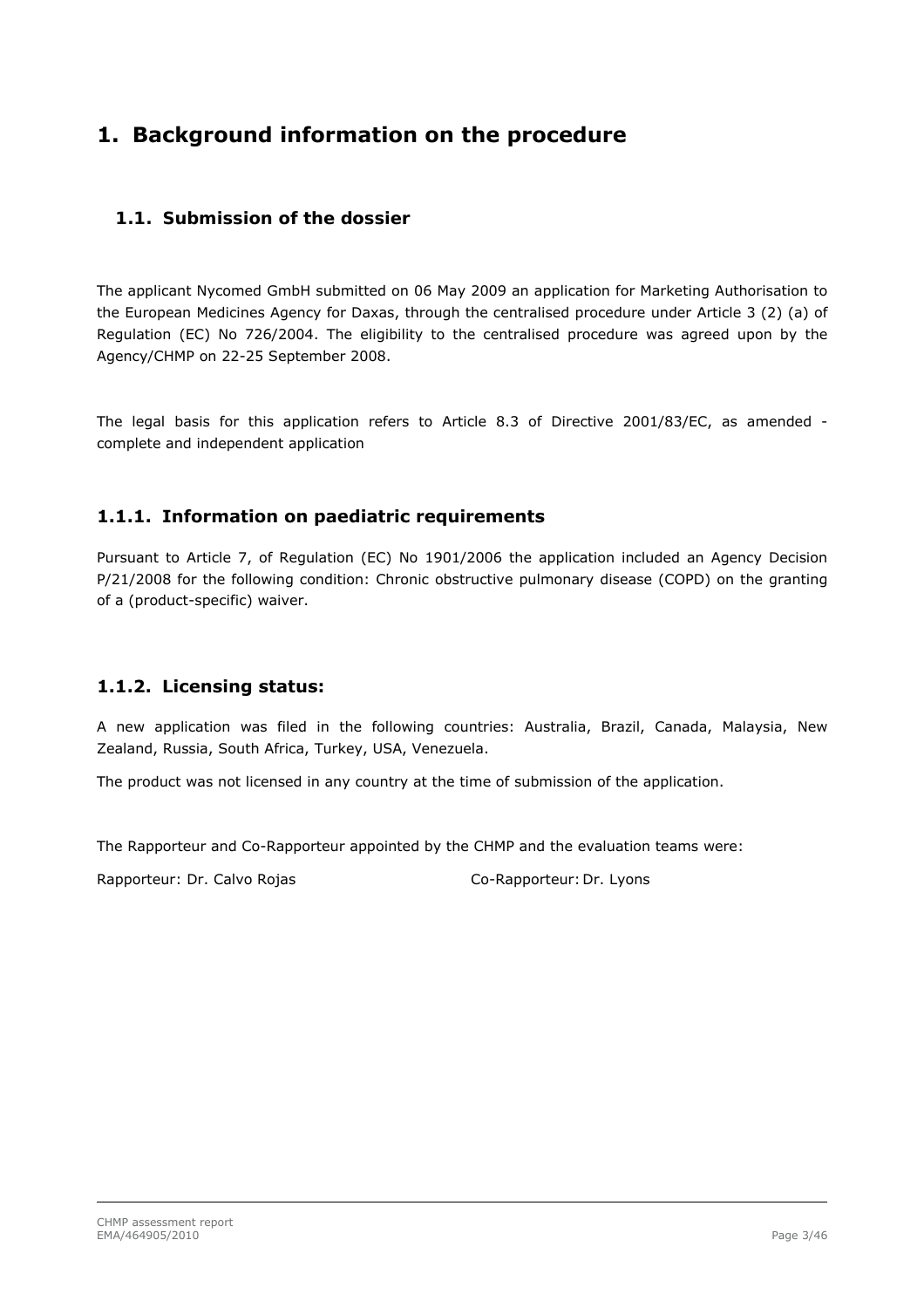# 1. Background information on the procedure

## 1.1. Submission of the dossier

The applicant Nycomed GmbH submitted on 06 May 2009 an application for Marketing Authorisation to the European Medicines Agency for Daxas, through the centralised procedure under Article 3 (2) (a) of Regulation (EC) No 726/2004. The eligibility to the centralised procedure was agreed upon by the Agency/CHMP on 22-25 September 2008.

The legal basis for this application refers to Article 8.3 of Directive 2001/83/EC, as amended - complete and independent application

### 1.1.1. Information on paediatric requirements

Pursuant to Article 7, of Regulation (EC) No 1901/2006 the application included an Agency Decision P/21/2008 for the following condition: Chronic obstructive pulmonary disease (COPD) on the granting of a (product-specific) waiver.

### 1.1.2. Licensing status:

A new application was filed in the following countries: Australia, Brazil, Canada, Malaysia, New Zealand, Russia, South Africa, Turkey, USA, Venezuela.

The product was not licensed in any country at the time of submission of the application.

The Rapporteur and Co-Rapporteur appointed by the CHMP and the evaluation teams were:

Rapporteur: Dr. Calvo Rojas

Co-Rapporteur: Dr. Lyons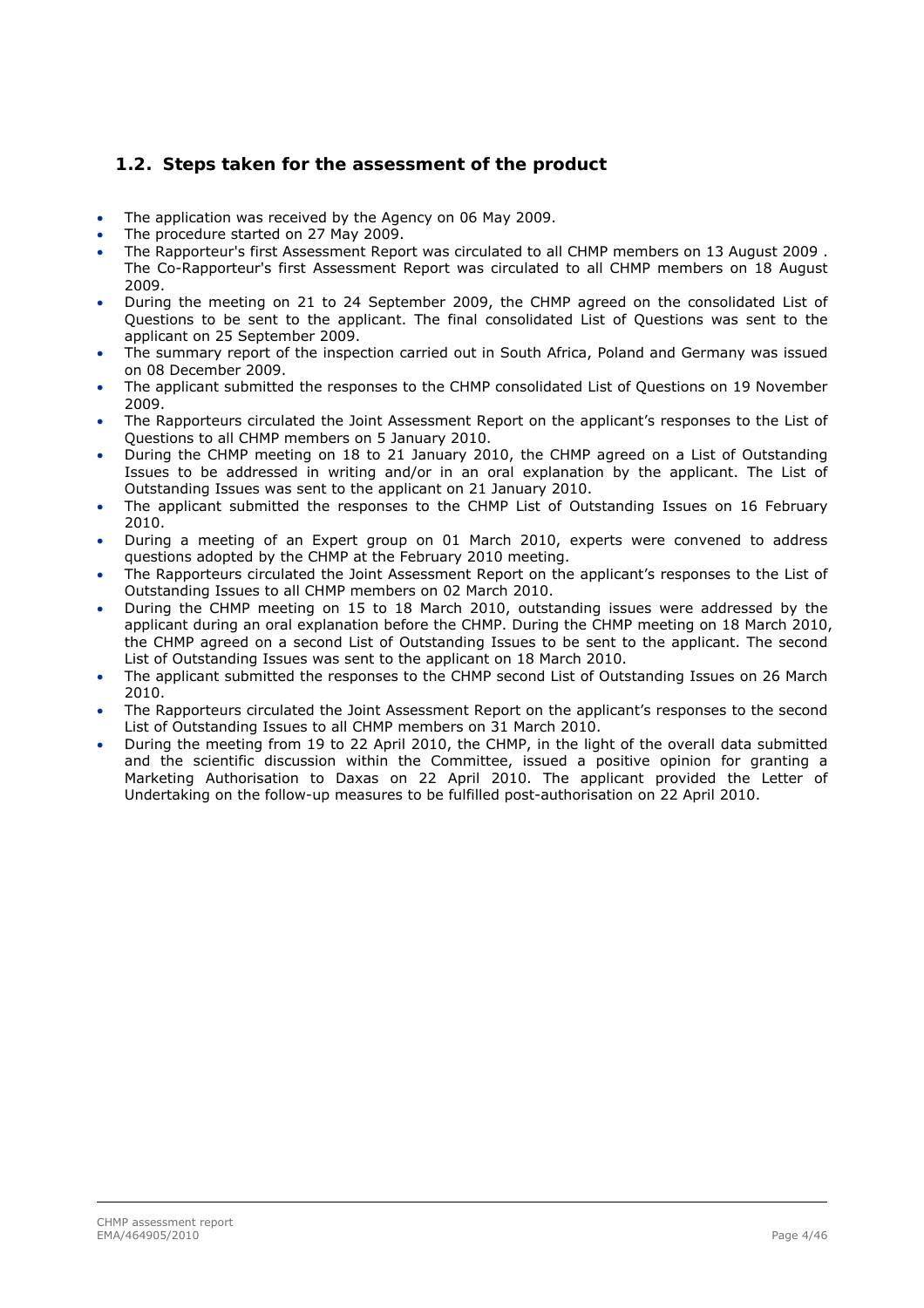## 1.2. Steps taken for the assessment of the product

- The application was received by the Agency on 06 May 2009.
- The procedure started on 27 May 2009.
- The Rapporteur's first Assessment Report was circulated to all CHMP members on 13 August 2009 . The Co-Rapporteur's first Assessment Report was circulated to all CHMP members on 18 August 2009.
- During the meeting on 21 to 24 September 2009, the CHMP agreed on the consolidated List of Questions to be sent to the applicant. The final consolidated List of Questions was sent to the applicant on 25 September 2009.
- The summary report of the inspection carried out in South Africa, Poland and Germany was issued on 08 December 2009.
- The applicant submitted the responses to the CHMP consolidated List of Questions on 19 November 2009.
- The Rapporteurs circulated the Joint Assessment Report on the applicant's responses to the List of Questions to all CHMP members on 5 January 2010.
- During the CHMP meeting on 18 to 21 January 2010, the CHMP agreed on a List of Outstanding Issues to be addressed in writing and/or in an oral explanation by the applicant. The List of Outstanding Issues was sent to the applicant on 21 January 2010.
- The applicant submitted the responses to the CHMP List of Outstanding Issues on 16 February 2010.
- During a meeting of an Expert group on 01 March 2010, experts were convened to address questions adopted by the CHMP at the February 2010 meeting.
- The Rapporteurs circulated the Joint Assessment Report on the applicant's responses to the List of Outstanding Issues to all CHMP members on 02 March 2010.
- During the CHMP meeting on 15 to 18 March 2010, outstanding issues were addressed by the applicant during an oral explanation before the CHMP. During the CHMP meeting on 18 March 2010, the CHMP agreed on a second List of Outstanding Issues to be sent to the applicant. The second List of Outstanding Issues was sent to the applicant on 18 March 2010.
- The applicant submitted the responses to the CHMP second List of Outstanding Issues on 26 March 2010.
- The Rapporteurs circulated the Joint Assessment Report on the applicant's responses to the second List of Outstanding Issues to all CHMP members on 31 March 2010.
- During the meeting from 19 to 22 April 2010, the CHMP, in the light of the overall data submitted and the scientific discussion within the Committee, issued a positive opinion for granting a Marketing Authorisation to Daxas on 22 April 2010. The applicant provided the Letter of Undertaking on the follow-up measures to be fulfilled post-authorisation on 22 April 2010.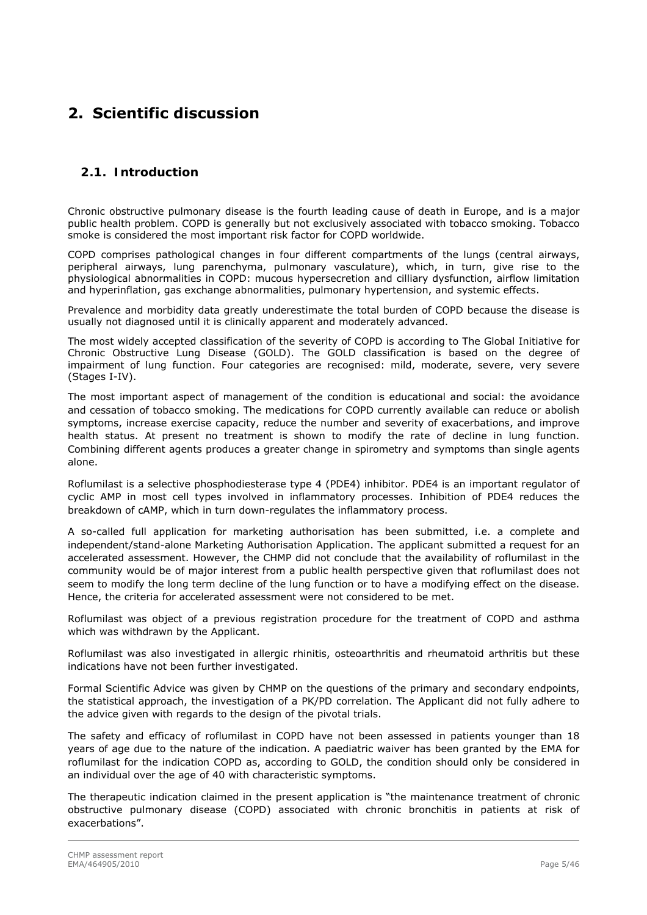# 2. Scientific discussion

## 2.1. Introduction

Chronic obstructive pulmonary disease is the fourth leading cause of death in Europe, and is a major public health problem. COPD is generally but not exclusively associated with tobacco smoking. Tobacco smoke is considered the most important risk factor for COPD worldwide.

COPD comprises pathological changes in four different compartments of the lungs (central airways, peripheral airways, lung parenchyma, pulmonary vasculature), which, in turn, give rise to the physiological abnormalities in COPD: mucous hypersecretion and cilliary dysfunction, airflow limitation and hyperinflation, gas exchange abnormalities, pulmonary hypertension, and systemic effects.

Prevalence and morbidity data greatly underestimate the total burden of COPD because the disease is usually not diagnosed until it is clinically apparent and moderately advanced.

The most widely accepted classification of the severity of COPD is according to The Global Initiative for Chronic Obstructive Lung Disease (GOLD). The GOLD classification is based on the degree of impairment of lung function. Four categories are recognised: mild, moderate, severe, very severe (Stages I-IV).

The most important aspect of management of the condition is educational and social: the avoidance and cessation of tobacco smoking. The medications for COPD currently available can reduce or abolish symptoms, increase exercise capacity, reduce the number and severity of exacerbations, and improve health status. At present no treatment is shown to modify the rate of decline in lung function. Combining different agents produces a greater change in spirometry and symptoms than single agents alone.

Roflumilast is a selective phosphodiesterase type 4 (PDE4) inhibitor. PDE4 is an important regulator of cyclic AMP in most cell types involved in inflammatory processes. Inhibition of PDE4 reduces the breakdown of cAMP, which in turn down-regulates the inflammatory process.

A so-called full application for marketing authorisation has been submitted, i.e. a complete and independent/stand-alone Marketing Authorisation Application. The applicant submitted a request for an accelerated assessment. However, the CHMP did not conclude that the availability of roflumilast in the community would be of major interest from a public health perspective given that roflumilast does not seem to modify the long term decline of the lung function or to have a modifying effect on the disease. Hence, the criteria for accelerated assessment were not considered to be met.

Roflumilast was object of a previous registration procedure for the treatment of COPD and asthma which was withdrawn by the Applicant.

Roflumilast was also investigated in allergic rhinitis, osteoarthritis and rheumatoid arthritis but these indications have not been further investigated.

Formal Scientific Advice was given by CHMP on the questions of the primary and secondary endpoints, the statistical approach, the investigation of a PK/PD correlation. The Applicant did not fully adhere to the advice given with regards to the design of the pivotal trials.

The safety and efficacy of roflumilast in COPD have not been assessed in patients younger than 18 years of age due to the nature of the indication. A paediatric waiver has been granted by the EMA for roflumilast for the indication COPD as, according to GOLD, the condition should only be considered in an individual over the age of 40 with characteristic symptoms.

The therapeutic indication claimed in the present application is "the maintenance treatment of chronic obstructive pulmonary disease (COPD) associated with chronic bronchitis in patients at risk of exacerbations".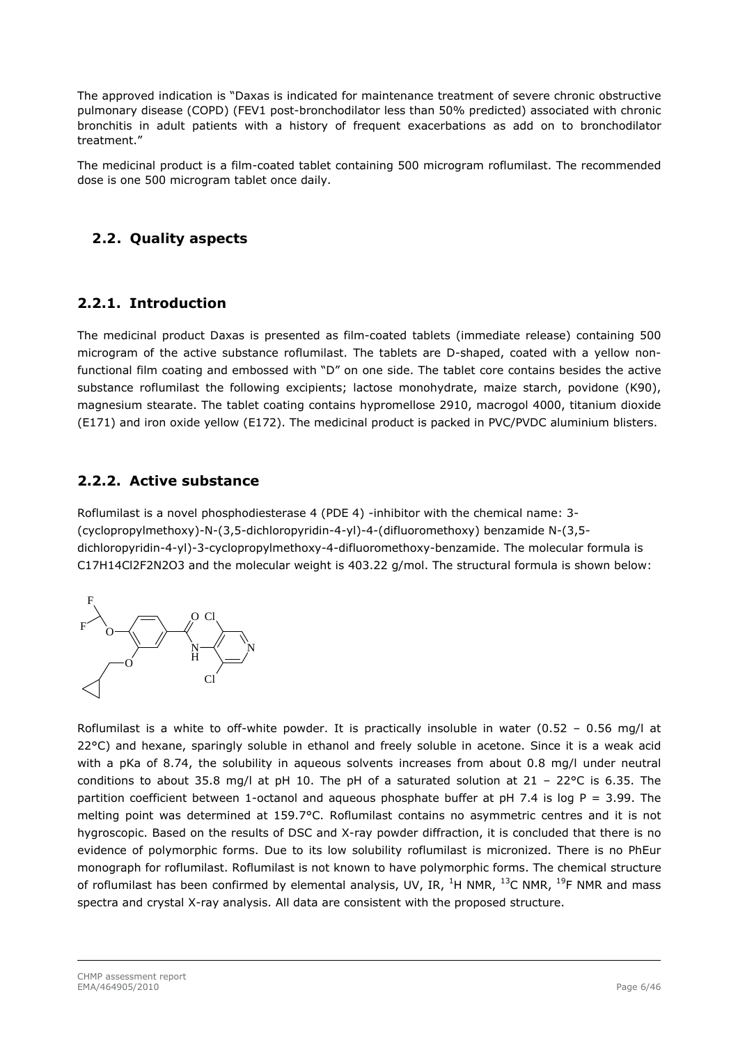The approved indication is "Daxas is indicated for maintenance treatment of severe chronic obstructive pulmonary disease (COPD) (FEV1 post-bronchodilator less than 50% predicted) associated with chronic bronchitis in adult patients with a history of frequent exacerbations as add on to bronchodilator treatment."

The medicinal product is a film-coated tablet containing 500 microgram roflumilast. The recommended dose is one 500 microgram tablet once daily.

## 2.2. Quality aspects

### 2.2.1. Introduction

The medicinal product Daxas is presented as film-coated tablets (immediate release) containing 500 microgram of the active substance roflumilast. The tablets are D-shaped, coated with a yellow non-functional film coating and embossed with "D" on one side. The tablet core contains besides the active substance roflumilast the following excipients; lactose monohydrate, maize starch, povidone (K90), magnesium stearate. The tablet coating contains hypromellose 2910, macrogol 4000, titanium dioxide (E171) and iron oxide yellow (E172). The medicinal product is packed in PVC/PVDC aluminium blisters.

### 2.2.2. Active substance

Roflumilast is a novel phosphodiesterase 4 (PDE 4) -inhibitor with the chemical name: 3-(cyclopropylmethoxy)-N-(3,5-dichloropyridin-4-yl)-4-(difluoromethoxy) benzamide N-(3,5-dichloropyridin-4-yl)-3-cyclopropylmethoxy-4-difluoromethoxy-benzamide. The molecular formula is $C_{17}H_{14}Cl_2F_2N_2O_3$ and the molecular weight is 403.22 g/mol. The structural formula is shown below:

Roflumilast is a white to off-white powder. It is practically insoluble in water (0.52 – 0.56 mg/l at 22°C) and hexane, sparingly soluble in ethanol and freely soluble in acetone. Since it is a weak acid with a pKa of 8.74, the solubility in aqueous solvents increases from about 0.8 mg/l under neutral conditions to about 35.8 mg/l at pH 10. The pH of a saturated solution at 21 – 22°C is 6.35. The partition coefficient between 1-octanol and aqueous phosphate buffer at pH 7.4 is log P = 3.99. The melting point was determined at 159.7°C. Roflumilast contains no asymmetric centres and it is not hygroscopic. Based on the results of DSC and X-ray powder diffraction, it is concluded that there is no evidence of polymorphic forms. Due to its low solubility roflumilast is micronized. There is no PhEur monograph for roflumilast. Roflumilast is not known to have polymorphic forms. The chemical structure of roflumilast has been confirmed by elemental analysis, UV, IR, $^1$H NMR, $^{13}$C NMR, $^{19}$F NMR and mass spectra and crystal X-ray analysis. All data are consistent with the proposed structure.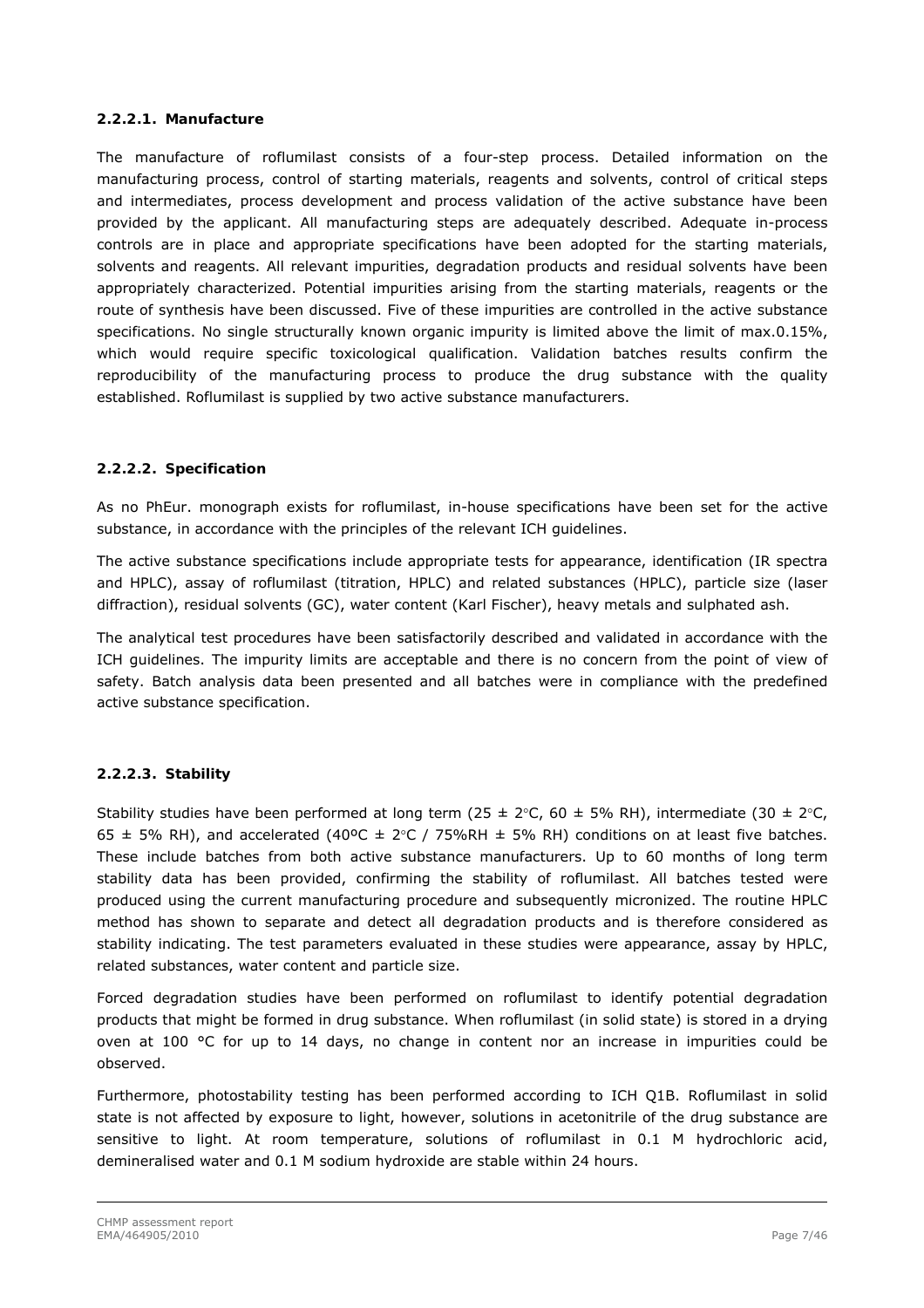#### 2.2.2.1. Manufacture

The manufacture of roflumilast consists of a four-step process. Detailed information on the manufacturing process, control of starting materials, reagents and solvents, control of critical steps and intermediates, process development and process validation of the active substance have been provided by the applicant. All manufacturing steps are adequately described. Adequate in-process controls are in place and appropriate specifications have been adopted for the starting materials, solvents and reagents. All relevant impurities, degradation products and residual solvents have been appropriately characterized. Potential impurities arising from the starting materials, reagents or the route of synthesis have been discussed. Five of these impurities are controlled in the active substance specifications. No single structurally known organic impurity is limited above the limit of max.0.15%, which would require specific toxicological qualification. Validation batches results confirm the reproducibility of the manufacturing process to produce the drug substance with the quality established. Roflumilast is supplied by two active substance manufacturers.

#### 2.2.2.2. Specification

As no PhEur. monograph exists for roflumilast, in-house specifications have been set for the active substance, in accordance with the principles of the relevant ICH guidelines.

The active substance specifications include appropriate tests for appearance, identification (IR spectra and HPLC), assay of roflumilast (titration, HPLC) and related substances (HPLC), particle size (laser diffraction), residual solvents (GC), water content (Karl Fischer), heavy metals and sulphated ash.

The analytical test procedures have been satisfactorily described and validated in accordance with the ICH guidelines. The impurity limits are acceptable and there is no concern from the point of view of safety. Batch analysis data been presented and all batches were in compliance with the predefined active substance specification.

#### 2.2.2.3. Stability

Stability studies have been performed at long term (25 ± 2°C, 60 ± 5% RH), intermediate (30 ± 2°C, 65 ± 5% RH), and accelerated (40ºC ± 2°C / 75%RH ± 5% RH) conditions on at least five batches. These include batches from both active substance manufacturers. Up to 60 months of long term stability data has been provided, confirming the stability of roflumilast. All batches tested were produced using the current manufacturing procedure and subsequently micronized. The routine HPLC method has shown to separate and detect all degradation products and is therefore considered as stability indicating. The test parameters evaluated in these studies were appearance, assay by HPLC, related substances, water content and particle size.

Forced degradation studies have been performed on roflumilast to identify potential degradation products that might be formed in drug substance. When roflumilast (in solid state) is stored in a drying oven at 100 °C for up to 14 days, no change in content nor an increase in impurities could be observed.

Furthermore, photostability testing has been performed according to ICH Q1B. Roflumilast in solid state is not affected by exposure to light, however, solutions in acetonitrile of the drug substance are sensitive to light. At room temperature, solutions of roflumilast in 0.1 M hydrochloric acid, demineralised water and 0.1 M sodium hydroxide are stable within 24 hours.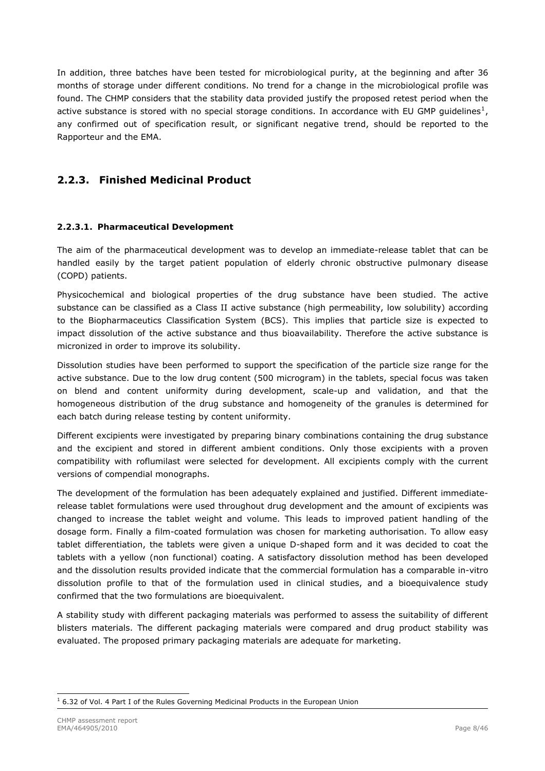In addition, three batches have been tested for microbiological purity, at the beginning and after 36 months of storage under different conditions. No trend for a change in the microbiological profile was found. The CHMP considers that the stability data provided justify the proposed retest period when the active substance is stored with no special storage conditions. In accordance with EU GMP guidelines[1], any confirmed out of specification result, or significant negative trend, should be reported to the Rapporteur and the EMA.

## 2.2.3. Finished Medicinal Product

#### 2.2.3.1. Pharmaceutical Development

The aim of the pharmaceutical development was to develop an immediate-release tablet that can be handled easily by the target patient population of elderly chronic obstructive pulmonary disease (COPD) patients.

Physicochemical and biological properties of the drug substance have been studied. The active substance can be classified as a Class II active substance (high permeability, low solubility) according to the Biopharmaceutics Classification System (BCS). This implies that particle size is expected to impact dissolution of the active substance and thus bioavailability. Therefore the active substance is micronized in order to improve its solubility.

Dissolution studies have been performed to support the specification of the particle size range for the active substance. Due to the low drug content (500 microgram) in the tablets, special focus was taken on blend and content uniformity during development, scale-up and validation, and that the homogeneous distribution of the drug substance and homogeneity of the granules is determined for each batch during release testing by content uniformity.

Different excipients were investigated by preparing binary combinations containing the drug substance and the excipient and stored in different ambient conditions. Only those excipients with a proven compatibility with roflumilast were selected for development. All excipients comply with the current versions of compendial monographs.

The development of the formulation has been adequately explained and justified. Different immediate-release tablet formulations were used throughout drug development and the amount of excipients was changed to increase the tablet weight and volume. This leads to improved patient handling of the dosage form. Finally a film-coated formulation was chosen for marketing authorisation. To allow easy tablet differentiation, the tablets were given a unique D-shaped form and it was decided to coat the tablets with a yellow (non functional) coating. A satisfactory dissolution method has been developed and the dissolution results provided indicate that the commercial formulation has a comparable in-vitro dissolution profile to that of the formulation used in clinical studies, and a bioequivalence study confirmed that the two formulations are bioequivalent.

A stability study with different packaging materials was performed to assess the suitability of different blisters materials. The different packaging materials were compared and drug product stability was evaluated. The proposed primary packaging materials are adequate for marketing.

[1] 6.32 of Vol. 4 Part I of the Rules Governing Medicinal Products in the European Union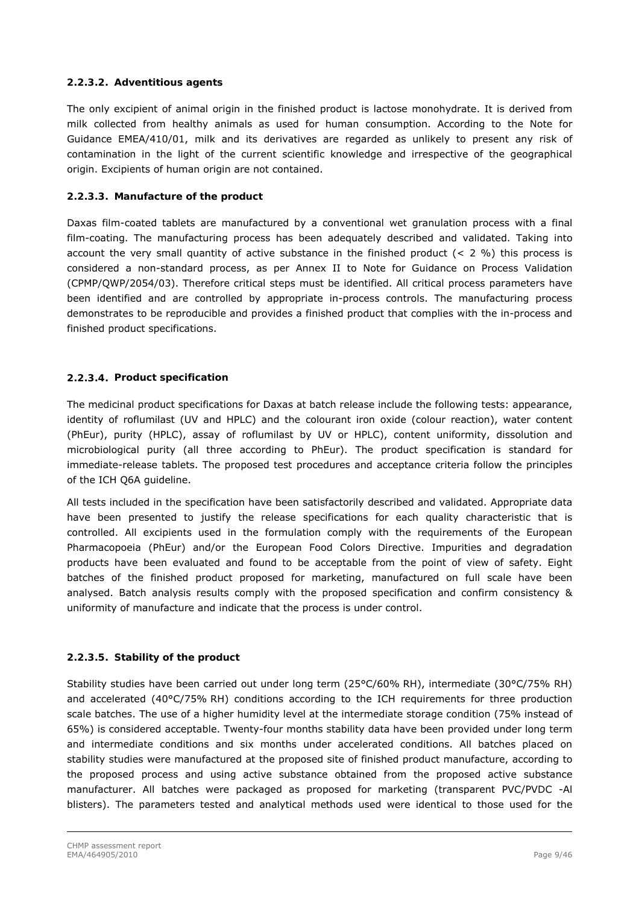#### 2.2.3.2. Adventitious agents

The only excipient of animal origin in the finished product is lactose monohydrate. It is derived from milk collected from healthy animals as used for human consumption. According to the Note for Guidance EMEA/410/01, milk and its derivatives are regarded as unlikely to present any risk of contamination in the light of the current scientific knowledge and irrespective of the geographical origin. Excipients of human origin are not contained.

#### 2.2.3.3. Manufacture of the product

Daxas film-coated tablets are manufactured by a conventional wet granulation process with a final film-coating. The manufacturing process has been adequately described and validated. Taking into account the very small quantity of active substance in the finished product (< 2 %) this process is considered a non-standard process, as per Annex II to Note for Guidance on Process Validation (CPMP/QWP/2054/03). Therefore critical steps must be identified. All critical process parameters have been identified and are controlled by appropriate in-process controls. The manufacturing process demonstrates to be reproducible and provides a finished product that complies with the in-process and finished product specifications.

#### 2.2.3.4. Product specification

The medicinal product specifications for Daxas at batch release include the following tests: appearance, identity of roflumilast (UV and HPLC) and the colourant iron oxide (colour reaction), water content (PhEur), purity (HPLC), assay of roflumilast by UV or HPLC), content uniformity, dissolution and microbiological purity (all three according to PhEur). The product specification is standard for immediate-release tablets. The proposed test procedures and acceptance criteria follow the principles of the ICH Q6A guideline.

All tests included in the specification have been satisfactorily described and validated. Appropriate data have been presented to justify the release specifications for each quality characteristic that is controlled. All excipients used in the formulation comply with the requirements of the European Pharmacopoeia (PhEur) and/or the European Food Colors Directive. Impurities and degradation products have been evaluated and found to be acceptable from the point of view of safety. Eight batches of the finished product proposed for marketing, manufactured on full scale have been analysed. Batch analysis results comply with the proposed specification and confirm consistency & uniformity of manufacture and indicate that the process is under control.

#### 2.2.3.5. Stability of the product

Stability studies have been carried out under long term (25°C/60% RH), intermediate (30°C/75% RH) and accelerated (40°C/75% RH) conditions according to the ICH requirements for three production scale batches. The use of a higher humidity level at the intermediate storage condition (75% instead of 65%) is considered acceptable. Twenty-four months stability data have been provided under long term and intermediate conditions and six months under accelerated conditions. All batches placed on stability studies were manufactured at the proposed site of finished product manufacture, according to the proposed process and using active substance obtained from the proposed active substance manufacturer. All batches were packaged as proposed for marketing (transparent PVC/PVDC -Al blisters). The parameters tested and analytical methods used were identical to those used for the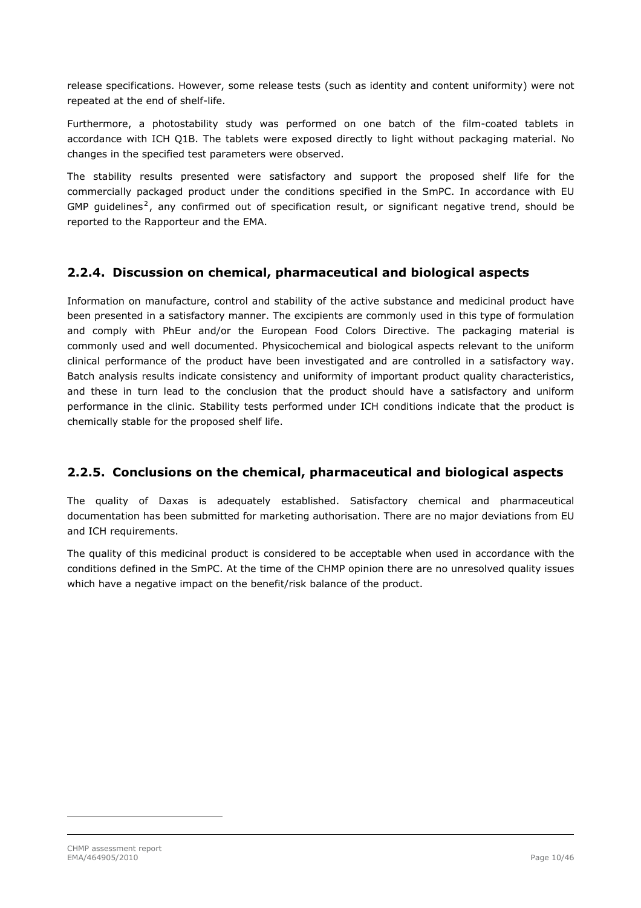release specifications. However, some release tests (such as identity and content uniformity) were not repeated at the end of shelf-life.

Furthermore, a photostability study was performed on one batch of the film-coated tablets in accordance with ICH Q1B. The tablets were exposed directly to light without packaging material. No changes in the specified test parameters were observed.

The stability results presented were satisfactory and support the proposed shelf life for the commercially packaged product under the conditions specified in the SmPC. In accordance with EU GMP guidelines[2], any confirmed out of specification result, or significant negative trend, should be reported to the Rapporteur and the EMA.

## 2.2.4. Discussion on chemical, pharmaceutical and biological aspects

Information on manufacture, control and stability of the active substance and medicinal product have been presented in a satisfactory manner. The excipients are commonly used in this type of formulation and comply with PhEur and/or the European Food Colors Directive. The packaging material is commonly used and well documented. Physicochemical and biological aspects relevant to the uniform clinical performance of the product have been investigated and are controlled in a satisfactory way. Batch analysis results indicate consistency and uniformity of important product quality characteristics, and these in turn lead to the conclusion that the product should have a satisfactory and uniform performance in the clinic. Stability tests performed under ICH conditions indicate that the product is chemically stable for the proposed shelf life.

## 2.2.5. Conclusions on the chemical, pharmaceutical and biological aspects

The quality of Daxas is adequately established. Satisfactory chemical and pharmaceutical documentation has been submitted for marketing authorisation. There are no major deviations from EU and ICH requirements.

The quality of this medicinal product is considered to be acceptable when used in accordance with the conditions defined in the SmPC. At the time of the CHMP opinion there are no unresolved quality issues which have a negative impact on the benefit/risk balance of the product.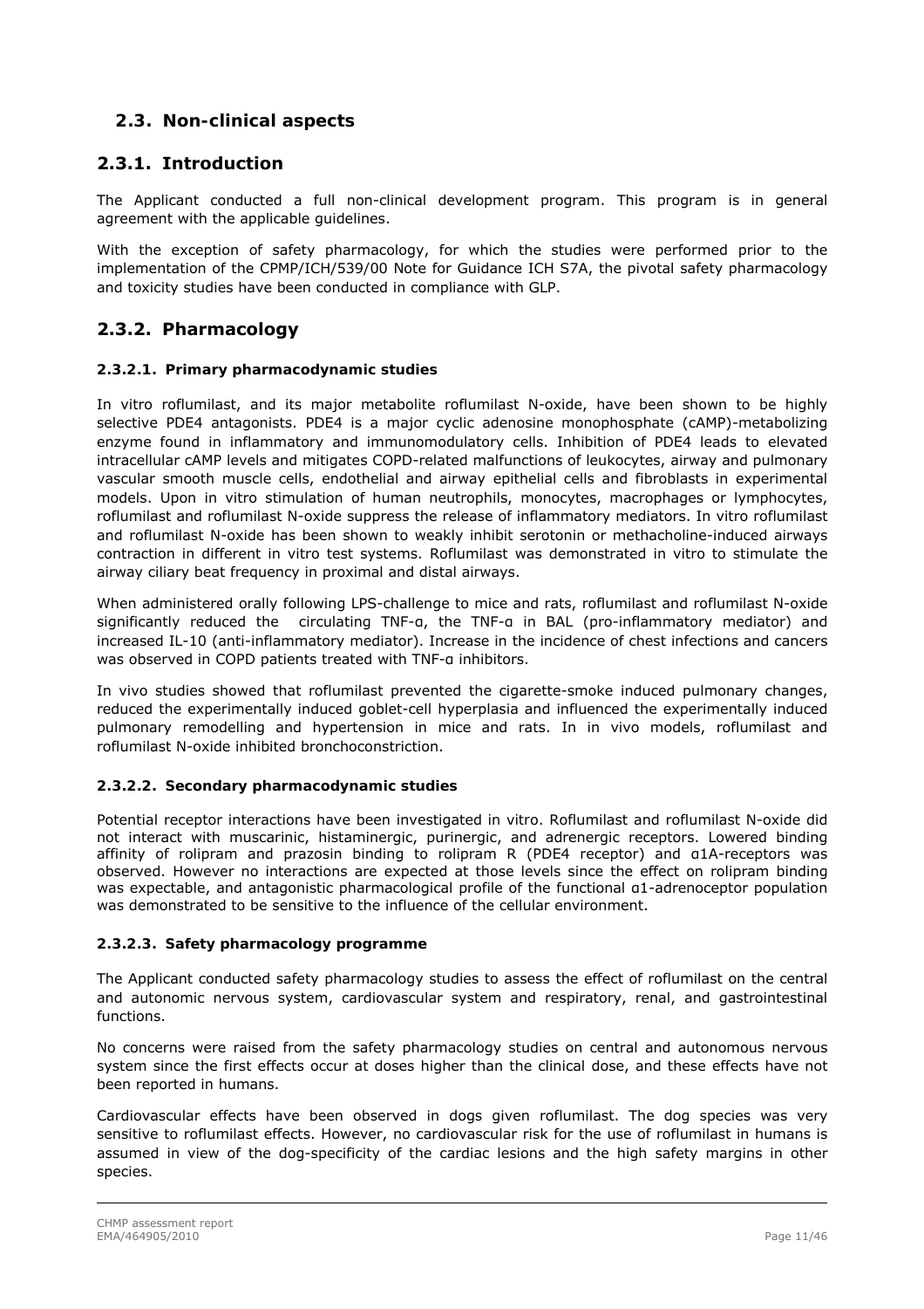## 2.3. Non-clinical aspects

## 2.3.1. Introduction

The Applicant conducted a full non-clinical development program. This program is in general agreement with the applicable guidelines.

With the exception of safety pharmacology, for which the studies were performed prior to the implementation of the CPMP/ICH/539/00 Note for Guidance ICH S7A, the pivotal safety pharmacology and toxicity studies have been conducted in compliance with GLP.

## 2.3.2. Pharmacology

### 2.3.2.1. Primary pharmacodynamic studies

In vitro roflumilast, and its major metabolite roflumilast N-oxide, have been shown to be highly selective PDE4 antagonists. PDE4 is a major cyclic adenosine monophosphate (cAMP)-metabolizing enzyme found in inflammatory and immunomodulatory cells. Inhibition of PDE4 leads to elevated intracellular cAMP levels and mitigates COPD-related malfunctions of leukocytes, airway and pulmonary vascular smooth muscle cells, endothelial and airway epithelial cells and fibroblasts in experimental models. Upon in vitro stimulation of human neutrophils, monocytes, macrophages or lymphocytes, roflumilast and roflumilast N-oxide suppress the release of inflammatory mediators. In vitro roflumilast and roflumilast N-oxide has been shown to weakly inhibit serotonin or methacholine-induced airways contraction in different in vitro test systems. Roflumilast was demonstrated in vitro to stimulate the airway ciliary beat frequency in proximal and distal airways.

When administered orally following LPS-challenge to mice and rats, roflumilast and roflumilast N-oxide significantly reduced the circulating TNF-α, the TNF-α in BAL (pro-inflammatory mediator) and increased IL-10 (anti-inflammatory mediator). Increase in the incidence of chest infections and cancers was observed in COPD patients treated with TNF-α inhibitors.

In vivo studies showed that roflumilast prevented the cigarette-smoke induced pulmonary changes, reduced the experimentally induced goblet-cell hyperplasia and influenced the experimentally induced pulmonary remodelling and hypertension in mice and rats. In in vivo models, roflumilast and roflumilast N-oxide inhibited bronchoconstriction.

### 2.3.2.2. Secondary pharmacodynamic studies

Potential receptor interactions have been investigated in vitro. Roflumilast and roflumilast N-oxide did not interact with muscarinic, histaminergic, purinergic, and adrenergic receptors. Lowered binding affinity of rolipram and prazosin binding to rolipram R (PDE4 receptor) and α1A-receptors was observed. However no interactions are expected at those levels since the effect on rolipram binding was expectable, and antagonistic pharmacological profile of the functional α1-adrenoceptor population was demonstrated to be sensitive to the influence of the cellular environment.

### 2.3.2.3. Safety pharmacology programme

The Applicant conducted safety pharmacology studies to assess the effect of roflumilast on the central and autonomic nervous system, cardiovascular system and respiratory, renal, and gastrointestinal functions.

No concerns were raised from the safety pharmacology studies on central and autonomous nervous system since the first effects occur at doses higher than the clinical dose, and these effects have not been reported in humans.

Cardiovascular effects have been observed in dogs given roflumilast. The dog species was very sensitive to roflumilast effects. However, no cardiovascular risk for the use of roflumilast in humans is assumed in view of the dog-specificity of the cardiac lesions and the high safety margins in other species.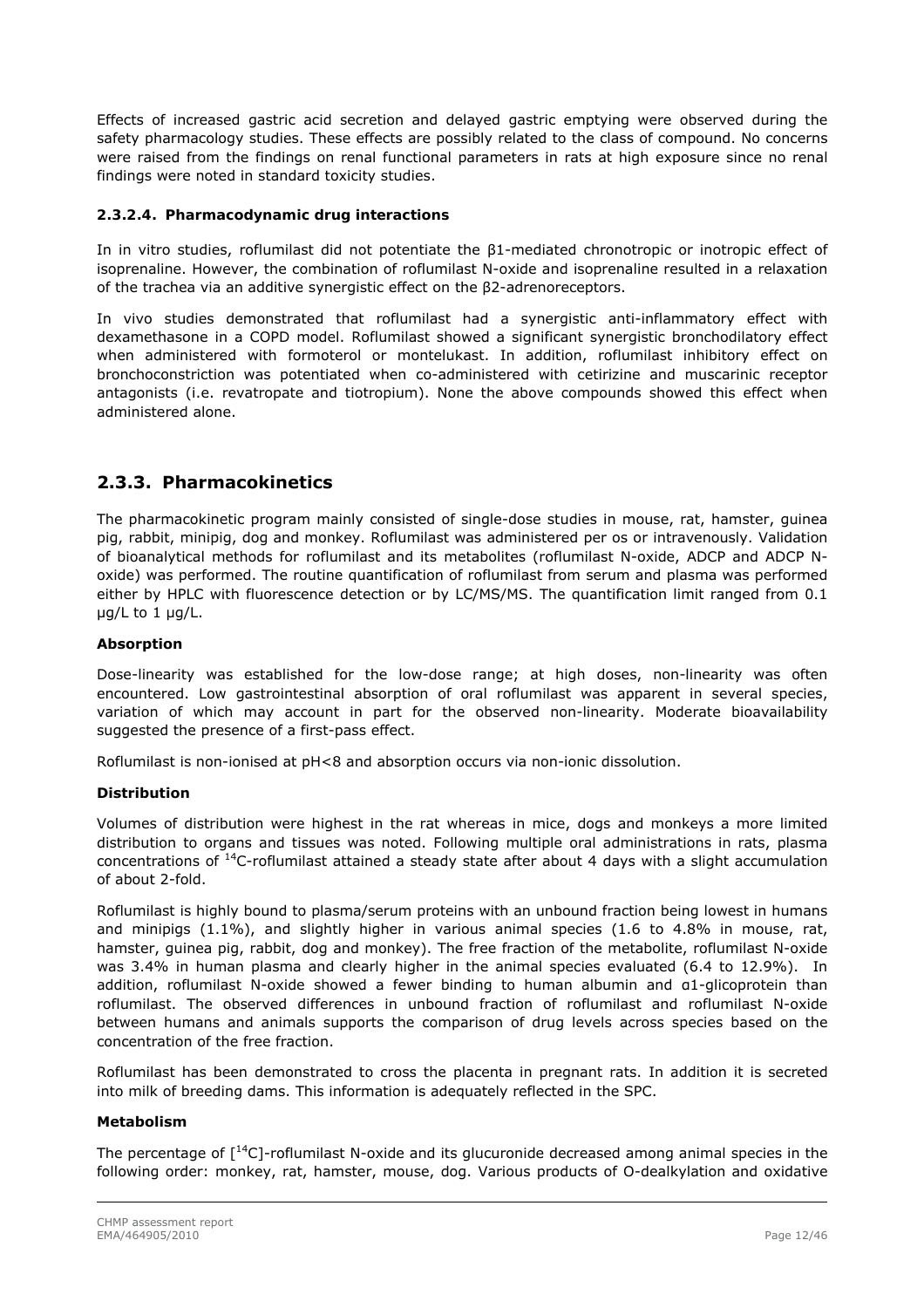Effects of increased gastric acid secretion and delayed gastric emptying were observed during the safety pharmacology studies. These effects are possibly related to the class of compound. No concerns were raised from the findings on renal functional parameters in rats at high exposure since no renal findings were noted in standard toxicity studies.

#### 2.3.2.4. Pharmacodynamic drug interactions

In in vitro studies, roflumilast did not potentiate the β1-mediated chronotropic or inotropic effect of isoprenaline. However, the combination of roflumilast N-oxide and isoprenaline resulted in a relaxation of the trachea via an additive synergistic effect on the β2-adrenoreceptors.

In vivo studies demonstrated that roflumilast had a synergistic anti-inflammatory effect with dexamethasone in a COPD model. Roflumilast showed a significant synergistic bronchodilatory effect when administered with formoterol or montelukast. In addition, roflumilast inhibitory effect on bronchoconstriction was potentiated when co-administered with cetirizine and muscarinic receptor antagonists (i.e. revatropate and tiotropium). None the above compounds showed this effect when administered alone.

## 2.3.3. Pharmacokinetics

The pharmacokinetic program mainly consisted of single-dose studies in mouse, rat, hamster, guinea pig, rabbit, minipig, dog and monkey. Roflumilast was administered per os or intravenously. Validation of bioanalytical methods for roflumilast and its metabolites (roflumilast N-oxide, ADCP and ADCP N-oxide) was performed. The routine quantification of roflumilast from serum and plasma was performed either by HPLC with fluorescence detection or by LC/MS/MS. The quantification limit ranged from 0.1 µg/L to 1 µg/L.

**Absorption**

Dose-linearity was established for the low-dose range; at high doses, non-linearity was often encountered. Low gastrointestinal absorption of oral roflumilast was apparent in several species, variation of which may account in part for the observed non-linearity. Moderate bioavailability suggested the presence of a first-pass effect.

Roflumilast is non-ionised at pH<8 and absorption occurs via non-ionic dissolution.

**Distribution**

Volumes of distribution were highest in the rat whereas in mice, dogs and monkeys a more limited distribution to organs and tissues was noted. Following multiple oral administrations in rats, plasma concentrations of $^{14}$C-roflumilast attained a steady state after about 4 days with a slight accumulation of about 2-fold.

Roflumilast is highly bound to plasma/serum proteins with an unbound fraction being lowest in humans and minipigs (1.1%), and slightly higher in various animal species (1.6 to 4.8% in mouse, rat, hamster, guinea pig, rabbit, dog and monkey). The free fraction of the metabolite, roflumilast N-oxide was 3.4% in human plasma and clearly higher in the animal species evaluated (6.4 to 12.9%). In addition, roflumilast N-oxide showed a fewer binding to human albumin and α1-glicoprotein than roflumilast. The observed differences in unbound fraction of roflumilast and roflumilast N-oxide between humans and animals supports the comparison of drug levels across species based on the concentration of the free fraction.

Roflumilast has been demonstrated to cross the placenta in pregnant rats. In addition it is secreted into milk of breeding dams. This information is adequately reflected in the SPC.

**Metabolism**

The percentage of [$^{14}$C]-roflumilast N-oxide and its glucuronide decreased among animal species in the following order: monkey, rat, hamster, mouse, dog. Various products of O-dealkylation and oxidative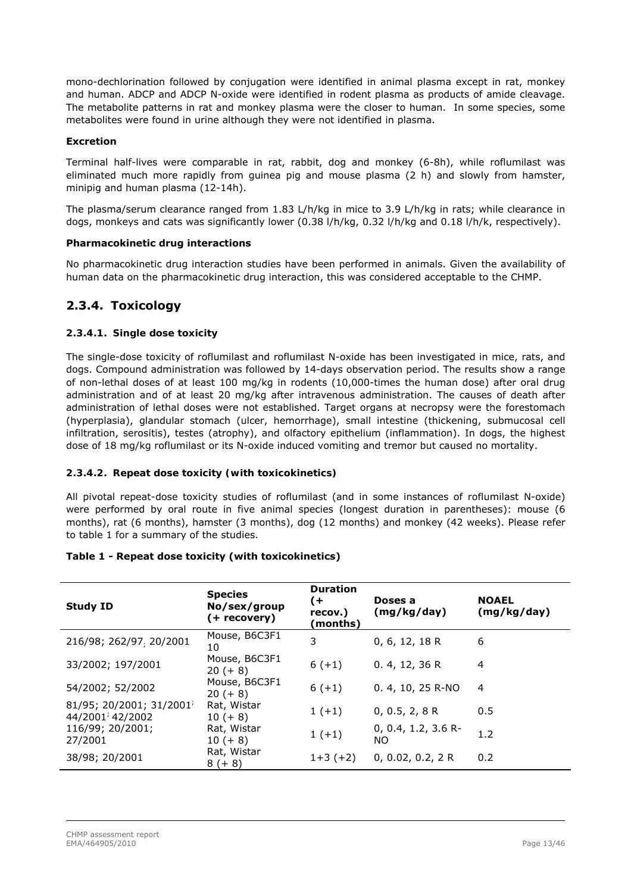mono-dechlorination followed by conjugation were identified in animal plasma except in rat, monkey and human. ADCP and ADCP N-oxide were identified in rodent plasma as products of amide cleavage. The metabolite patterns in rat and monkey plasma were the closer to human. In some species, some metabolites were found in urine although they were not identified in plasma.

**Excretion**

Terminal half-lives were comparable in rat, rabbit, dog and monkey (6-8h), while roflumilast was eliminated much more rapidly from guinea pig and mouse plasma (2 h) and slowly from hamster, minipig and human plasma (12-14h).

The plasma/serum clearance ranged from 1.83 L/h/kg in mice to 3.9 L/h/kg in rats; while clearance in dogs, monkeys and cats was significantly lower (0.38 l/h/kg, 0.32 l/h/kg and 0.18 l/h/k, respectively).

**Pharmacokinetic drug interactions**

No pharmacokinetic drug interaction studies have been performed in animals. Given the availability of human data on the pharmacokinetic drug interaction, this was considered acceptable to the CHMP.

## 2.3.4. Toxicology

### 2.3.4.1. Single dose toxicity

The single-dose toxicity of roflumilast and roflumilast N-oxide has been investigated in mice, rats, and dogs. Compound administration was followed by 14-days observation period. The results show a range of non-lethal doses of at least 100 mg/kg in rodents (10,000-times the human dose) after oral drug administration and of at least 20 mg/kg after intravenous administration. The causes of death after administration of lethal doses were not established. Target organs at necropsy were the forestomach (hyperplasia), glandular stomach (ulcer, hemorrhage), small intestine (thickening, submucosal cell infiltration, serositis), testes (atrophy), and olfactory epithelium (inflammation). In dogs, the highest dose of 18 mg/kg roflumilast or its N-oxide induced vomiting and tremor but caused no mortality.

### 2.3.4.2. Repeat dose toxicity (with toxicokinetics)

All pivotal repeat-dose toxicity studies of roflumilast (and in some instances of roflumilast N-oxide) were performed by oral route in five animal species (longest duration in parentheses): mouse (6 months), rat (6 months), hamster (3 months), dog (12 months) and monkey (42 weeks). Please refer to table 1 for a summary of the studies.

**Table 1 - Repeat dose toxicity (with toxicokinetics)**

| Study ID | Species No/sex/group (+ recovery) | Duration (+ recov.) (months) | Doses a (mg/kg/day) | NOAEL (mg/kg/day) |
|---|---|---|---|---|
| 216/98; 262/97; 20/2001 | Mouse, B6C3F1 10 | 3 | 0, 6, 12, 18 R | 6 |
| 33/2002; 197/2001 | Mouse, B6C3F1 20 (+ 8) | 6 (+1) | 0. 4, 12, 36 R | 4 |
| 54/2002; 52/2002 | Mouse, B6C3F1 20 (+ 8) | 6 (+1) | 0. 4, 10, 25 R-NO | 4 |
| 81/95; 20/2001; 31/2001; 44/2001; 42/2002 | Rat, Wistar 10 (+ 8) | 1 (+1) | 0, 0.5, 2, 8 R | 0.5 |
| 116/99; 20/2001; 27/2001 | Rat, Wistar 10 (+ 8) | 1 (+1) | 0, 0.4, 1.2, 3.6 R-NO | 1.2 |
| 38/98; 20/2001 | Rat, Wistar 8 (+ 8) | 1+3 (+2) | 0, 0.02, 0.2, 2 R | 0.2 |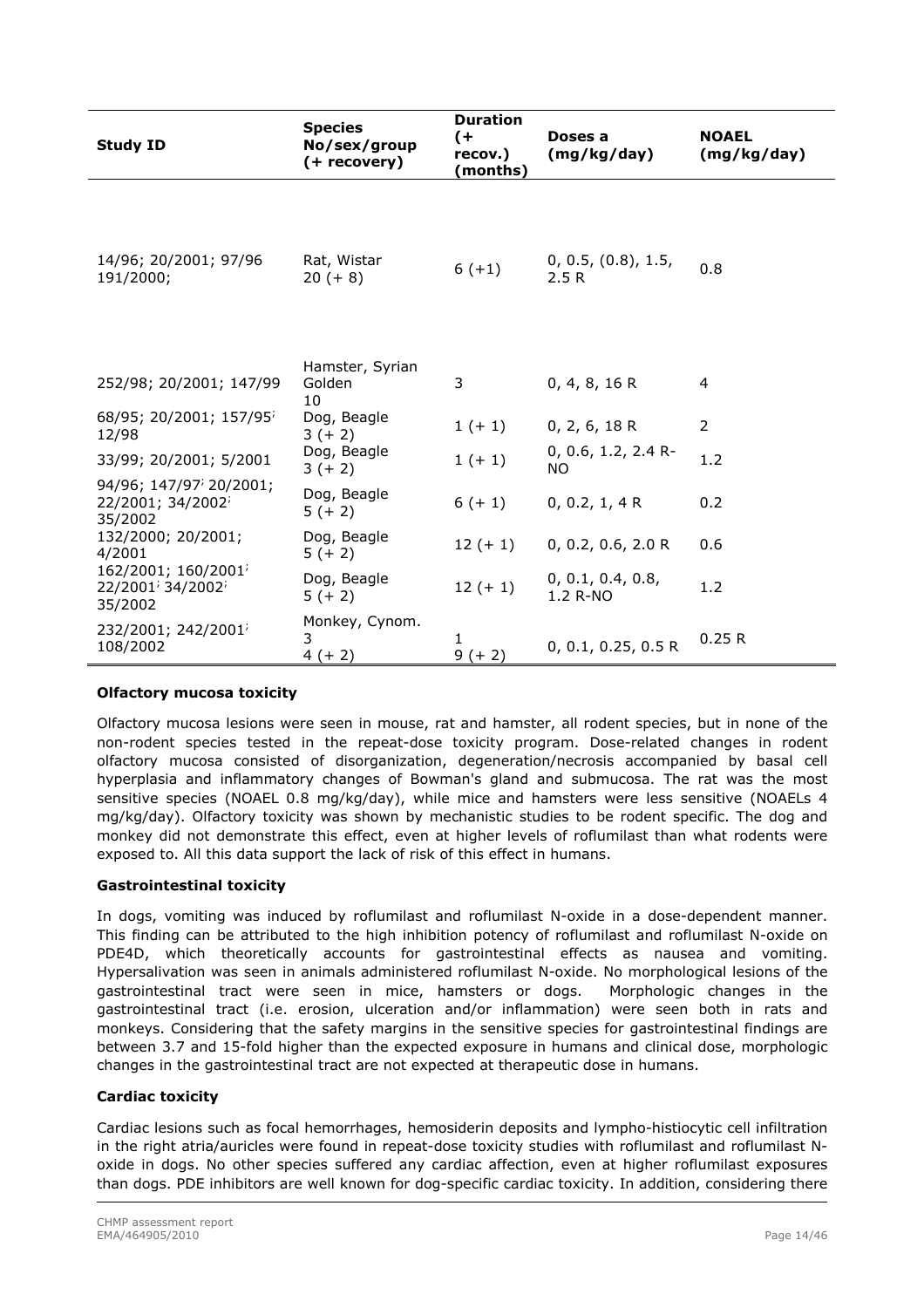| Study ID | Species No/sex/group (+ recovery) | Duration (+ recov.) (months) | Doses a (mg/kg/day) | NOAEL (mg/kg/day) |
|---|---|---|---|---|
| 14/96; 20/2001; 97/96 191/2000; | Rat, Wistar 20 (+ 8) | 6 (+1) | 0, 0.5, (0.8), 1.5, 2.5 R | 0.8 |
| 252/98; 20/2001; 147/99 | Hamster, Syrian Golden 10 | 3 | 0, 4, 8, 16 R | 4 |
| 68/95; 20/2001; 157/95; 12/98 | Dog, Beagle 3 (+ 2) | 1 (+ 1) | 0, 2, 6, 18 R | 2 |
| 33/99; 20/2001; 5/2001 | Dog, Beagle 3 (+ 2) | 1 (+ 1) | 0, 0.6, 1.2, 2.4 R-NO | 1.2 |
| 94/96; 147/97; 20/2001; 22/2001; 34/2002; 35/2002 | Dog, Beagle 5 (+ 2) | 6 (+ 1) | 0, 0.2, 1, 4 R | 0.2 |
| 132/2000; 20/2001; 4/2001 | Dog, Beagle 5 (+ 2) | 12 (+ 1) | 0, 0.2, 0.6, 2.0 R | 0.6 |
| 162/2001; 160/2001; 22/2001; 34/2002; 35/2002 | Dog, Beagle 5 (+ 2) | 12 (+ 1) | 0, 0.1, 0.4, 0.8, 1.2 R-NO | 1.2 |
| 232/2001; 242/2001; 108/2002 | Monkey, Cynom. 3 4 (+ 2) | 1 9 (+ 2) | 0, 0.1, 0.25, 0.5 R | 0.25 R |

**Olfactory mucosa toxicity**

Olfactory mucosa lesions were seen in mouse, rat and hamster, all rodent species, but in none of the non-rodent species tested in the repeat-dose toxicity program. Dose-related changes in rodent olfactory mucosa consisted of disorganization, degeneration/necrosis accompanied by basal cell hyperplasia and inflammatory changes of Bowman's gland and submucosa. The rat was the most sensitive species (NOAEL 0.8 mg/kg/day), while mice and hamsters were less sensitive (NOAELs 4 mg/kg/day). Olfactory toxicity was shown by mechanistic studies to be rodent specific. The dog and monkey did not demonstrate this effect, even at higher levels of roflumilast than what rodents were exposed to. All this data support the lack of risk of this effect in humans.

**Gastrointestinal toxicity**

In dogs, vomiting was induced by roflumilast and roflumilast N-oxide in a dose-dependent manner. This finding can be attributed to the high inhibition potency of roflumilast and roflumilast N-oxide on PDE4D, which theoretically accounts for gastrointestinal effects as nausea and vomiting. Hypersalivation was seen in animals administered roflumilast N-oxide. No morphological lesions of the gastrointestinal tract were seen in mice, hamsters or dogs. Morphologic changes in the gastrointestinal tract (i.e. erosion, ulceration and/or inflammation) were seen both in rats and monkeys. Considering that the safety margins in the sensitive species for gastrointestinal findings are between 3.7 and 15-fold higher than the expected exposure in humans and clinical dose, morphologic changes in the gastrointestinal tract are not expected at therapeutic dose in humans.

**Cardiac toxicity**

Cardiac lesions such as focal hemorrhages, hemosiderin deposits and lympho-histiocytic cell infiltration in the right atria/auricles were found in repeat-dose toxicity studies with roflumilast and roflumilast N-oxide in dogs. No other species suffered any cardiac affection, even at higher roflumilast exposures than dogs. PDE inhibitors are well known for dog-specific cardiac toxicity. In addition, considering there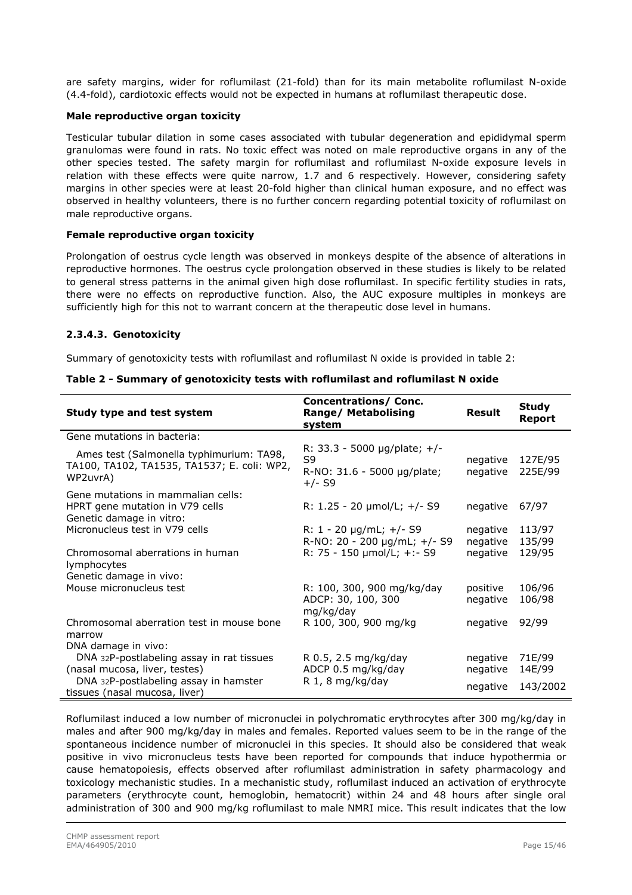are safety margins, wider for roflumilast (21-fold) than for its main metabolite roflumilast N-oxide (4.4-fold), cardiotoxic effects would not be expected in humans at roflumilast therapeutic dose.

**Male reproductive organ toxicity**

Testicular tubular dilation in some cases associated with tubular degeneration and epididymal sperm granulomas were found in rats. No toxic effect was noted on male reproductive organs in any of the other species tested. The safety margin for roflumilast and roflumilast N-oxide exposure levels in relation with these effects were quite narrow, 1.7 and 6 respectively. However, considering safety margins in other species were at least 20-fold higher than clinical human exposure, and no effect was observed in healthy volunteers, there is no further concern regarding potential toxicity of roflumilast on male reproductive organs.

**Female reproductive organ toxicity**

Prolongation of oestrus cycle length was observed in monkeys despite of the absence of alterations in reproductive hormones. The oestrus cycle prolongation observed in these studies is likely to be related to general stress patterns in the animal given high dose roflumilast. In specific fertility studies in rats, there were no effects on reproductive function. Also, the AUC exposure multiples in monkeys are sufficiently high for this not to warrant concern at the therapeutic dose level in humans.

### 2.3.4.3. Genotoxicity

Summary of genotoxicity tests with roflumilast and roflumilast N oxide is provided in table 2:

**Table 2 - Summary of genotoxicity tests with roflumilast and roflumilast N oxide**

| Study type and test system | Concentrations/ Conc. Range/ Metabolising system | Result | Study Report |
|---|---|---|---|
| Gene mutations in bacteria: | | | |
| Ames test (Salmonella typhimurium: TA98, TA100, TA102, TA1535, TA1537; E. coli: WP2, WP2uvrA) | R: 33.3 - 5000 µg/plate; +/- S9<br>R-NO: 31.6 - 5000 µg/plate; +/- S9 | negative<br>negative | 127E/95<br>225E/99 |
| Gene mutations in mammalian cells: HPRT gene mutation in V79 cells | R: 1.25 - 20 µmol/L; +/- S9 | negative | 67/97 |
| Genetic damage in vitro: Micronucleus test in V79 cells | R: 1 - 20 µg/mL; +/- S9<br>R-NO: 20 - 200 µg/mL; +/- S9 | negative<br>negative | 113/97<br>135/99 |
| Chromosomal aberrations in human lymphocytes | R: 75 - 150 µmol/L; +:- S9 | negative | 129/95 |
| Genetic damage in vivo: Mouse micronucleus test | R: 100, 300, 900 mg/kg/day<br>ADCP: 30, 100, 300 mg/kg/day | positive<br>negative | 106/96<br>106/98 |
| Chromosomal aberration test in mouse bone marrow | R 100, 300, 900 mg/kg | negative | 92/99 |
| DNA damage in vivo: DNA 32P-postlabeling assay in rat tissues (nasal mucosa, liver, testes) | R 0.5, 2.5 mg/kg/day<br>ADCP 0.5 mg/kg/day | negative<br>negative | 71E/99<br>14E/99 |
| DNA 32P-postlabeling assay in hamster tissues (nasal mucosa, liver) | R 1, 8 mg/kg/day | negative | 143/2002 |

Roflumilast induced a low number of micronuclei in polychromatic erythrocytes after 300 mg/kg/day in males and after 900 mg/kg/day in males and females. Reported values seem to be in the range of the spontaneous incidence number of micronuclei in this species. It should also be considered that weak positive in vivo micronucleus tests have been reported for compounds that induce hypothermia or cause hematopoiesis, effects observed after roflumilast administration in safety pharmacology and toxicology mechanistic studies. In a mechanistic study, roflumilast induced an activation of erythrocyte parameters (erythrocyte count, hemoglobin, hematocrit) within 24 and 48 hours after single oral administration of 300 and 900 mg/kg roflumilast to male NMRI mice. This result indicates that the low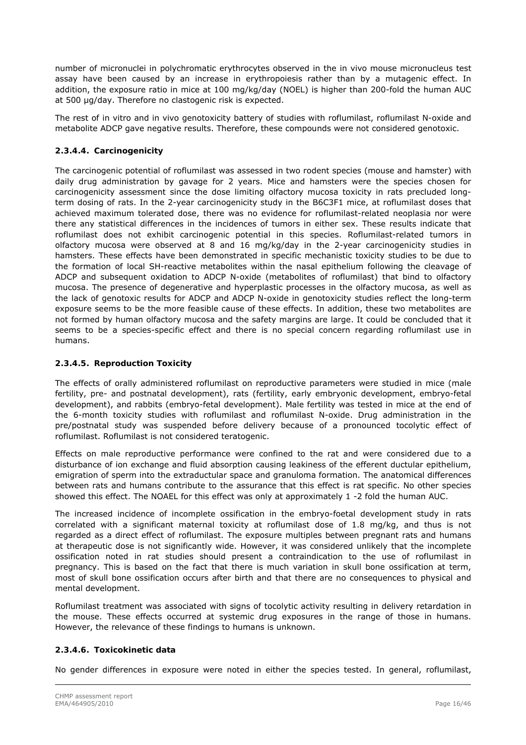number of micronuclei in polychromatic erythrocytes observed in the in vivo mouse micronucleus test assay have been caused by an increase in erythropoiesis rather than by a mutagenic effect. In addition, the exposure ratio in mice at 100 mg/kg/day (NOEL) is higher than 200-fold the human AUC at 500 µg/day. Therefore no clastogenic risk is expected.

The rest of in vitro and in vivo genotoxicity battery of studies with roflumilast, roflumilast N-oxide and metabolite ADCP gave negative results. Therefore, these compounds were not considered genotoxic.

#### 2.3.4.4. Carcinogenicity

The carcinogenic potential of roflumilast was assessed in two rodent species (mouse and hamster) with daily drug administration by gavage for 2 years. Mice and hamsters were the species chosen for carcinogenicity assessment since the dose limiting olfactory mucosa toxicity in rats precluded long-term dosing of rats. In the 2-year carcinogenicity study in the B6C3F1 mice, at roflumilast doses that achieved maximum tolerated dose, there was no evidence for roflumilast-related neoplasia nor were there any statistical differences in the incidences of tumors in either sex. These results indicate that roflumilast does not exhibit carcinogenic potential in this species. Roflumilast-related tumors in olfactory mucosa were observed at 8 and 16 mg/kg/day in the 2-year carcinogenicity studies in hamsters. These effects have been demonstrated in specific mechanistic toxicity studies to be due to the formation of local SH-reactive metabolites within the nasal epithelium following the cleavage of ADCP and subsequent oxidation to ADCP N-oxide (metabolites of roflumilast) that bind to olfactory mucosa. The presence of degenerative and hyperplastic processes in the olfactory mucosa, as well as the lack of genotoxic results for ADCP and ADCP N-oxide in genotoxicity studies reflect the long-term exposure seems to be the more feasible cause of these effects. In addition, these two metabolites are not formed by human olfactory mucosa and the safety margins are large. It could be concluded that it seems to be a species-specific effect and there is no special concern regarding roflumilast use in humans.

#### 2.3.4.5. Reproduction Toxicity

The effects of orally administered roflumilast on reproductive parameters were studied in mice (male fertility, pre- and postnatal development), rats (fertility, early embryonic development, embryo-fetal development), and rabbits (embryo-fetal development). Male fertility was tested in mice at the end of the 6-month toxicity studies with roflumilast and roflumilast N-oxide. Drug administration in the pre/postnatal study was suspended before delivery because of a pronounced tocolytic effect of roflumilast. Roflumilast is not considered teratogenic.

Effects on male reproductive performance were confined to the rat and were considered due to a disturbance of ion exchange and fluid absorption causing leakiness of the efferent ductular epithelium, emigration of sperm into the extraductular space and granuloma formation. The anatomical differences between rats and humans contribute to the assurance that this effect is rat specific. No other species showed this effect. The NOAEL for this effect was only at approximately 1 -2 fold the human AUC.

The increased incidence of incomplete ossification in the embryo-foetal development study in rats correlated with a significant maternal toxicity at roflumilast dose of 1.8 mg/kg, and thus is not regarded as a direct effect of roflumilast. The exposure multiples between pregnant rats and humans at therapeutic dose is not significantly wide. However, it was considered unlikely that the incomplete ossification noted in rat studies should present a contraindication to the use of roflumilast in pregnancy. This is based on the fact that there is much variation in skull bone ossification at term, most of skull bone ossification occurs after birth and that there are no consequences to physical and mental development.

Roflumilast treatment was associated with signs of tocolytic activity resulting in delivery retardation in the mouse. These effects occurred at systemic drug exposures in the range of those in humans. However, the relevance of these findings to humans is unknown.

#### 2.3.4.6. Toxicokinetic data

No gender differences in exposure were noted in either the species tested. In general, roflumilast,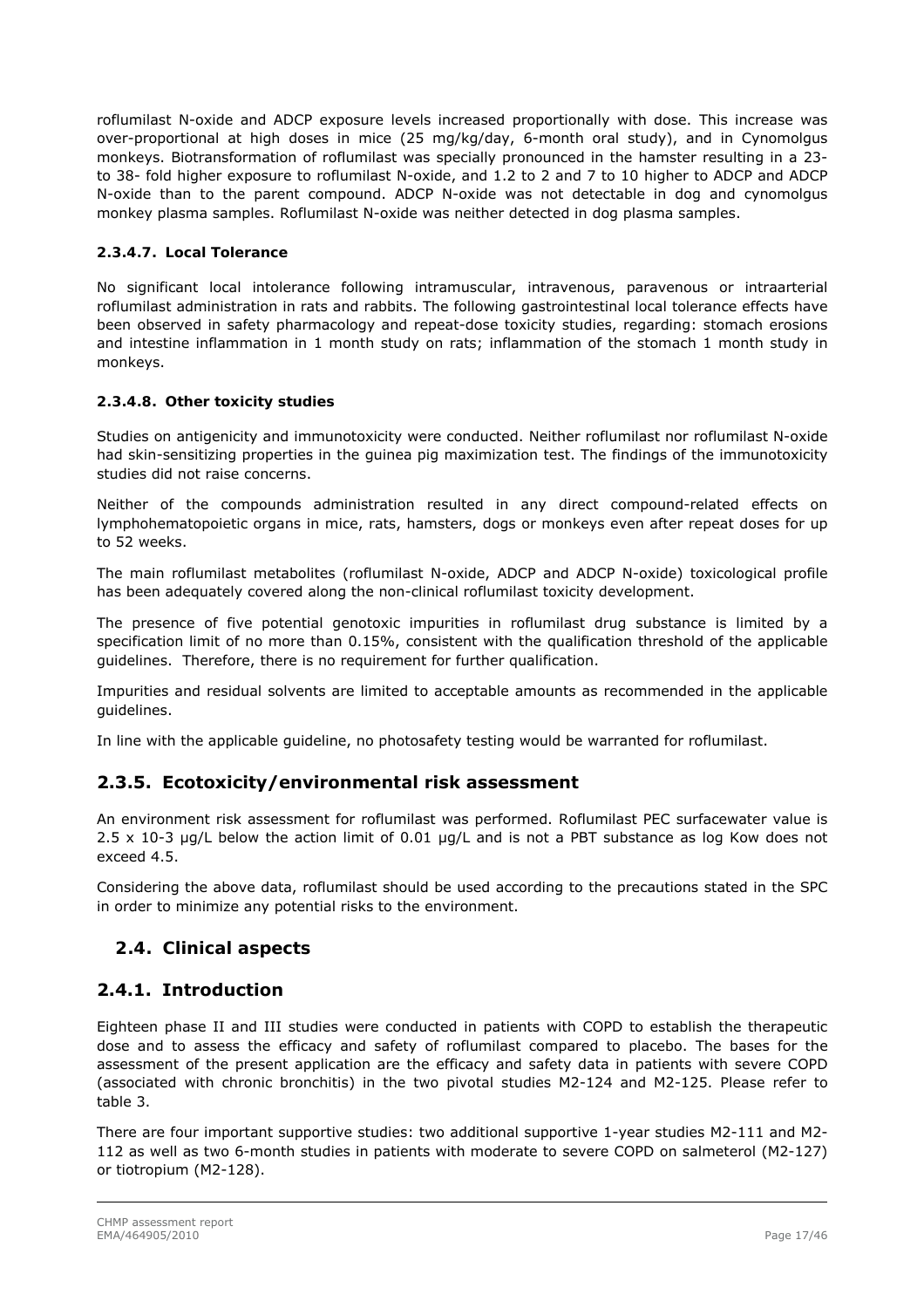roflumilast N-oxide and ADCP exposure levels increased proportionally with dose. This increase was over-proportional at high doses in mice (25 mg/kg/day, 6-month oral study), and in Cynomolgus monkeys. Biotransformation of roflumilast was specially pronounced in the hamster resulting in a 23- to 38- fold higher exposure to roflumilast N-oxide, and 1.2 to 2 and 7 to 10 higher to ADCP and ADCP N-oxide than to the parent compound. ADCP N-oxide was not detectable in dog and cynomolgus monkey plasma samples. Roflumilast N-oxide was neither detected in dog plasma samples.

#### 2.3.4.7. Local Tolerance

No significant local intolerance following intramuscular, intravenous, paravenous or intraarterial roflumilast administration in rats and rabbits. The following gastrointestinal local tolerance effects have been observed in safety pharmacology and repeat-dose toxicity studies, regarding: stomach erosions and intestine inflammation in 1 month study on rats; inflammation of the stomach 1 month study in monkeys.

#### 2.3.4.8. Other toxicity studies

Studies on antigenicity and immunotoxicity were conducted. Neither roflumilast nor roflumilast N-oxide had skin-sensitizing properties in the guinea pig maximization test. The findings of the immunotoxicity studies did not raise concerns.

Neither of the compounds administration resulted in any direct compound-related effects on lymphohematopoietic organs in mice, rats, hamsters, dogs or monkeys even after repeat doses for up to 52 weeks.

The main roflumilast metabolites (roflumilast N-oxide, ADCP and ADCP N-oxide) toxicological profile has been adequately covered along the non-clinical roflumilast toxicity development.

The presence of five potential genotoxic impurities in roflumilast drug substance is limited by a specification limit of no more than 0.15%, consistent with the qualification threshold of the applicable guidelines. Therefore, there is no requirement for further qualification.

Impurities and residual solvents are limited to acceptable amounts as recommended in the applicable guidelines.

In line with the applicable guideline, no photosafety testing would be warranted for roflumilast.

### 2.3.5. Ecotoxicity/environmental risk assessment

An environment risk assessment for roflumilast was performed. Roflumilast PEC surfacewater value is $2.5 \times 10^{-3}$ µg/L below the action limit of 0.01 µg/L and is not a PBT substance as log Kow does not exceed 4.5.

Considering the above data, roflumilast should be used according to the precautions stated in the SPC in order to minimize any potential risks to the environment.

## 2.4. Clinical aspects

### 2.4.1. Introduction

Eighteen phase II and III studies were conducted in patients with COPD to establish the therapeutic dose and to assess the efficacy and safety of roflumilast compared to placebo. The bases for the assessment of the present application are the efficacy and safety data in patients with severe COPD (associated with chronic bronchitis) in the two pivotal studies M2-124 and M2-125. Please refer to table 3.

There are four important supportive studies: two additional supportive 1-year studies M2-111 and M2-112 as well as two 6-month studies in patients with moderate to severe COPD on salmeterol (M2-127) or tiotropium (M2-128).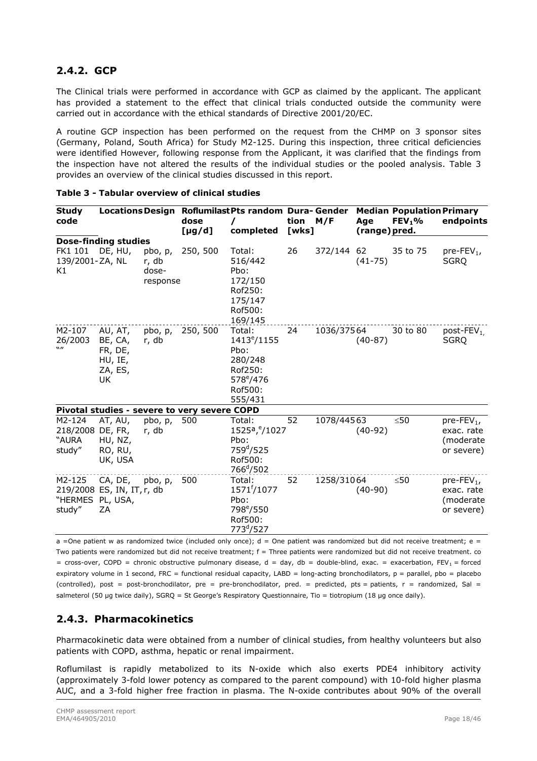## 2.4.2. GCP

The Clinical trials were performed in accordance with GCP as claimed by the applicant. The applicant has provided a statement to the effect that clinical trials conducted outside the community were carried out in accordance with the ethical standards of Directive 2001/20/EC.

A routine GCP inspection has been performed on the request from the CHMP on 3 sponsor sites (Germany, Poland, South Africa) for Study M2-125. During this inspection, three critical deficiencies were identified However, following response from the Applicant, it was clarified that the findings from the inspection have not altered the results of the individual studies or the pooled analysis. Table 3 provides an overview of the clinical studies discussed in this report.

**Table 3 - Tabular overview of clinical studies**

| Study code | Locations | Design | Roflumilast dose [µg/d] | Pts random / completed | Duration [wks] | Gender M/F | Median Age (range) | Population $FEV_1$% pred. | Primary endpoints |
|---|---|---|---|---|---|---|---|---|---|
| **Dose-finding studies** | | | | | | | | | |
| FK1 101 139/2001-K1 | DE, HU, ZA, NL | pbo, p, r, db dose-response | 250, 500 | Total: 516/442 Pbo: 172/150 Rof250: 175/147 Rof500: 169/145 | 26 | 372/144 | 62 (41-75) | 35 to 75 | pre-$FEV_1$, SGRQ |
| M2-107 26/2003 "" | AU, AT, BE, CA, FR, DE, HU, IE, ZA, ES, UK | pbo, p, r, db | 250, 500 | Total: 1413[e]/1155 Pbo: 280/248 Rof250: 578[e]/476 Rof500: 555/431 | 24 | 1036/375 | 64 (40-87) | 30 to 80 | post-$FEV_1$, SGRQ |
| **Pivotal studies - severe to very severe COPD** | | | | | | | | | |
| M2-124 218/2008 "AURA study" | AT, AU, DE, FR, HU, NZ, RO, RU, UK, USA | pbo, p, r, db | 500 | Total: 1525[a],[e]/1027 Pbo: 759[d]/525 Rof500: 766[d]/502 | 52 | 1078/445 | 63 (40-92) | ≤50 | pre-$FEV_1$, exac. rate (moderate or severe) |
| M2-125 219/2008 "HERMES study" | CA, DE, ES, IN, IT, PL, USA, ZA | pbo, p, r, db | 500 | Total: 1571[f]/1077 Pbo: 798[e]/550 Rof500: 773[d]/527 | 52 | 1258/310 | 64 (40-90) | ≤50 | pre-$FEV_1$, exac. rate (moderate or severe) |

a =One patient w as randomized twice (included only once); d = One patient was randomized but did not receive treatment; e = Two patients were randomized but did not receive treatment; f = Three patients were randomized but did not receive treatment. co = cross-over, COPD = chronic obstructive pulmonary disease, d = day, db = double-blind, exac. = exacerbation, $FEV_1$ = forced expiratory volume in 1 second, FRC = functional residual capacity, LABD = long-acting bronchodilators, p = parallel, pbo = placebo (controlled), post = post-bronchodilator, pre = pre-bronchodilator, pred. = predicted, pts = patients, r = randomized, Sal = salmeterol (50 µg twice daily), SGRQ = St George's Respiratory Questionnaire, Tio = tiotropium (18 µg once daily).

## 2.4.3. Pharmacokinetics

Pharmacokinetic data were obtained from a number of clinical studies, from healthy volunteers but also patients with COPD, asthma, hepatic or renal impairment.

Roflumilast is rapidly metabolized to its N-oxide which also exerts PDE4 inhibitory activity (approximately 3-fold lower potency as compared to the parent compound) with 10-fold higher plasma AUC, and a 3-fold higher free fraction in plasma. The N-oxide contributes about 90% of the overall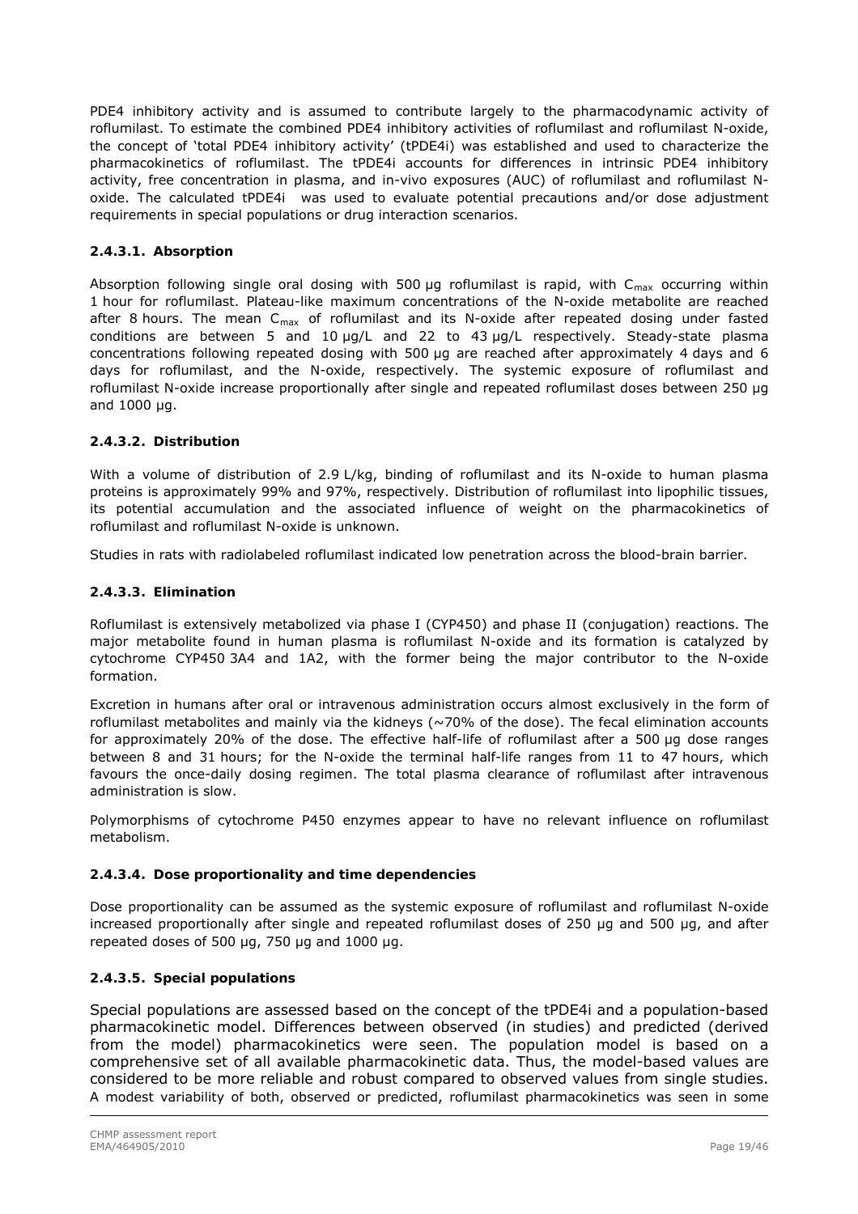PDE4 inhibitory activity and is assumed to contribute largely to the pharmacodynamic activity of roflumilast. To estimate the combined PDE4 inhibitory activities of roflumilast and roflumilast N-oxide, the concept of 'total PDE4 inhibitory activity' (tPDE4i) was established and used to characterize the pharmacokinetics of roflumilast. The tPDE4i accounts for differences in intrinsic PDE4 inhibitory activity, free concentration in plasma, and in-vivo exposures (AUC) of roflumilast and roflumilast N-oxide. The calculated tPDE4i was used to evaluate potential precautions and/or dose adjustment requirements in special populations or drug interaction scenarios.

### 2.4.3.1. Absorption

Absorption following single oral dosing with 500 µg roflumilast is rapid, with $C_{max}$ occurring within 1 hour for roflumilast. Plateau-like maximum concentrations of the N-oxide metabolite are reached after 8 hours. The mean $C_{max}$ of roflumilast and its N-oxide after repeated dosing under fasted conditions are between 5 and 10 µg/L and 22 to 43 µg/L respectively. Steady-state plasma concentrations following repeated dosing with 500 µg are reached after approximately 4 days and 6 days for roflumilast, and the N-oxide, respectively. The systemic exposure of roflumilast and roflumilast N-oxide increase proportionally after single and repeated roflumilast doses between 250 µg and 1000 µg.

### 2.4.3.2. Distribution

With a volume of distribution of 2.9 L/kg, binding of roflumilast and its N-oxide to human plasma proteins is approximately 99% and 97%, respectively. Distribution of roflumilast into lipophilic tissues, its potential accumulation and the associated influence of weight on the pharmacokinetics of roflumilast and roflumilast N-oxide is unknown.

Studies in rats with radiolabeled roflumilast indicated low penetration across the blood-brain barrier.

### 2.4.3.3. Elimination

Roflumilast is extensively metabolized via phase I (CYP450) and phase II (conjugation) reactions. The major metabolite found in human plasma is roflumilast N-oxide and its formation is catalyzed by cytochrome CYP450 3A4 and 1A2, with the former being the major contributor to the N-oxide formation.

Excretion in humans after oral or intravenous administration occurs almost exclusively in the form of roflumilast metabolites and mainly via the kidneys (~70% of the dose). The fecal elimination accounts for approximately 20% of the dose. The effective half-life of roflumilast after a 500 µg dose ranges between 8 and 31 hours; for the N-oxide the terminal half-life ranges from 11 to 47 hours, which favours the once-daily dosing regimen. The total plasma clearance of roflumilast after intravenous administration is slow.

Polymorphisms of cytochrome P450 enzymes appear to have no relevant influence on roflumilast metabolism.

### 2.4.3.4. Dose proportionality and time dependencies

Dose proportionality can be assumed as the systemic exposure of roflumilast and roflumilast N-oxide increased proportionally after single and repeated roflumilast doses of 250 µg and 500 µg, and after repeated doses of 500 µg, 750 µg and 1000 µg.

### 2.4.3.5. Special populations

Special populations are assessed based on the concept of the tPDE4i and a population-based pharmacokinetic model. Differences between observed (in studies) and predicted (derived from the model) pharmacokinetics were seen. The population model is based on a comprehensive set of all available pharmacokinetic data. Thus, the model-based values are considered to be more reliable and robust compared to observed values from single studies. A modest variability of both, observed or predicted, roflumilast pharmacokinetics was seen in some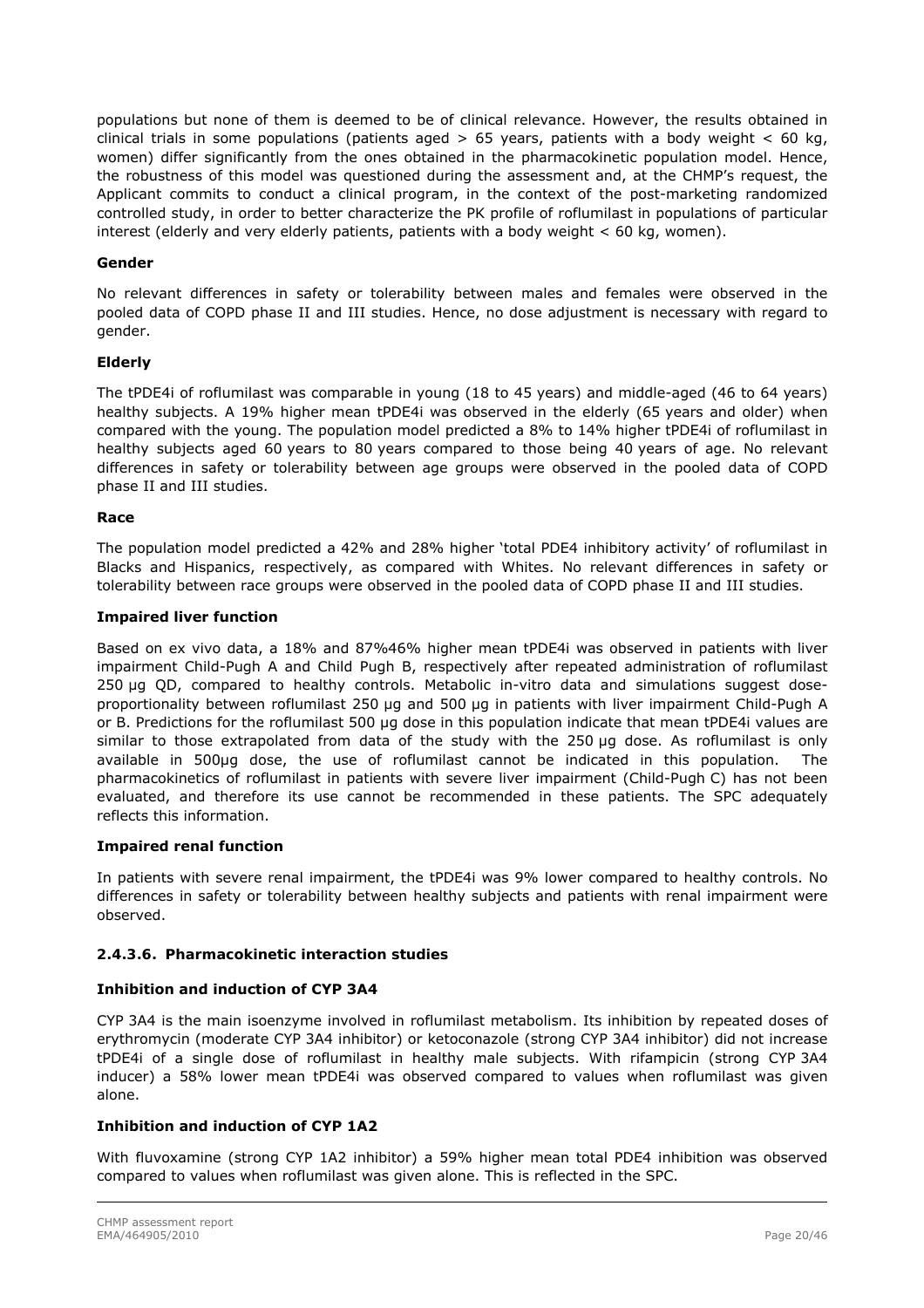populations but none of them is deemed to be of clinical relevance. However, the results obtained in clinical trials in some populations (patients aged > 65 years, patients with a body weight < 60 kg, women) differ significantly from the ones obtained in the pharmacokinetic population model. Hence, the robustness of this model was questioned during the assessment and, at the CHMP's request, the Applicant commits to conduct a clinical program, in the context of the post-marketing randomized controlled study, in order to better characterize the PK profile of roflumilast in populations of particular interest (elderly and very elderly patients, patients with a body weight < 60 kg, women).

**Gender**

No relevant differences in safety or tolerability between males and females were observed in the pooled data of COPD phase II and III studies. Hence, no dose adjustment is necessary with regard to gender.

**Elderly**

The tPDE4i of roflumilast was comparable in young (18 to 45 years) and middle-aged (46 to 64 years) healthy subjects. A 19% higher mean tPDE4i was observed in the elderly (65 years and older) when compared with the young. The population model predicted a 8% to 14% higher tPDE4i of roflumilast in healthy subjects aged 60 years to 80 years compared to those being 40 years of age. No relevant differences in safety or tolerability between age groups were observed in the pooled data of COPD phase II and III studies.

**Race**

The population model predicted a 42% and 28% higher 'total PDE4 inhibitory activity' of roflumilast in Blacks and Hispanics, respectively, as compared with Whites. No relevant differences in safety or tolerability between race groups were observed in the pooled data of COPD phase II and III studies.

**Impaired liver function**

Based on ex vivo data, a 18% and 87%46% higher mean tPDE4i was observed in patients with liver impairment Child-Pugh A and Child Pugh B, respectively after repeated administration of roflumilast 250 µg QD, compared to healthy controls. Metabolic in-vitro data and simulations suggest dose-proportionality between roflumilast 250 µg and 500 µg in patients with liver impairment Child-Pugh A or B. Predictions for the roflumilast 500 µg dose in this population indicate that mean tPDE4i values are similar to those extrapolated from data of the study with the 250 µg dose. As roflumilast is only available in 500µg dose, the use of roflumilast cannot be indicated in this population. The pharmacokinetics of roflumilast in patients with severe liver impairment (Child-Pugh C) has not been evaluated, and therefore its use cannot be recommended in these patients. The SPC adequately reflects this information.

**Impaired renal function**

In patients with severe renal impairment, the tPDE4i was 9% lower compared to healthy controls. No differences in safety or tolerability between healthy subjects and patients with renal impairment were observed.

### 2.4.3.6. Pharmacokinetic interaction studies

**Inhibition and induction of CYP 3A4**

CYP 3A4 is the main isoenzyme involved in roflumilast metabolism. Its inhibition by repeated doses of erythromycin (moderate CYP 3A4 inhibitor) or ketoconazole (strong CYP 3A4 inhibitor) did not increase tPDE4i of a single dose of roflumilast in healthy male subjects. With rifampicin (strong CYP 3A4 inducer) a 58% lower mean tPDE4i was observed compared to values when roflumilast was given alone.

**Inhibition and induction of CYP 1A2**

With fluvoxamine (strong CYP 1A2 inhibitor) a 59% higher mean total PDE4 inhibition was observed compared to values when roflumilast was given alone. This is reflected in the SPC.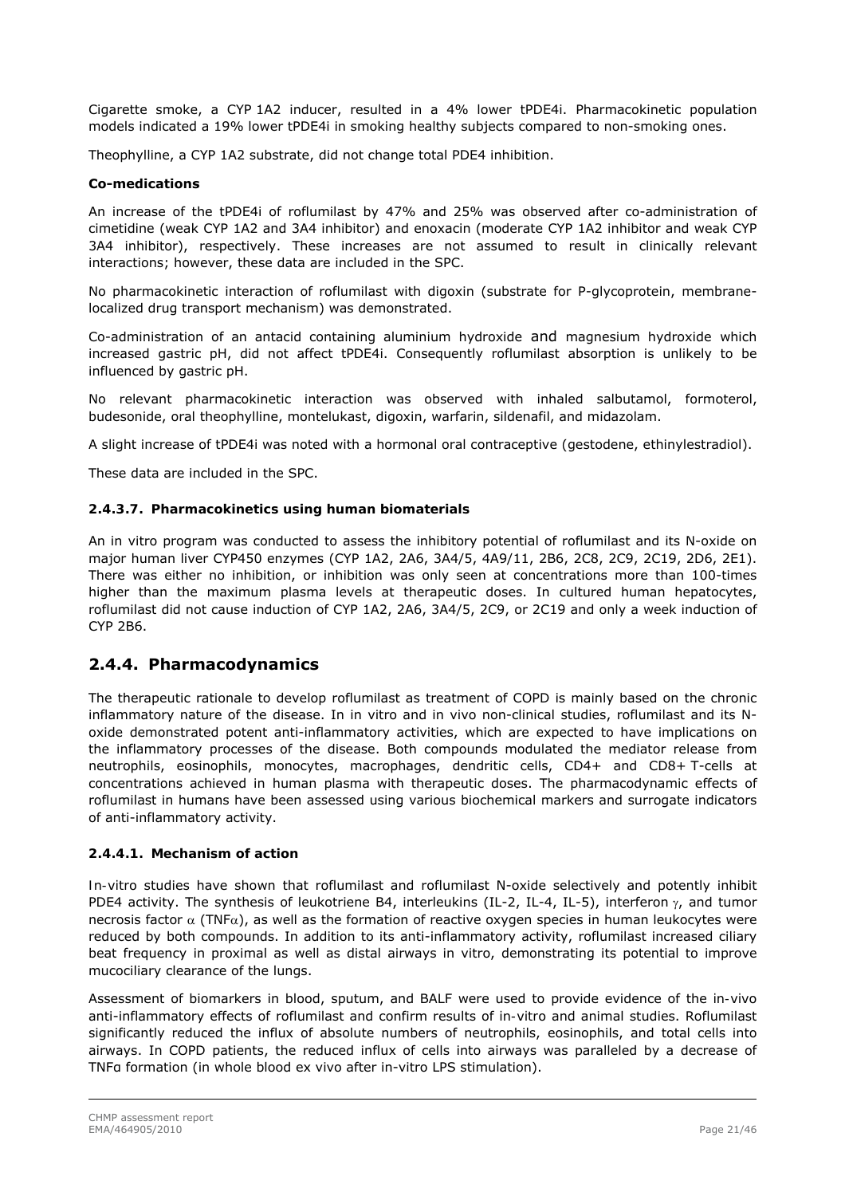Cigarette smoke, a CYP 1A2 inducer, resulted in a 4% lower tPDE4i. Pharmacokinetic population models indicated a 19% lower tPDE4i in smoking healthy subjects compared to non-smoking ones.

Theophylline, a CYP 1A2 substrate, did not change total PDE4 inhibition.

**Co-medications**

An increase of the tPDE4i of roflumilast by 47% and 25% was observed after co-administration of cimetidine (weak CYP 1A2 and 3A4 inhibitor) and enoxacin (moderate CYP 1A2 inhibitor and weak CYP 3A4 inhibitor), respectively. These increases are not assumed to result in clinically relevant interactions; however, these data are included in the SPC.

No pharmacokinetic interaction of roflumilast with digoxin (substrate for P-glycoprotein, membrane-localized drug transport mechanism) was demonstrated.

Co-administration of an antacid containing aluminium hydroxide and magnesium hydroxide which increased gastric pH, did not affect tPDE4i. Consequently roflumilast absorption is unlikely to be influenced by gastric pH.

No relevant pharmacokinetic interaction was observed with inhaled salbutamol, formoterol, budesonide, oral theophylline, montelukast, digoxin, warfarin, sildenafil, and midazolam.

A slight increase of tPDE4i was noted with a hormonal oral contraceptive (gestodene, ethinylestradiol).

These data are included in the SPC.

#### 2.4.3.7. Pharmacokinetics using human biomaterials

An in vitro program was conducted to assess the inhibitory potential of roflumilast and its N-oxide on major human liver CYP450 enzymes (CYP 1A2, 2A6, 3A4/5, 4A9/11, 2B6, 2C8, 2C9, 2C19, 2D6, 2E1). There was either no inhibition, or inhibition was only seen at concentrations more than 100-times higher than the maximum plasma levels at therapeutic doses. In cultured human hepatocytes, roflumilast did not cause induction of CYP 1A2, 2A6, 3A4/5, 2C9, or 2C19 and only a week induction of CYP 2B6.

## 2.4.4. Pharmacodynamics

The therapeutic rationale to develop roflumilast as treatment of COPD is mainly based on the chronic inflammatory nature of the disease. In in vitro and in vivo non-clinical studies, roflumilast and its N-oxide demonstrated potent anti-inflammatory activities, which are expected to have implications on the inflammatory processes of the disease. Both compounds modulated the mediator release from neutrophils, eosinophils, monocytes, macrophages, dendritic cells, CD4+ and CD8+ T-cells at concentrations achieved in human plasma with therapeutic doses. The pharmacodynamic effects of roflumilast in humans have been assessed using various biochemical markers and surrogate indicators of anti-inflammatory activity.

#### 2.4.4.1. Mechanism of action

In-vitro studies have shown that roflumilast and roflumilast N-oxide selectively and potently inhibit PDE4 activity. The synthesis of leukotriene B4, interleukins (IL-2, IL-4, IL-5), interferon $\gamma$, and tumor necrosis factor $\alpha$ (TNF$\alpha$), as well as the formation of reactive oxygen species in human leukocytes were reduced by both compounds. In addition to its anti-inflammatory activity, roflumilast increased ciliary beat frequency in proximal as well as distal airways in vitro, demonstrating its potential to improve mucociliary clearance of the lungs.

Assessment of biomarkers in blood, sputum, and BALF were used to provide evidence of the in-vivo anti-inflammatory effects of roflumilast and confirm results of in-vitro and animal studies. Roflumilast significantly reduced the influx of absolute numbers of neutrophils, eosinophils, and total cells into airways. In COPD patients, the reduced influx of cells into airways was paralleled by a decrease of TNFα formation (in whole blood ex vivo after in-vitro LPS stimulation).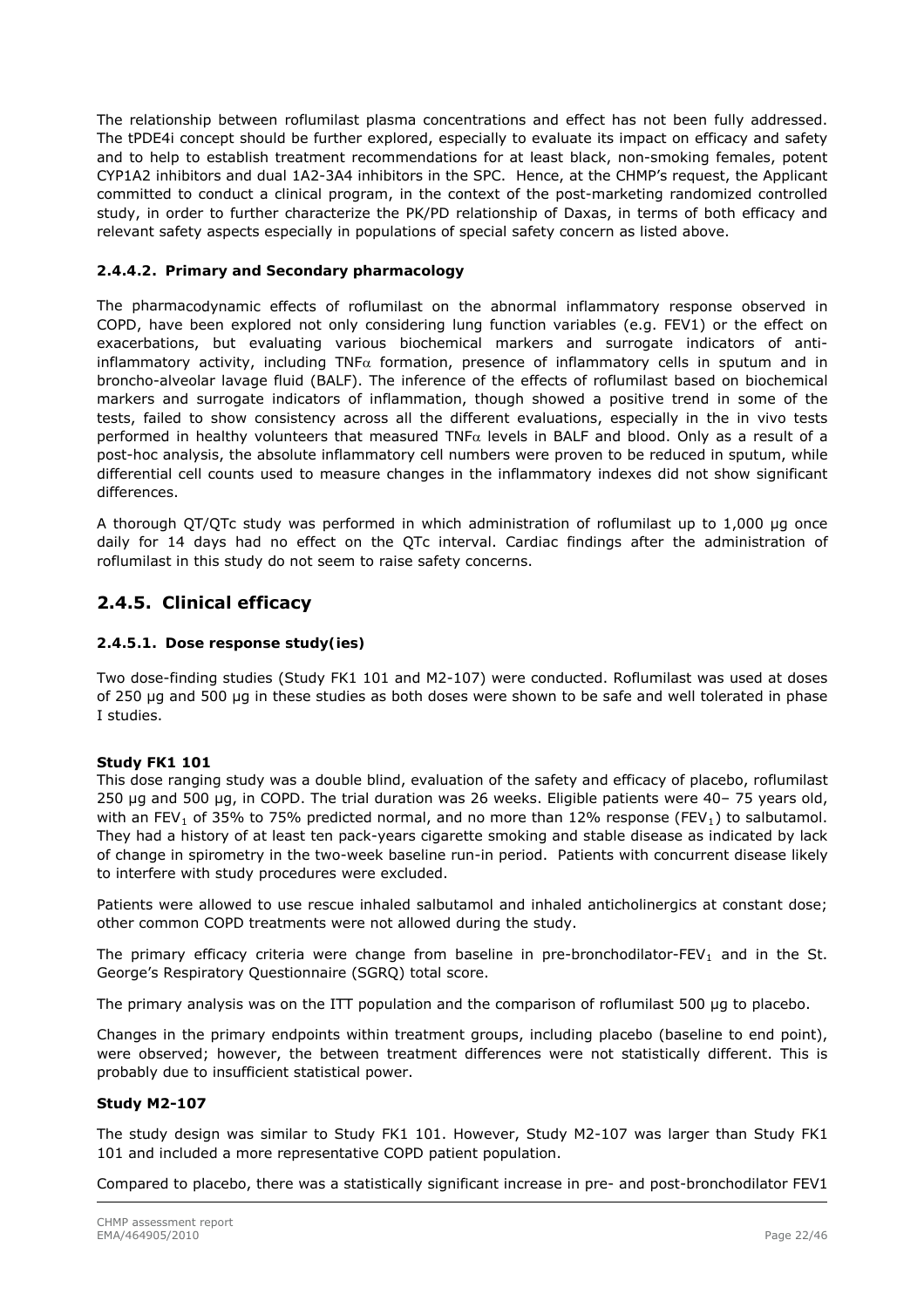The relationship between roflumilast plasma concentrations and effect has not been fully addressed. The tPDE4i concept should be further explored, especially to evaluate its impact on efficacy and safety and to help to establish treatment recommendations for at least black, non-smoking females, potent CYP1A2 inhibitors and dual 1A2-3A4 inhibitors in the SPC. Hence, at the CHMP's request, the Applicant committed to conduct a clinical program, in the context of the post-marketing randomized controlled study, in order to further characterize the PK/PD relationship of Daxas, in terms of both efficacy and relevant safety aspects especially in populations of special safety concern as listed above.

#### 2.4.4.2. Primary and Secondary pharmacology

The pharmacodynamic effects of roflumilast on the abnormal inflammatory response observed in COPD, have been explored not only considering lung function variables (e.g. FEV1) or the effect on exacerbations, but evaluating various biochemical markers and surrogate indicators of anti-inflammatory activity, including TNF$\alpha$ formation, presence of inflammatory cells in sputum and in broncho-alveolar lavage fluid (BALF). The inference of the effects of roflumilast based on biochemical markers and surrogate indicators of inflammation, though showed a positive trend in some of the tests, failed to show consistency across all the different evaluations, especially in the in vivo tests performed in healthy volunteers that measured TNF$\alpha$ levels in BALF and blood. Only as a result of a post-hoc analysis, the absolute inflammatory cell numbers were proven to be reduced in sputum, while differential cell counts used to measure changes in the inflammatory indexes did not show significant differences.

A thorough QT/QTc study was performed in which administration of roflumilast up to 1,000 µg once daily for 14 days had no effect on the QTc interval. Cardiac findings after the administration of roflumilast in this study do not seem to raise safety concerns.

## 2.4.5. Clinical efficacy

#### 2.4.5.1. Dose response study(ies)

Two dose-finding studies (Study FK1 101 and M2-107) were conducted. Roflumilast was used at doses of 250 µg and 500 µg in these studies as both doses were shown to be safe and well tolerated in phase I studies.

**Study FK1 101**

This dose ranging study was a double blind, evaluation of the safety and efficacy of placebo, roflumilast 250 µg and 500 µg, in COPD. The trial duration was 26 weeks. Eligible patients were 40– 75 years old, with an $FEV_1$ of 35% to 75% predicted normal, and no more than 12% response ($FEV_1$) to salbutamol. They had a history of at least ten pack-years cigarette smoking and stable disease as indicated by lack of change in spirometry in the two-week baseline run-in period. Patients with concurrent disease likely to interfere with study procedures were excluded.

Patients were allowed to use rescue inhaled salbutamol and inhaled anticholinergics at constant dose; other common COPD treatments were not allowed during the study.

The primary efficacy criteria were change from baseline in pre-bronchodilator-$FEV_1$ and in the St. George's Respiratory Questionnaire (SGRQ) total score.

The primary analysis was on the ITT population and the comparison of roflumilast 500 µg to placebo.

Changes in the primary endpoints within treatment groups, including placebo (baseline to end point), were observed; however, the between treatment differences were not statistically different. This is probably due to insufficient statistical power.

**Study M2-107**

The study design was similar to Study FK1 101. However, Study M2-107 was larger than Study FK1 101 and included a more representative COPD patient population.

Compared to placebo, there was a statistically significant increase in pre- and post-bronchodilator FEV1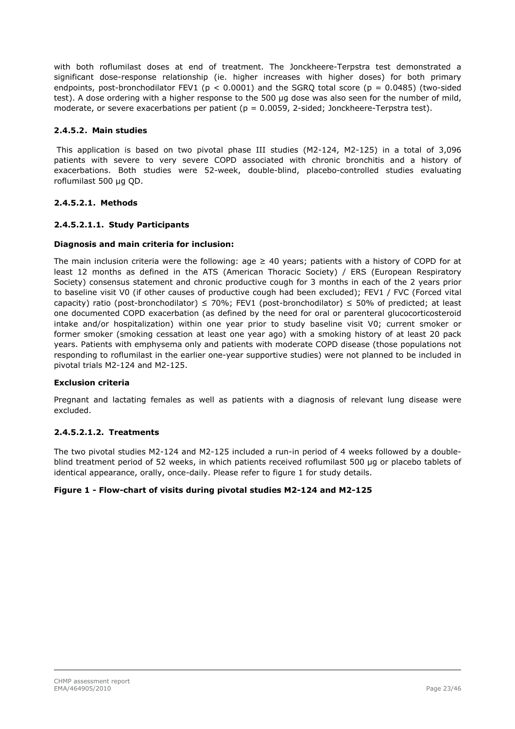with both roflumilast doses at end of treatment. The Jonckheere-Terpstra test demonstrated a significant dose-response relationship (ie. higher increases with higher doses) for both primary endpoints, post-bronchodilator FEV1 ($p < 0.0001$) and the SGRQ total score ($p = 0.0485$) (two-sided test). A dose ordering with a higher response to the 500 µg dose was also seen for the number of mild, moderate, or severe exacerbations per patient ($p = 0.0059$, 2-sided; Jonckheere-Terpstra test).

### 2.4.5.2. Main studies

This application is based on two pivotal phase III studies (M2-124, M2-125) in a total of 3,096 patients with severe to very severe COPD associated with chronic bronchitis and a history of exacerbations. Both studies were 52-week, double-blind, placebo-controlled studies evaluating roflumilast 500 µg QD.

### 2.4.5.2.1. Methods

### 2.4.5.2.1.1. Study Participants

**Diagnosis and main criteria for inclusion:**

The main inclusion criteria were the following: age ≥ 40 years; patients with a history of COPD for at least 12 months as defined in the ATS (American Thoracic Society) / ERS (European Respiratory Society) consensus statement and chronic productive cough for 3 months in each of the 2 years prior to baseline visit V0 (if other causes of productive cough had been excluded); FEV1 / FVC (Forced vital capacity) ratio (post-bronchodilator) ≤ 70%; FEV1 (post-bronchodilator) ≤ 50% of predicted; at least one documented COPD exacerbation (as defined by the need for oral or parenteral glucocorticosteroid intake and/or hospitalization) within one year prior to study baseline visit V0; current smoker or former smoker (smoking cessation at least one year ago) with a smoking history of at least 20 pack years. Patients with emphysema only and patients with moderate COPD disease (those populations not responding to roflumilast in the earlier one-year supportive studies) were not planned to be included in pivotal trials M2-124 and M2-125.

**Exclusion criteria**

Pregnant and lactating females as well as patients with a diagnosis of relevant lung disease were excluded.

### 2.4.5.2.1.2. Treatments

The two pivotal studies M2-124 and M2-125 included a run-in period of 4 weeks followed by a double-blind treatment period of 52 weeks, in which patients received roflumilast 500 µg or placebo tablets of identical appearance, orally, once-daily. Please refer to figure 1 for study details.

**Figure 1 - Flow-chart of visits during pivotal studies M2-124 and M2-125**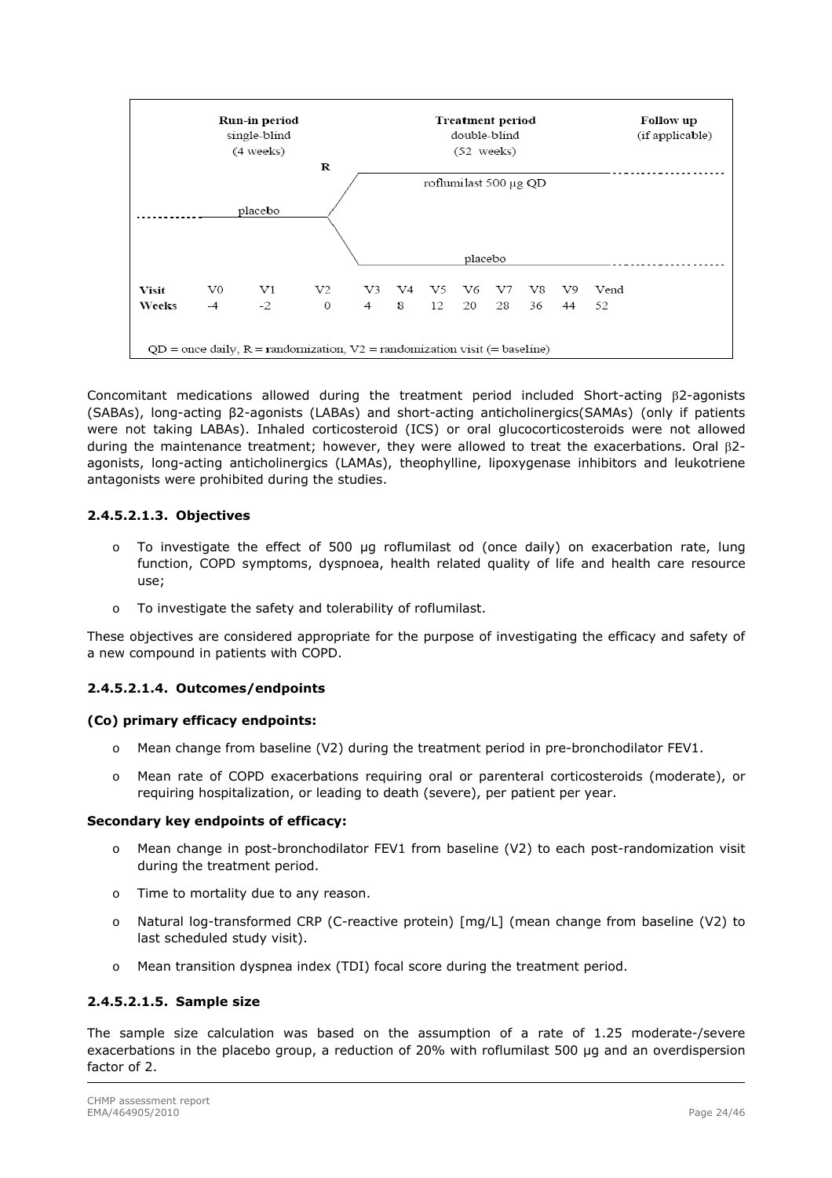| | Run-in period single-blind (4 weeks) | | | Treatment period double-blind (52 weeks) | | | | | | | | Follow up (if applicable) |
|---|---|---|---|---|---|---|---|---|---|---|---|---|
| | placebo | | R | roflumilast 500 µg QD / placebo | | | | | | | | |
| **Visit** | V0 | V1 | V2 | V3 | V4 | V5 | V6 | V7 | V8 | V9 | Vend | |
| **Weeks** | -4 | -2 | 0 | 4 | 8 | 12 | 20 | 28 | 36 | 44 | 52 | |

QD = once daily, R = randomization, V2 = randomization visit (= baseline)

Concomitant medications allowed during the treatment period included Short-acting β2-agonists (SABAs), long-acting β2-agonists (LABAs) and short-acting anticholinergics(SAMAs) (only if patients were not taking LABAs). Inhaled corticosteroid (ICS) or oral glucocorticosteroids were not allowed during the maintenance treatment; however, they were allowed to treat the exacerbations. Oral β2-agonists, long-acting anticholinergics (LAMAs), theophylline, lipoxygenase inhibitors and leukotriene antagonists were prohibited during the studies.

#### 2.4.5.2.1.3. Objectives

- To investigate the effect of 500 µg roflumilast od (once daily) on exacerbation rate, lung function, COPD symptoms, dyspnoea, health related quality of life and health care resource use;
- To investigate the safety and tolerability of roflumilast.

These objectives are considered appropriate for the purpose of investigating the efficacy and safety of a new compound in patients with COPD.

#### 2.4.5.2.1.4. Outcomes/endpoints

**(Co) primary efficacy endpoints:**

- Mean change from baseline (V2) during the treatment period in pre-bronchodilator FEV1.
- Mean rate of COPD exacerbations requiring oral or parenteral corticosteroids (moderate), or requiring hospitalization, or leading to death (severe), per patient per year.

**Secondary key endpoints of efficacy:**

- Mean change in post-bronchodilator FEV1 from baseline (V2) to each post-randomization visit during the treatment period.
- Time to mortality due to any reason.
- Natural log-transformed CRP (C-reactive protein) [mg/L] (mean change from baseline (V2) to last scheduled study visit).
- Mean transition dyspnea index (TDI) focal score during the treatment period.

#### 2.4.5.2.1.5. Sample size

The sample size calculation was based on the assumption of a rate of 1.25 moderate-/severe exacerbations in the placebo group, a reduction of 20% with roflumilast 500 µg and an overdispersion factor of 2.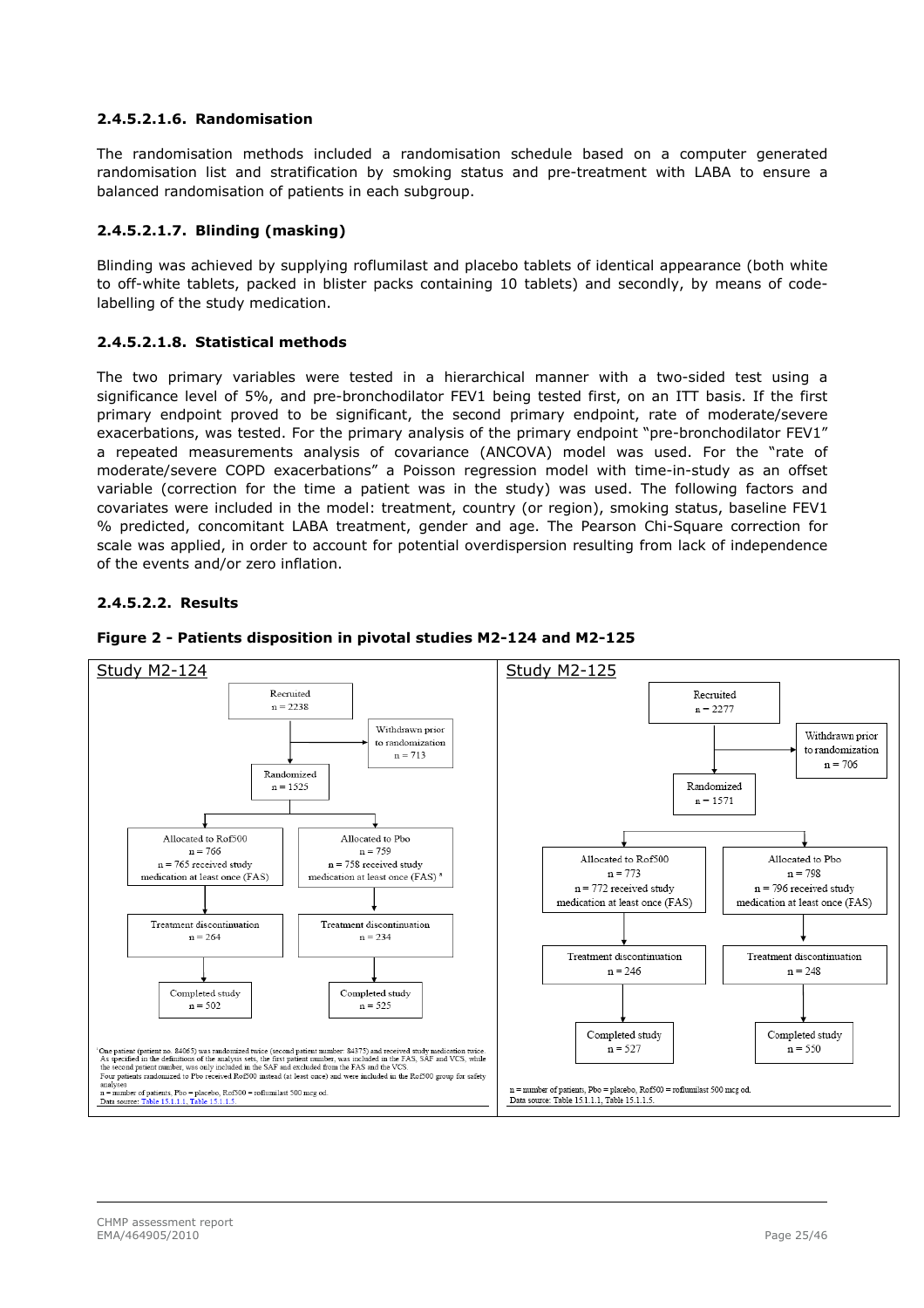#### 2.4.5.2.1.6. Randomisation

The randomisation methods included a randomisation schedule based on a computer generated randomisation list and stratification by smoking status and pre-treatment with LABA to ensure a balanced randomisation of patients in each subgroup.

#### 2.4.5.2.1.7. Blinding (masking)

Blinding was achieved by supplying roflumilast and placebo tablets of identical appearance (both white to off-white tablets, packed in blister packs containing 10 tablets) and secondly, by means of code-labelling of the study medication.

#### 2.4.5.2.1.8. Statistical methods

The two primary variables were tested in a hierarchical manner with a two-sided test using a significance level of 5%, and pre-bronchodilator FEV1 being tested first, on an ITT basis. If the first primary endpoint proved to be significant, the second primary endpoint, rate of moderate/severe exacerbations, was tested. For the primary analysis of the primary endpoint "pre-bronchodilator FEV1" a repeated measurements analysis of covariance (ANCOVA) model was used. For the "rate of moderate/severe COPD exacerbations" a Poisson regression model with time-in-study as an offset variable (correction for the time a patient was in the study) was used. The following factors and covariates were included in the model: treatment, country (or region), smoking status, baseline FEV1 % predicted, concomitant LABA treatment, gender and age. The Pearson Chi-Square correction for scale was applied, in order to account for potential overdispersion resulting from lack of independence of the events and/or zero inflation.

### 2.4.5.2.2. Results

**Figure 2 - Patients disposition in pivotal studies M2-124 and M2-125**

**Study M2-124**

- Recruited n = 2238
- Withdrawn prior to randomization n = 713
- Randomized n = 1525
  - Allocated to Rof500 n = 766; n = 765 received study medication at least once (FAS)
    - Treatment discontinuation n = 264
    - Completed study n = 502
  - Allocated to Pbo n = 759; n = 758 received study medication at least once (FAS) [a]
    - Treatment discontinuation n = 234
    - Completed study n = 525

[a] One patient (patient no. 84065) was randomized twice (second patient number: 84375) and received study medication twice. As specified in the definitions of the analysis sets, the first patient number, was included in the FAS, SAF and VCS, while the second patient number, was only included in the SAF and excluded from the FAS and the VCS.
Four patients randomized to Pbo received Rof500 instead (at least once) and were included in the Rof500 group for safety analyses.
n = number of patients, Pbo = placebo, Rof500 = roflumilast 500 mcg od.
Data source: Table 15.1.1.1, Table 15.1.1.5.

**Study M2-125**

- Recruited n = 2277
- Withdrawn prior to randomization n = 706
- Randomized n = 1571
  - Allocated to Rof500 n = 773; n = 772 received study medication at least once (FAS)
    - Treatment discontinuation n = 246
    - Completed study n = 527
  - Allocated to Pbo n = 798; n = 796 received study medication at least once (FAS)
    - Treatment discontinuation n = 248
    - Completed study n = 550

n = number of patients, Pbo = placebo, Rof500 = roflumilast 500 mcg od.
Data source: Table 15.1.1.1, Table 15.1.1.5.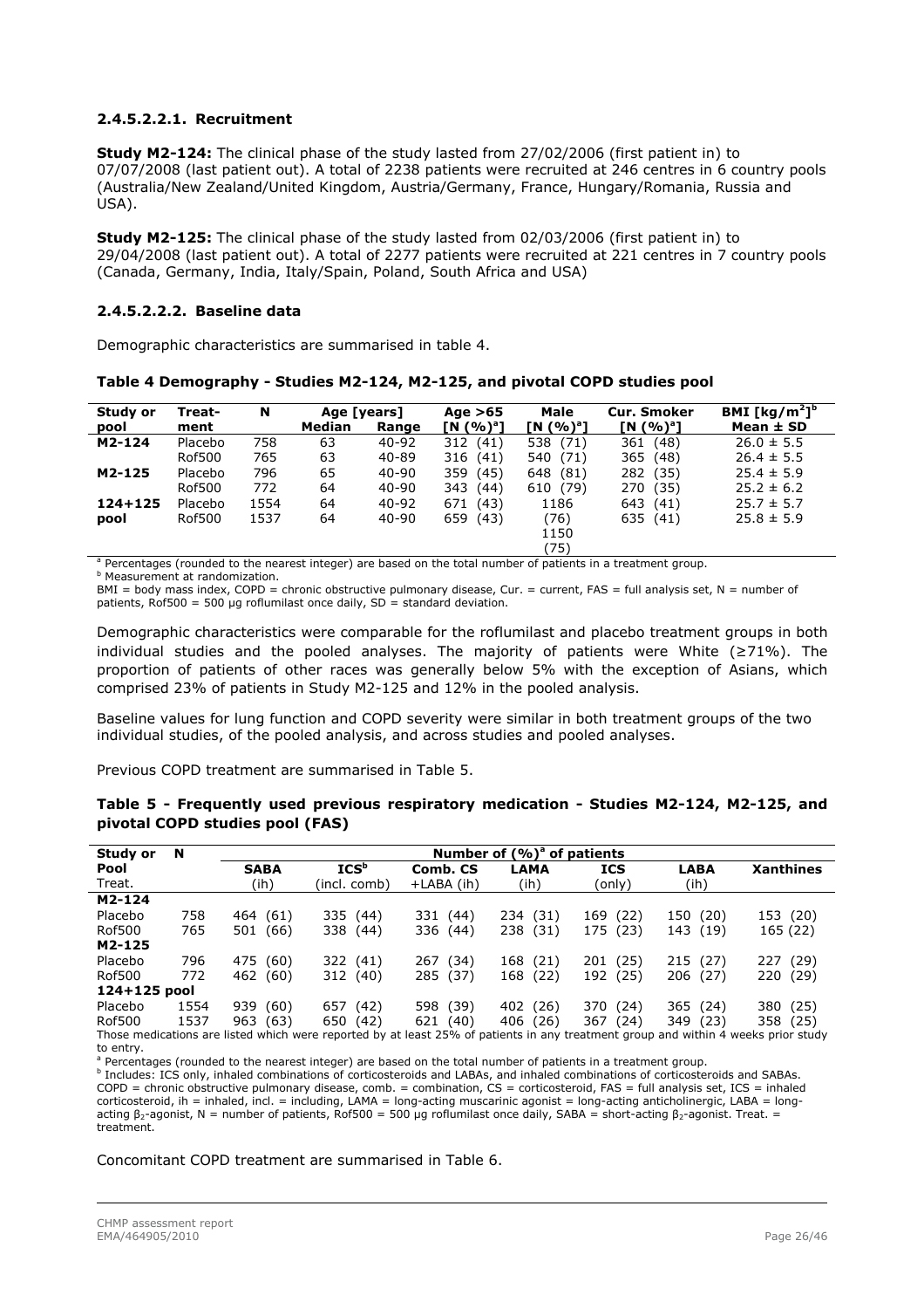#### 2.4.5.2.2.1. Recruitment

**Study M2-124:** The clinical phase of the study lasted from 27/02/2006 (first patient in) to 07/07/2008 (last patient out). A total of 2238 patients were recruited at 246 centres in 6 country pools (Australia/New Zealand/United Kingdom, Austria/Germany, France, Hungary/Romania, Russia and USA).

**Study M2-125:** The clinical phase of the study lasted from 02/03/2006 (first patient in) to 29/04/2008 (last patient out). A total of 2277 patients were recruited at 221 centres in 7 country pools (Canada, Germany, India, Italy/Spain, Poland, South Africa and USA)

#### 2.4.5.2.2.2. Baseline data

Demographic characteristics are summarised in table 4.

**Table 4 Demography - Studies M2-124, M2-125, and pivotal COPD studies pool**

| Study or pool | Treat-ment | N | Age [years] Median | Range | Age >65 [N (%)[a]] | Male [N (%)[a]] | Cur. Smoker [N (%)[a]] | BMI [kg/m²][b] Mean ± SD |
|---|---|---|---|---|---|---|---|---|
| **M2-124** | Placebo | 758 | 63 | 40-92 | 312 (41) | 538 (71) | 361 (48) | 26.0 ± 5.5 |
| | Rof500 | 765 | 63 | 40-89 | 316 (41) | 540 (71) | 365 (48) | 26.4 ± 5.5 |
| **M2-125** | Placebo | 796 | 65 | 40-90 | 359 (45) | 648 (81) | 282 (35) | 25.4 ± 5.9 |
| | Rof500 | 772 | 64 | 40-90 | 343 (44) | 610 (79) | 270 (35) | 25.2 ± 6.2 |
| **124+125 pool** | Placebo | 1554 | 64 | 40-92 | 671 (43) | 1186 (76) | 643 (41) | 25.7 ± 5.7 |
| | Rof500 | 1537 | 64 | 40-90 | 659 (43) | 1150 (75) | 635 (41) | 25.8 ± 5.9 |

[a] Percentages (rounded to the nearest integer) are based on the total number of patients in a treatment group.
[b] Measurement at randomization.
BMI = body mass index, COPD = chronic obstructive pulmonary disease, Cur. = current, FAS = full analysis set, N = number of patients, Rof500 = 500 µg roflumilast once daily, SD = standard deviation.

Demographic characteristics were comparable for the roflumilast and placebo treatment groups in both individual studies and the pooled analyses. The majority of patients were White (≥71%). The proportion of patients of other races was generally below 5% with the exception of Asians, which comprised 23% of patients in Study M2-125 and 12% in the pooled analysis.

Baseline values for lung function and COPD severity were similar in both treatment groups of the two individual studies, of the pooled analysis, and across studies and pooled analyses.

Previous COPD treatment are summarised in Table 5.

**Table 5 - Frequently used previous respiratory medication - Studies M2-124, M2-125, and pivotal COPD studies pool (FAS)**

| Study or Pool Treat. | N | SABA (ih) | ICS[b] (incl. comb) | Comb. CS +LABA (ih) | LAMA (ih) | ICS (only) | LABA (ih) | Xanthines |
|---|---|---|---|---|---|---|---|---|
| | | Number of (%)[a] of patients | | | | | | |
| **M2-124** | | | | | | | | |
| Placebo | 758 | 464 (61) | 335 (44) | 331 (44) | 234 (31) | 169 (22) | 150 (20) | 153 (20) |
| Rof500 | 765 | 501 (66) | 338 (44) | 336 (44) | 238 (31) | 175 (23) | 143 (19) | 165 (22) |
| **M2-125** | | | | | | | | |
| Placebo | 796 | 475 (60) | 322 (41) | 267 (34) | 168 (21) | 201 (25) | 215 (27) | 227 (29) |
| Rof500 | 772 | 462 (60) | 312 (40) | 285 (37) | 168 (22) | 192 (25) | 206 (27) | 220 (29) |
| **124+125 pool** | | | | | | | | |
| Placebo | 1554 | 939 (60) | 657 (42) | 598 (39) | 402 (26) | 370 (24) | 365 (24) | 380 (25) |
| Rof500 | 1537 | 963 (63) | 650 (42) | 621 (40) | 406 (26) | 367 (24) | 349 (23) | 358 (25) |

Those medications are listed which were reported by at least 25% of patients in any treatment group and within 4 weeks prior study to entry.
[a] Percentages (rounded to the nearest integer) are based on the total number of patients in a treatment group.
[b] Includes: ICS only, inhaled combinations of corticosteroids and LABAs, and inhaled combinations of corticosteroids and SABAs.
COPD = chronic obstructive pulmonary disease, comb. = combination, CS = corticosteroid, FAS = full analysis set, ICS = inhaled corticosteroid, ih = inhaled, incl. = including, LAMA = long-acting muscarinic agonist = long-acting anticholinergic, LABA = long-acting $\beta_2$-agonist, N = number of patients, Rof500 = 500 µg roflumilast once daily, SABA = short-acting $\beta_2$-agonist. Treat. = treatment.

Concomitant COPD treatment are summarised in Table 6.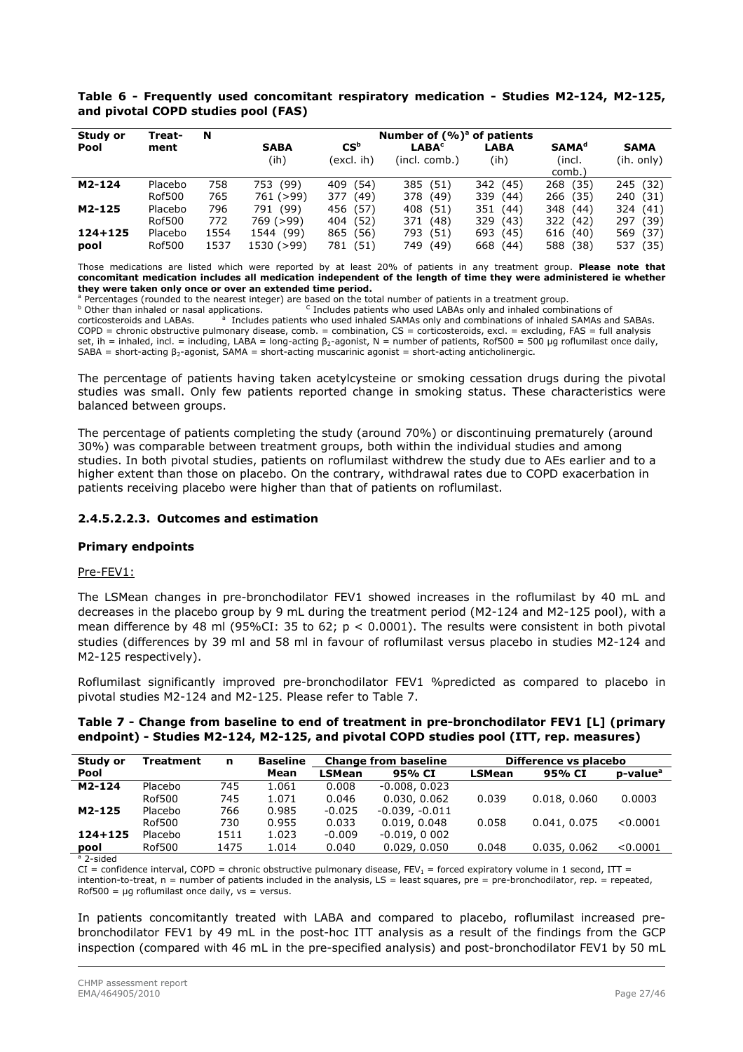**Table 6 - Frequently used concomitant respiratory medication - Studies M2-124, M2-125, and pivotal COPD studies pool (FAS)**

| Study or Pool | Treat-ment | N | Number of (%)[a] of patients | | | | | |
|---|---|---|---|---|---|---|---|---|
| | | | SABA (ih) | CS[b] (excl. ih) | LABA[c] (incl. comb.) | LABA (ih) | SAMA[d] (incl. comb.) | SAMA (ih. only) |
| **M2-124** | Placebo | 758 | 753 (99) | 409 (54) | 385 (51) | 342 (45) | 268 (35) | 245 (32) |
| | Rof500 | 765 | 761 (>99) | 377 (49) | 378 (49) | 339 (44) | 266 (35) | 240 (31) |
| **M2-125** | Placebo | 796 | 791 (99) | 456 (57) | 408 (51) | 351 (44) | 348 (44) | 324 (41) |
| | Rof500 | 772 | 769 (>99) | 404 (52) | 371 (48) | 329 (43) | 322 (42) | 297 (39) |
| **124+125 pool** | Placebo | 1554 | 1544 (99) | 865 (56) | 793 (51) | 693 (45) | 616 (40) | 569 (37) |
| | Rof500 | 1537 | 1530 (>99) | 781 (51) | 749 (49) | 668 (44) | 588 (38) | 537 (35) |

Those medications are listed which were reported by at least 20% of patients in any treatment group. **Please note that concomitant medication includes all medication independent of the length of time they were administered ie whether they were taken only once or over an extended time period.**
[a] Percentages (rounded to the nearest integer) are based on the total number of patients in a treatment group.
[b] Other than inhaled or nasal applications. [c] Includes patients who used LABAs only and inhaled combinations of corticosteroids and LABAs. [d] Includes patients who used inhaled SAMAs only and combinations of inhaled SAMAs and SABAs.
COPD = chronic obstructive pulmonary disease, comb. = combination, CS = corticosteroids, excl. = excluding, FAS = full analysis set, ih = inhaled, incl. = including, LABA = long-acting $\beta_2$-agonist, N = number of patients, Rof500 = 500 µg roflumilast once daily, SABA = short-acting $\beta_2$-agonist, SAMA = short-acting muscarinic agonist = short-acting anticholinergic.

The percentage of patients having taken acetylcysteine or smoking cessation drugs during the pivotal studies was small. Only few patients reported change in smoking status. These characteristics were balanced between groups.

The percentage of patients completing the study (around 70%) or discontinuing prematurely (around 30%) was comparable between treatment groups, both within the individual studies and among studies. In both pivotal studies, patients on roflumilast withdrew the study due to AEs earlier and to a higher extent than those on placebo. On the contrary, withdrawal rates due to COPD exacerbation in patients receiving placebo were higher than that of patients on roflumilast.

#### 2.4.5.2.2.3. Outcomes and estimation

**Primary endpoints**

Pre-FEV1:

The LSMean changes in pre-bronchodilator FEV1 showed increases in the roflumilast by 40 mL and decreases in the placebo group by 9 mL during the treatment period (M2-124 and M2-125 pool), with a mean difference by 48 ml (95%CI: 35 to 62; $p < 0.0001$). The results were consistent in both pivotal studies (differences by 39 ml and 58 ml in favour of roflumilast versus placebo in studies M2-124 and M2-125 respectively).

Roflumilast significantly improved pre-bronchodilator FEV1 %predicted as compared to placebo in pivotal studies M2-124 and M2-125. Please refer to Table 7.

**Table 7 - Change from baseline to end of treatment in pre-bronchodilator FEV1 [L] (primary endpoint) - Studies M2-124, M2-125, and pivotal COPD studies pool (ITT, rep. measures)**

| Study or Pool | Treatment | n | Baseline Mean | Change from baseline | | Difference vs placebo | | |
|---|---|---|---|---|---|---|---|---|
| | | | | LSMean | 95% CI | LSMean | 95% CI | p-value[a] |
| **M2-124** | Placebo | 745 | 1.061 | 0.008 | -0.008, 0.023 | | | |
| | Rof500 | 745 | 1.071 | 0.046 | 0.030, 0.062 | 0.039 | 0.018, 0.060 | 0.0003 |
| **M2-125** | Placebo | 766 | 0.985 | -0.025 | -0.039, -0.011 | | | |
| | Rof500 | 730 | 0.955 | 0.033 | 0.019, 0.048 | 0.058 | 0.041, 0.075 | <0.0001 |
| **124+125 pool** | Placebo | 1511 | 1.023 | -0.009 | -0.019, 0 002 | | | |
| | Rof500 | 1475 | 1.014 | 0.040 | 0.029, 0.050 | 0.048 | 0.035, 0.062 | <0.0001 |

[a] 2-sided
CI = confidence interval, COPD = chronic obstructive pulmonary disease, $FEV_1$ = forced expiratory volume in 1 second, ITT = intention-to-treat, n = number of patients included in the analysis, LS = least squares, pre = pre-bronchodilator, rep. = repeated, Rof500 = µg roflumilast once daily, vs = versus.

In patients concomitantly treated with LABA and compared to placebo, roflumilast increased pre-bronchodilator FEV1 by 49 mL in the post-hoc ITT analysis as a result of the findings from the GCP inspection (compared with 46 mL in the pre-specified analysis) and post-bronchodilator FEV1 by 50 mL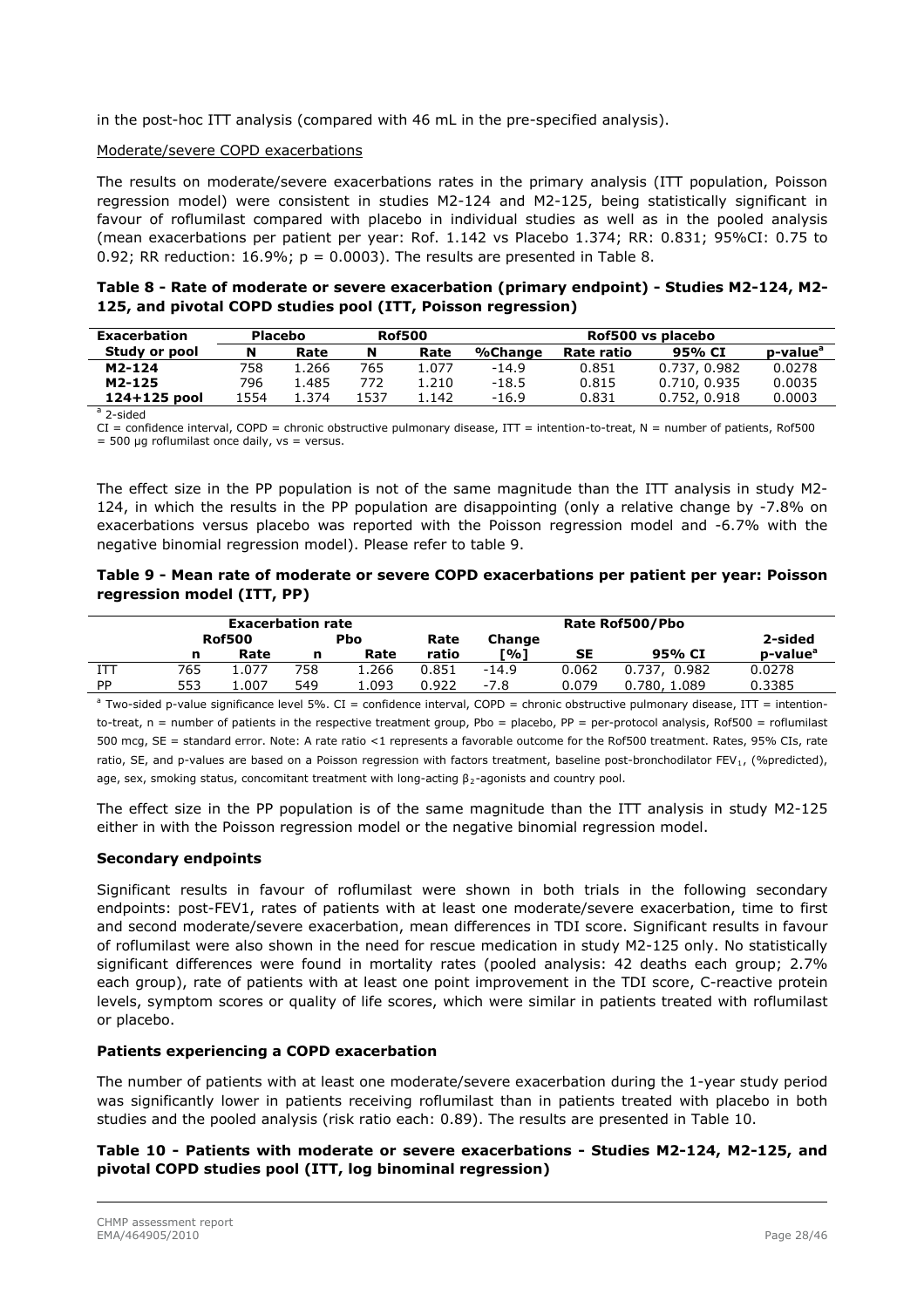in the post-hoc ITT analysis (compared with 46 mL in the pre-specified analysis).

Moderate/severe COPD exacerbations

The results on moderate/severe exacerbations rates in the primary analysis (ITT population, Poisson regression model) were consistent in studies M2-124 and M2-125, being statistically significant in favour of roflumilast compared with placebo in individual studies as well as in the pooled analysis (mean exacerbations per patient per year: Rof. 1.142 vs Placebo 1.374; RR: 0.831; 95%CI: 0.75 to 0.92; RR reduction: 16.9%; p = 0.0003). The results are presented in Table 8.

**Table 8 - Rate of moderate or severe exacerbation (primary endpoint) - Studies M2-124, M2-125, and pivotal COPD studies pool (ITT, Poisson regression)**

| Exacerbation | Placebo | | Rof500 | | Rof500 vs placebo | | | |
|---|---|---|---|---|---|---|---|---|
| Study or pool | N | Rate | N | Rate | %Change | Rate ratio | 95% CI | p-value[a] |
| M2-124 | 758 | 1.266 | 765 | 1.077 | -14.9 | 0.851 | 0.737, 0.982 | 0.0278 |
| M2-125 | 796 | 1.485 | 772 | 1.210 | -18.5 | 0.815 | 0.710, 0.935 | 0.0035 |
| 124+125 pool | 1554 | 1.374 | 1537 | 1.142 | -16.9 | 0.831 | 0.752, 0.918 | 0.0003 |

[a] 2-sided

CI = confidence interval, COPD = chronic obstructive pulmonary disease, ITT = intention-to-treat, N = number of patients, Rof500 = 500 µg roflumilast once daily, vs = versus.

The effect size in the PP population is not of the same magnitude than the ITT analysis in study M2-124, in which the results in the PP population are disappointing (only a relative change by -7.8% on exacerbations versus placebo was reported with the Poisson regression model and -6.7% with the negative binomial regression model). Please refer to table 9.

**Table 9 - Mean rate of moderate or severe COPD exacerbations per patient per year: Poisson regression model (ITT, PP)**

| | Exacerbation rate | | | | Rate Rof500/Pbo | | | | |
|---|---|---|---|---|---|---|---|---|---|
| | Rof500 | | Pbo | | Rate | Change | | | 2-sided |
| | n | Rate | n | Rate | ratio | [%] | SE | 95% CI | p-value[a] |
| ITT | 765 | 1.077 | 758 | 1.266 | 0.851 | -14.9 | 0.062 | 0.737, 0.982 | 0.0278 |
| PP | 553 | 1.007 | 549 | 1.093 | 0.922 | -7.8 | 0.079 | 0.780, 1.089 | 0.3385 |

[a] Two-sided p-value significance level 5%. CI = confidence interval, COPD = chronic obstructive pulmonary disease, ITT = intention-to-treat, n = number of patients in the respective treatment group, Pbo = placebo, PP = per-protocol analysis, Rof500 = roflumilast 500 mcg, SE = standard error. Note: A rate ratio <1 represents a favorable outcome for the Rof500 treatment. Rates, 95% CIs, rate ratio, SE, and p-values are based on a Poisson regression with factors treatment, baseline post-bronchodilator $FEV_1$, (%predicted), age, sex, smoking status, concomitant treatment with long-acting $\beta_2$-agonists and country pool.

The effect size in the PP population is of the same magnitude than the ITT analysis in study M2-125 either in with the Poisson regression model or the negative binomial regression model.

**Secondary endpoints**

Significant results in favour of roflumilast were shown in both trials in the following secondary endpoints: post-FEV1, rates of patients with at least one moderate/severe exacerbation, time to first and second moderate/severe exacerbation, mean differences in TDI score. Significant results in favour of roflumilast were also shown in the need for rescue medication in study M2-125 only. No statistically significant differences were found in mortality rates (pooled analysis: 42 deaths each group; 2.7% each group), rate of patients with at least one point improvement in the TDI score, C-reactive protein levels, symptom scores or quality of life scores, which were similar in patients treated with roflumilast or placebo.

**Patients experiencing a COPD exacerbation**

The number of patients with at least one moderate/severe exacerbation during the 1-year study period was significantly lower in patients receiving roflumilast than in patients treated with placebo in both studies and the pooled analysis (risk ratio each: 0.89). The results are presented in Table 10.

**Table 10 - Patients with moderate or severe exacerbations - Studies M2-124, M2-125, and pivotal COPD studies pool (ITT, log binominal regression)**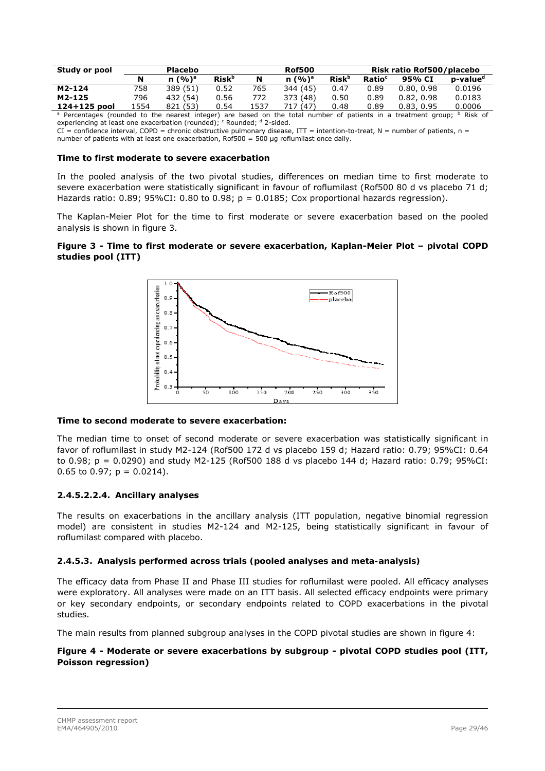| Study or pool | Placebo | | | Rof500 | | | Risk ratio Rof500/placebo | | |
|---|---|---|---|---|---|---|---|---|---|
| | N | n (%)[a] | Risk[b] | N | n (%)[a] | Risk[b] | Ratio[c] | 95% CI | p-value[d] |
| **M2-124** | 758 | 389 (51) | 0.52 | 765 | 344 (45) | 0.47 | 0.89 | 0.80, 0.98 | 0.0196 |
| **M2-125** | 796 | 432 (54) | 0.56 | 772 | 373 (48) | 0.50 | 0.89 | 0.82, 0.98 | 0.0183 |
| **124+125 pool** | 1554 | 821 (53) | 0.54 | 1537 | 717 (47) | 0.48 | 0.89 | 0.83, 0.95 | 0.0006 |

[a] Percentages (rounded to the nearest integer) are based on the total number of patients in a treatment group; [b] Risk of experiencing at least one exacerbation (rounded); [c] Rounded; [d] 2-sided.
CI = confidence interval, COPD = chronic obstructive pulmonary disease, ITT = intention-to-treat, N = number of patients, n = number of patients with at least one exacerbation, Rof500 = 500 µg roflumilast once daily.

**Time to first moderate to severe exacerbation**

In the pooled analysis of the two pivotal studies, differences on median time to first moderate to severe exacerbation were statistically significant in favour of roflumilast (Rof500 80 d vs placebo 71 d; Hazards ratio: 0.89; 95%CI: 0.80 to 0.98; p = 0.0185; Cox proportional hazards regression).

The Kaplan-Meier Plot for the time to first moderate or severe exacerbation based on the pooled analysis is shown in figure 3.

**Figure 3 - Time to first moderate or severe exacerbation, Kaplan-Meier Plot – pivotal COPD studies pool (ITT)**

**Time to second moderate to severe exacerbation:**

The median time to onset of second moderate or severe exacerbation was statistically significant in favor of roflumilast in study M2-124 (Rof500 172 d vs placebo 159 d; Hazard ratio: 0.79; 95%CI: 0.64 to 0.98; p = 0.0290) and study M2-125 (Rof500 188 d vs placebo 144 d; Hazard ratio: 0.79; 95%CI: 0.65 to 0.97; p = 0.0214).

### 2.4.5.2.2.4. Ancillary analyses

The results on exacerbations in the ancillary analysis (ITT population, negative binomial regression model) are consistent in studies M2-124 and M2-125, being statistically significant in favour of roflumilast compared with placebo.

### 2.4.5.3. Analysis performed across trials (pooled analyses and meta-analysis)

The efficacy data from Phase II and Phase III studies for roflumilast were pooled. All efficacy analyses were exploratory. All analyses were made on an ITT basis. All selected efficacy endpoints were primary or key secondary endpoints, or secondary endpoints related to COPD exacerbations in the pivotal studies.

The main results from planned subgroup analyses in the COPD pivotal studies are shown in figure 4:

**Figure 4 - Moderate or severe exacerbations by subgroup - pivotal COPD studies pool (ITT, Poisson regression)**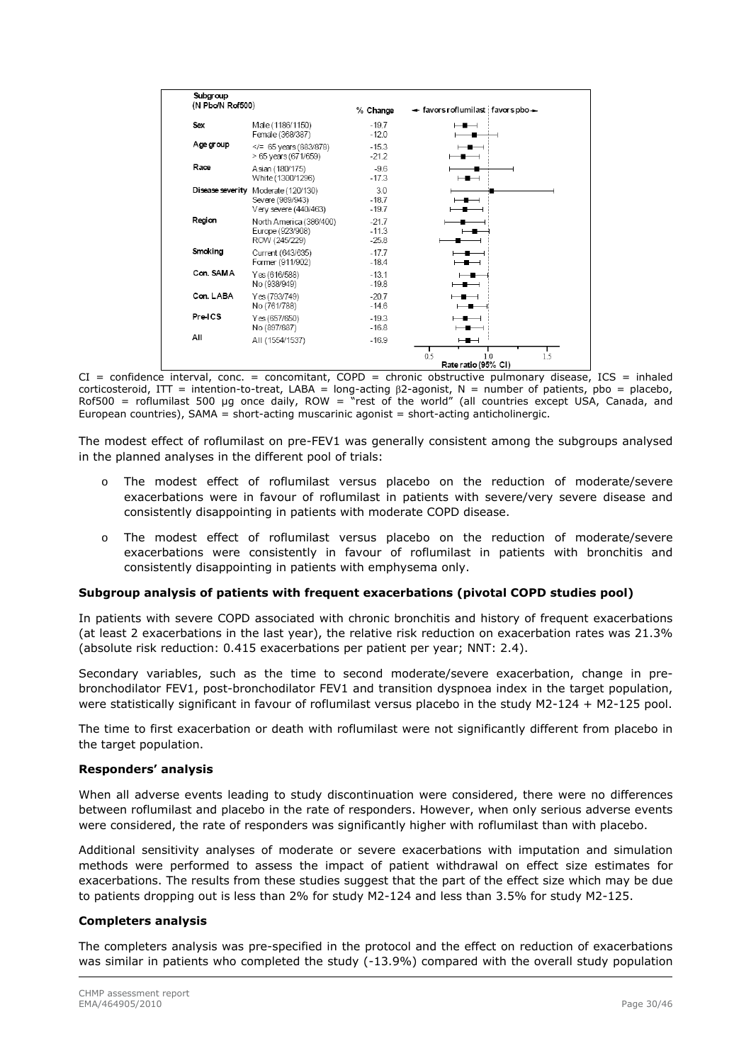| Subgroup (N Pbo/N Rof500) | | % Change |
|---|---|---|
| Sex | Male (1186/1150) | -19.7 |
| | Female (368/387) | -12.0 |
| Age group | </= 65 years (883/878) | -15.3 |
| | > 65 years (671/659) | -21.2 |
| Race | Asian (180/175) | -9.6 |
| | White (1300/1296) | -17.3 |
| Disease severity | Moderate (120/130) | 3.0 |
| | Severe (989/943) | -18.7 |
| | Very severe (440/463) | -19.7 |
| Region | North America (386/400) | -21.7 |
| | Europe (923/908) | -11.3 |
| | ROW (245/229) | -25.8 |
| Smoking | Current (643/635) | -17.7 |
| | Former (911/902) | -18.4 |
| Con. SAMA | Yes (616/588) | -13.1 |
| | No (938/949) | -19.8 |
| Con. LABA | Yes (793/749) | -20.7 |
| | No (761/788) | -14.6 |
| Pre-ICS | Yes (657/650) | -19.3 |
| | No (897/887) | -16.8 |
| All | All (1554/1537) | -16.9 |

← favors roflumilast | favors pbo →

Rate ratio (95% CI)

CI = confidence interval, conc. = concomitant, COPD = chronic obstructive pulmonary disease, ICS = inhaled corticosteroid, ITT = intention-to-treat, LABA = long-acting β2-agonist, N = number of patients, pbo = placebo, Rof500 = roflumilast 500 µg once daily, ROW = "rest of the world" (all countries except USA, Canada, and European countries), SAMA = short-acting muscarinic agonist = short-acting anticholinergic.

The modest effect of roflumilast on pre-FEV1 was generally consistent among the subgroups analysed in the planned analyses in the different pool of trials:

- The modest effect of roflumilast versus placebo on the reduction of moderate/severe exacerbations were in favour of roflumilast in patients with severe/very severe disease and consistently disappointing in patients with moderate COPD disease.
- The modest effect of roflumilast versus placebo on the reduction of moderate/severe exacerbations were consistently in favour of roflumilast in patients with bronchitis and consistently disappointing in patients with emphysema only.

**Subgroup analysis of patients with frequent exacerbations (pivotal COPD studies pool)**

In patients with severe COPD associated with chronic bronchitis and history of frequent exacerbations (at least 2 exacerbations in the last year), the relative risk reduction on exacerbation rates was 21.3% (absolute risk reduction: 0.415 exacerbations per patient per year; NNT: 2.4).

Secondary variables, such as the time to second moderate/severe exacerbation, change in pre-bronchodilator FEV1, post-bronchodilator FEV1 and transition dyspnoea index in the target population, were statistically significant in favour of roflumilast versus placebo in the study M2-124 + M2-125 pool.

The time to first exacerbation or death with roflumilast were not significantly different from placebo in the target population.

**Responders' analysis**

When all adverse events leading to study discontinuation were considered, there were no differences between roflumilast and placebo in the rate of responders. However, when only serious adverse events were considered, the rate of responders was significantly higher with roflumilast than with placebo.

Additional sensitivity analyses of moderate or severe exacerbations with imputation and simulation methods were performed to assess the impact of patient withdrawal on effect size estimates for exacerbations. The results from these studies suggest that the part of the effect size which may be due to patients dropping out is less than 2% for study M2-124 and less than 3.5% for study M2-125.

**Completers analysis**

The completers analysis was pre-specified in the protocol and the effect on reduction of exacerbations was similar in patients who completed the study (-13.9%) compared with the overall study population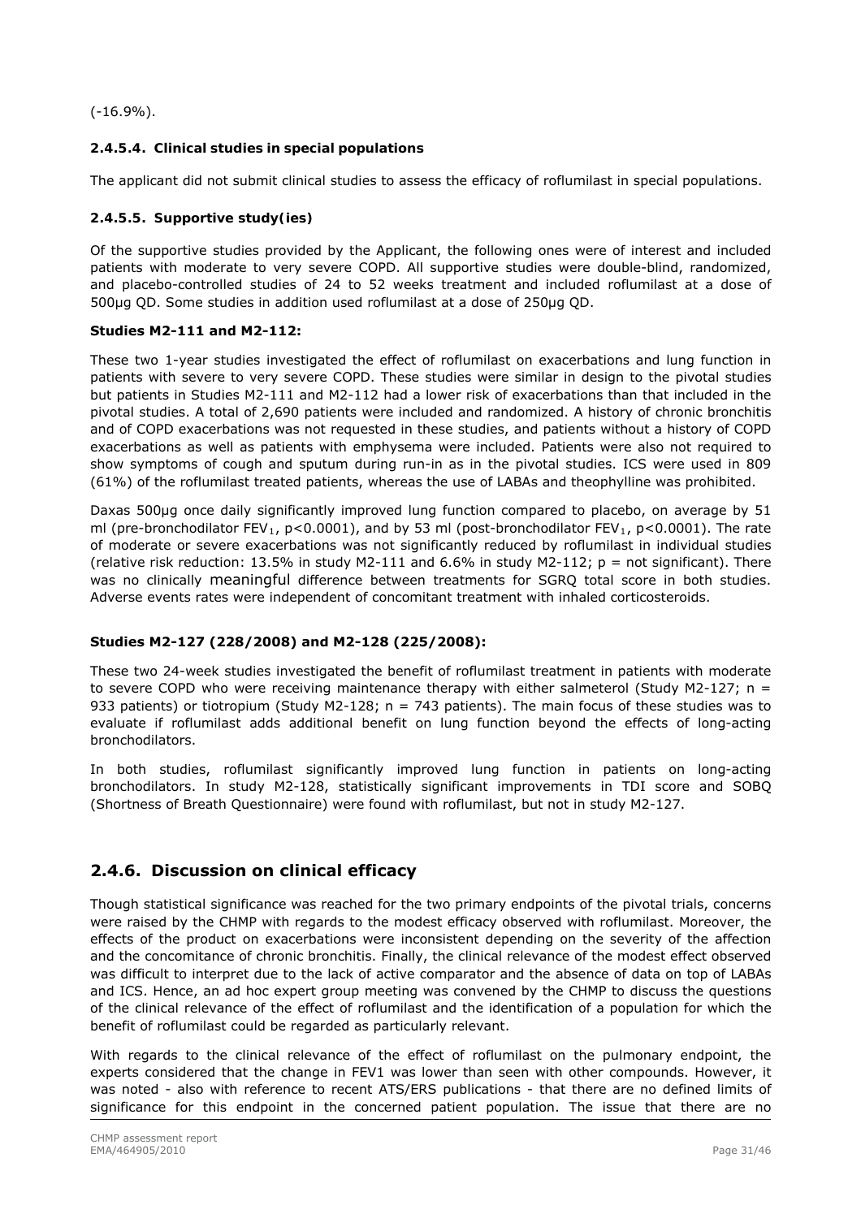(-16.9%).

#### 2.4.5.4. Clinical studies in special populations

The applicant did not submit clinical studies to assess the efficacy of roflumilast in special populations.

#### 2.4.5.5. Supportive study(ies)

Of the supportive studies provided by the Applicant, the following ones were of interest and included patients with moderate to very severe COPD. All supportive studies were double-blind, randomized, and placebo-controlled studies of 24 to 52 weeks treatment and included roflumilast at a dose of 500µg QD. Some studies in addition used roflumilast at a dose of 250µg QD.

**Studies M2-111 and M2-112:**

These two 1-year studies investigated the effect of roflumilast on exacerbations and lung function in patients with severe to very severe COPD. These studies were similar in design to the pivotal studies but patients in Studies M2-111 and M2-112 had a lower risk of exacerbations than that included in the pivotal studies. A total of 2,690 patients were included and randomized. A history of chronic bronchitis and of COPD exacerbations was not requested in these studies, and patients without a history of COPD exacerbations as well as patients with emphysema were included. Patients were also not required to show symptoms of cough and sputum during run-in as in the pivotal studies. ICS were used in 809 (61%) of the roflumilast treated patients, whereas the use of LABAs and theophylline was prohibited.

Daxas 500µg once daily significantly improved lung function compared to placebo, on average by 51 ml (pre-bronchodilator $FEV_1$, $p<0.0001$), and by 53 ml (post-bronchodilator $FEV_1$, $p<0.0001$). The rate of moderate or severe exacerbations was not significantly reduced by roflumilast in individual studies (relative risk reduction: 13.5% in study M2-111 and 6.6% in study M2-112; p = not significant). There was no clinically meaningful difference between treatments for SGRQ total score in both studies. Adverse events rates were independent of concomitant treatment with inhaled corticosteroids.

**Studies M2-127 (228/2008) and M2-128 (225/2008):**

These two 24-week studies investigated the benefit of roflumilast treatment in patients with moderate to severe COPD who were receiving maintenance therapy with either salmeterol (Study M2-127; n = 933 patients) or tiotropium (Study M2-128; n = 743 patients). The main focus of these studies was to evaluate if roflumilast adds additional benefit on lung function beyond the effects of long-acting bronchodilators.

In both studies, roflumilast significantly improved lung function in patients on long-acting bronchodilators. In study M2-128, statistically significant improvements in TDI score and SOBQ (Shortness of Breath Questionnaire) were found with roflumilast, but not in study M2-127.

### 2.4.6. Discussion on clinical efficacy

Though statistical significance was reached for the two primary endpoints of the pivotal trials, concerns were raised by the CHMP with regards to the modest efficacy observed with roflumilast. Moreover, the effects of the product on exacerbations were inconsistent depending on the severity of the affection and the concomitance of chronic bronchitis. Finally, the clinical relevance of the modest effect observed was difficult to interpret due to the lack of active comparator and the absence of data on top of LABAs and ICS. Hence, an ad hoc expert group meeting was convened by the CHMP to discuss the questions of the clinical relevance of the effect of roflumilast and the identification of a population for which the benefit of roflumilast could be regarded as particularly relevant.

With regards to the clinical relevance of the effect of roflumilast on the pulmonary endpoint, the experts considered that the change in FEV1 was lower than seen with other compounds. However, it was noted - also with reference to recent ATS/ERS publications - that there are no defined limits of significance for this endpoint in the concerned patient population. The issue that there are no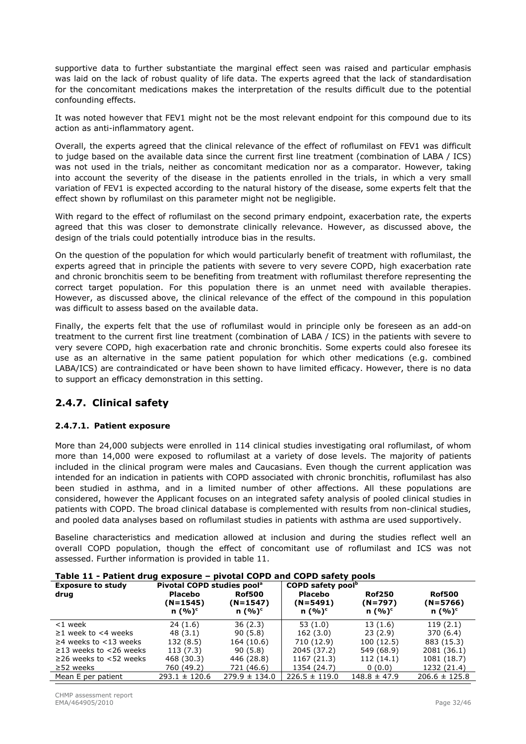supportive data to further substantiate the marginal effect seen was raised and particular emphasis was laid on the lack of robust quality of life data. The experts agreed that the lack of standardisation for the concomitant medications makes the interpretation of the results difficult due to the potential confounding effects.

It was noted however that FEV1 might not be the most relevant endpoint for this compound due to its action as anti-inflammatory agent.

Overall, the experts agreed that the clinical relevance of the effect of roflumilast on FEV1 was difficult to judge based on the available data since the current first line treatment (combination of LABA / ICS) was not used in the trials, neither as concomitant medication nor as a comparator. However, taking into account the severity of the disease in the patients enrolled in the trials, in which a very small variation of FEV1 is expected according to the natural history of the disease, some experts felt that the effect shown by roflumilast on this parameter might not be negligible.

With regard to the effect of roflumilast on the second primary endpoint, exacerbation rate, the experts agreed that this was closer to demonstrate clinically relevance. However, as discussed above, the design of the trials could potentially introduce bias in the results.

On the question of the population for which would particularly benefit of treatment with roflumilast, the experts agreed that in principle the patients with severe to very severe COPD, high exacerbation rate and chronic bronchitis seem to be benefiting from treatment with roflumilast therefore representing the correct target population. For this population there is an unmet need with available therapies. However, as discussed above, the clinical relevance of the effect of the compound in this population was difficult to assess based on the available data.

Finally, the experts felt that the use of roflumilast would in principle only be foreseen as an add-on treatment to the current first line treatment (combination of LABA / ICS) in the patients with severe to very severe COPD, high exacerbation rate and chronic bronchitis. Some experts could also foresee its use as an alternative in the same patient population for which other medications (e.g. combined LABA/ICS) are contraindicated or have been shown to have limited efficacy. However, there is no data to support an efficacy demonstration in this setting.

## 2.4.7. Clinical safety

### 2.4.7.1. Patient exposure

More than 24,000 subjects were enrolled in 114 clinical studies investigating oral roflumilast, of whom more than 14,000 were exposed to roflumilast at a variety of dose levels. The majority of patients included in the clinical program were males and Caucasians. Even though the current application was intended for an indication in patients with COPD associated with chronic bronchitis, roflumilast has also been studied in asthma, and in a limited number of other affections. All these populations are considered, however the Applicant focuses on an integrated safety analysis of pooled clinical studies in patients with COPD. The broad clinical database is complemented with results from non-clinical studies, and pooled data analyses based on roflumilast studies in patients with asthma are used supportively.

Baseline characteristics and medication allowed at inclusion and during the studies reflect well an overall COPD population, though the effect of concomitant use of roflumilast and ICS was not assessed. Further information is provided in table 11.

**Table 11 - Patient drug exposure – pivotal COPD and COPD safety pools**

| Exposure to study drug | Pivotal COPD studies pool[a] | | COPD safety pool[b] | | |
|---|---|---|---|---|---|
| | Placebo (N=1545) n (%)[c] | Rof500 (N=1547) n (%)[c] | Placebo (N=5491) n (%)[c] | Rof250 (N=797) n (%)[c] | Rof500 (N=5766) n (%)[c] |
| <1 week | 24 (1.6) | 36 (2.3) | 53 (1.0) | 13 (1.6) | 119 (2.1) |
| ≥1 week to <4 weeks | 48 (3.1) | 90 (5.8) | 162 (3.0) | 23 (2.9) | 370 (6.4) |
| ≥4 weeks to <13 weeks | 132 (8.5) | 164 (10.6) | 710 (12.9) | 100 (12.5) | 883 (15.3) |
| ≥13 weeks to <26 weeks | 113 (7.3) | 90 (5.8) | 2045 (37.2) | 549 (68.9) | 2081 (36.1) |
| ≥26 weeks to <52 weeks | 468 (30.3) | 446 (28.8) | 1167 (21.3) | 112 (14.1) | 1081 (18.7) |
| ≥52 weeks | 760 (49.2) | 721 (46.6) | 1354 (24.7) | 0 (0.0) | 1232 (21.4) |
| Mean E per patient | 293.1 ± 120.6 | 279.9 ± 134.0 | 226.5 ± 119.0 | 148.8 ± 47.9 | 206.6 ± 125.8 |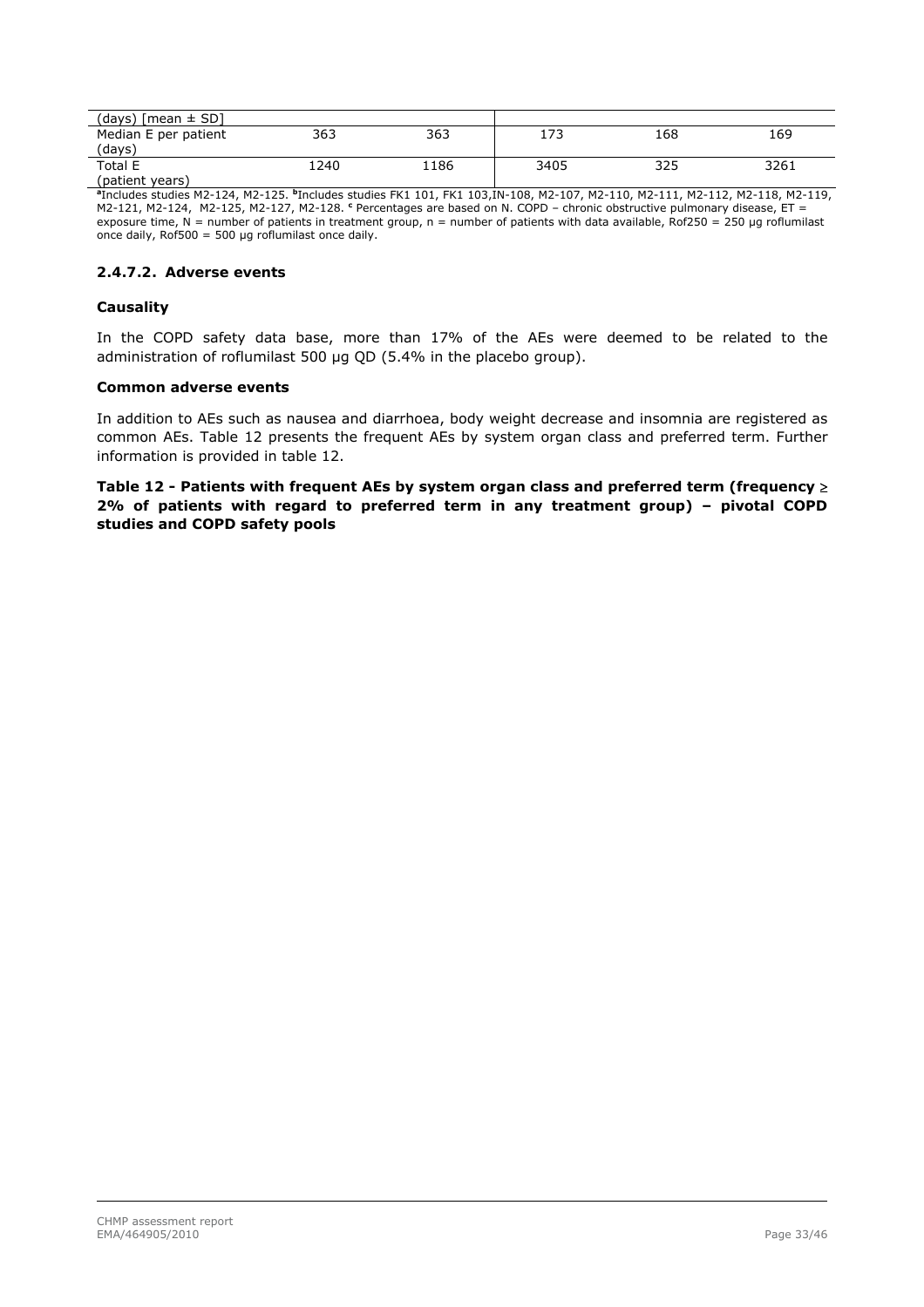| (days) [mean ± SD] | | | | | |
|---|---|---|---|---|---|
| Median E per patient (days) | 363 | 363 | 173 | 168 | 169 |
| Total E (patient years) | 1240 | 1186 | 3405 | 325 | 3261 |

[a]Includes studies M2-124, M2-125. [b]Includes studies FK1 101, FK1 103,IN-108, M2-107, M2-110, M2-111, M2-112, M2-118, M2-119, M2-121, M2-124, M2-125, M2-127, M2-128. [c] Percentages are based on N. COPD – chronic obstructive pulmonary disease, ET = exposure time, N = number of patients in treatment group, n = number of patients with data available, Rof250 = 250 µg roflumilast once daily, Rof500 = 500 µg roflumilast once daily.

### 2.4.7.2. Adverse events

**Causality**

In the COPD safety data base, more than 17% of the AEs were deemed to be related to the administration of roflumilast 500 µg QD (5.4% in the placebo group).

**Common adverse events**

In addition to AEs such as nausea and diarrhoea, body weight decrease and insomnia are registered as common AEs. Table 12 presents the frequent AEs by system organ class and preferred term. Further information is provided in table 12.

**Table 12 - Patients with frequent AEs by system organ class and preferred term (frequency ≥ 2% of patients with regard to preferred term in any treatment group) – pivotal COPD studies and COPD safety pools**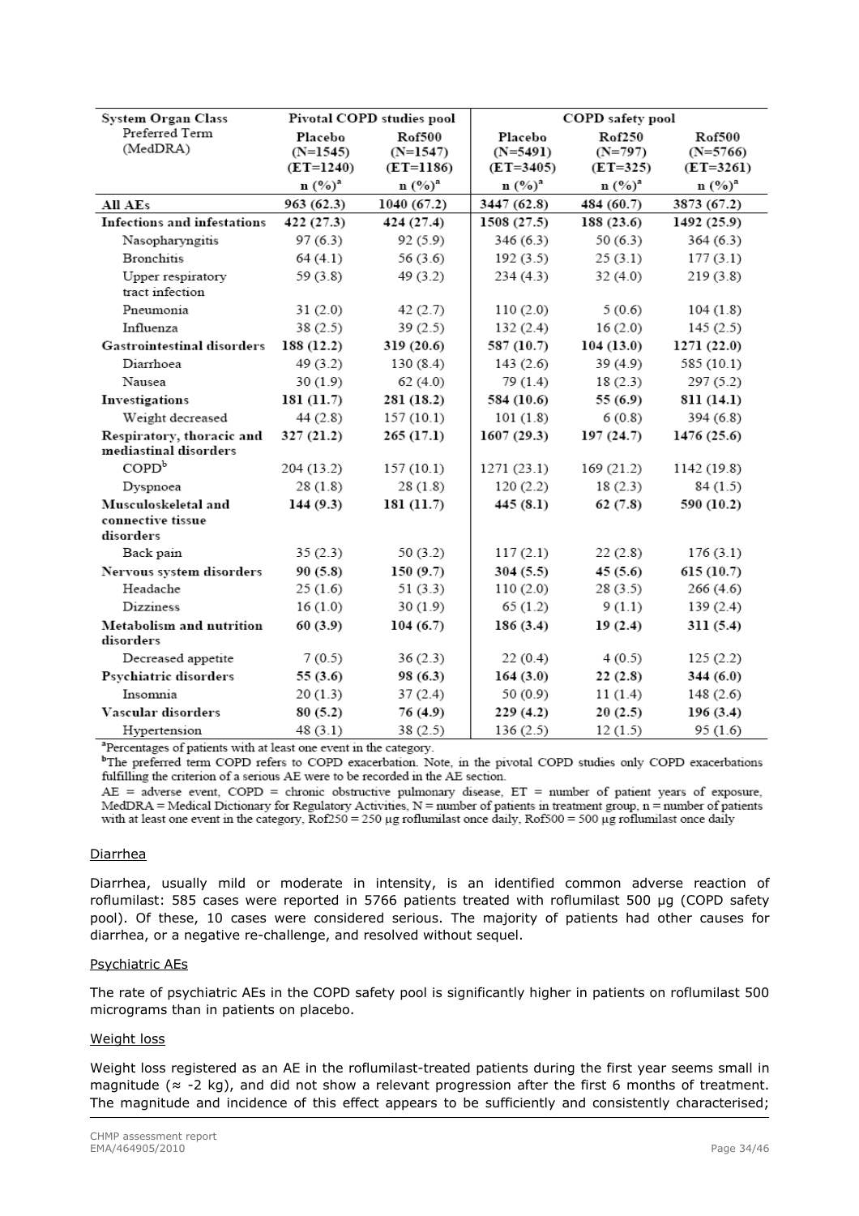| System Organ Class Preferred Term (MedDRA) | Pivotal COPD studies pool | | COPD safety pool | | |
|---|---|---|---|---|---|
| | Placebo (N=1545) (ET=1240) n (%)[a] | Rof500 (N=1547) (ET=1186) n (%)[a] | Placebo (N=5491) (ET=3405) n (%)[a] | Rof250 (N=797) (ET=325) n (%)[a] | Rof500 (N=5766) (ET=3261) n (%)[a] |
| **All AEs** | **963 (62.3)** | **1040 (67.2)** | **3447 (62.8)** | **484 (60.7)** | **3873 (67.2)** |
| **Infections and infestations** | **422 (27.3)** | **424 (27.4)** | **1508 (27.5)** | **188 (23.6)** | **1492 (25.9)** |
| Nasopharyngitis | 97 (6.3) | 92 (5.9) | 346 (6.3) | 50 (6.3) | 364 (6.3) |
| Bronchitis | 64 (4.1) | 56 (3.6) | 192 (3.5) | 25 (3.1) | 177 (3.1) |
| Upper respiratory tract infection | 59 (3.8) | 49 (3.2) | 234 (4.3) | 32 (4.0) | 219 (3.8) |
| Pneumonia | 31 (2.0) | 42 (2.7) | 110 (2.0) | 5 (0.6) | 104 (1.8) |
| Influenza | 38 (2.5) | 39 (2.5) | 132 (2.4) | 16 (2.0) | 145 (2.5) |
| **Gastrointestinal disorders** | **188 (12.2)** | **319 (20.6)** | **587 (10.7)** | **104 (13.0)** | **1271 (22.0)** |
| Diarrhoea | 49 (3.2) | 130 (8.4) | 143 (2.6) | 39 (4.9) | 585 (10.1) |
| Nausea | 30 (1.9) | 62 (4.0) | 79 (1.4) | 18 (2.3) | 297 (5.2) |
| **Investigations** | **181 (11.7)** | **281 (18.2)** | **584 (10.6)** | **55 (6.9)** | **811 (14.1)** |
| Weight decreased | 44 (2.8) | 157 (10.1) | 101 (1.8) | 6 (0.8) | 394 (6.8) |
| **Respiratory, thoracic and mediastinal disorders** | **327 (21.2)** | **265 (17.1)** | **1607 (29.3)** | **197 (24.7)** | **1476 (25.6)** |
| COPD[b] | 204 (13.2) | 157 (10.1) | 1271 (23.1) | 169 (21.2) | 1142 (19.8) |
| Dyspnoea | 28 (1.8) | 28 (1.8) | 120 (2.2) | 18 (2.3) | 84 (1.5) |
| **Musculoskeletal and connective tissue disorders** | **144 (9.3)** | **181 (11.7)** | **445 (8.1)** | **62 (7.8)** | **590 (10.2)** |
| Back pain | 35 (2.3) | 50 (3.2) | 117 (2.1) | 22 (2.8) | 176 (3.1) |
| **Nervous system disorders** | **90 (5.8)** | **150 (9.7)** | **304 (5.5)** | **45 (5.6)** | **615 (10.7)** |
| Headache | 25 (1.6) | 51 (3.3) | 110 (2.0) | 28 (3.5) | 266 (4.6) |
| Dizziness | 16 (1.0) | 30 (1.9) | 65 (1.2) | 9 (1.1) | 139 (2.4) |
| **Metabolism and nutrition disorders** | **60 (3.9)** | **104 (6.7)** | **186 (3.4)** | **19 (2.4)** | **311 (5.4)** |
| Decreased appetite | 7 (0.5) | 36 (2.3) | 22 (0.4) | 4 (0.5) | 125 (2.2) |
| **Psychiatric disorders** | **55 (3.6)** | **98 (6.3)** | **164 (3.0)** | **22 (2.8)** | **344 (6.0)** |
| Insomnia | 20 (1.3) | 37 (2.4) | 50 (0.9) | 11 (1.4) | 148 (2.6) |
| **Vascular disorders** | **80 (5.2)** | **76 (4.9)** | **229 (4.2)** | **20 (2.5)** | **196 (3.4)** |
| Hypertension | 48 (3.1) | 38 (2.5) | 136 (2.5) | 12 (1.5) | 95 (1.6) |

[a]Percentages of patients with at least one event in the category.
[b]The preferred term COPD refers to COPD exacerbation. Note, in the pivotal COPD studies only COPD exacerbations fulfilling the criterion of a serious AE were to be recorded in the AE section.
AE = adverse event, COPD = chronic obstructive pulmonary disease, ET = number of patient years of exposure, MedDRA = Medical Dictionary for Regulatory Activities, N = number of patients in treatment group, n = number of patients with at least one event in the category, Rof250 = 250 µg roflumilast once daily, Rof500 = 500 µg roflumilast once daily

<u>Diarrhea</u>

Diarrhea, usually mild or moderate in intensity, is an identified common adverse reaction of roflumilast: 585 cases were reported in 5766 patients treated with roflumilast 500 µg (COPD safety pool). Of these, 10 cases were considered serious. The majority of patients had other causes for diarrhea, or a negative re-challenge, and resolved without sequel.

<u>Psychiatric AEs</u>

The rate of psychiatric AEs in the COPD safety pool is significantly higher in patients on roflumilast 500 micrograms than in patients on placebo.

<u>Weight loss</u>

Weight loss registered as an AE in the roflumilast-treated patients during the first year seems small in magnitude (≈ -2 kg), and did not show a relevant progression after the first 6 months of treatment. The magnitude and incidence of this effect appears to be sufficiently and consistently characterised;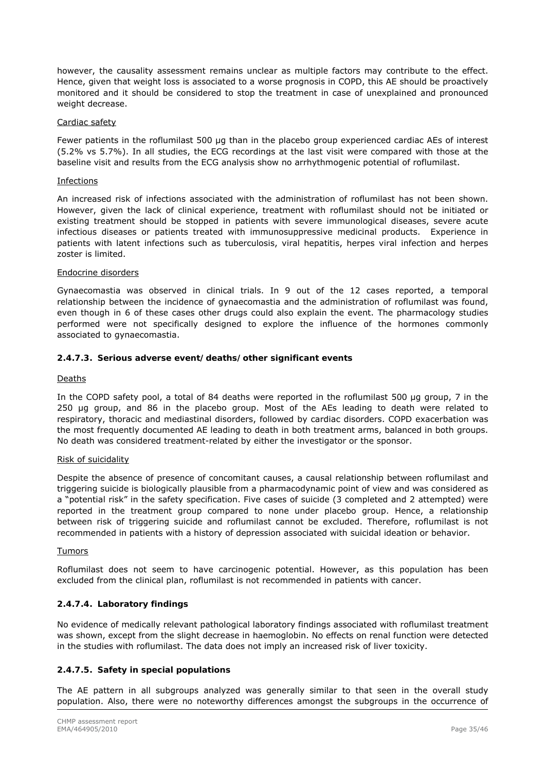however, the causality assessment remains unclear as multiple factors may contribute to the effect. Hence, given that weight loss is associated to a worse prognosis in COPD, this AE should be proactively monitored and it should be considered to stop the treatment in case of unexplained and pronounced weight decrease.

Cardiac safety

Fewer patients in the roflumilast 500 µg than in the placebo group experienced cardiac AEs of interest (5.2% vs 5.7%). In all studies, the ECG recordings at the last visit were compared with those at the baseline visit and results from the ECG analysis show no arrhythmogenic potential of roflumilast.

Infections

An increased risk of infections associated with the administration of roflumilast has not been shown. However, given the lack of clinical experience, treatment with roflumilast should not be initiated or existing treatment should be stopped in patients with severe immunological diseases, severe acute infectious diseases or patients treated with immunosuppressive medicinal products. Experience in patients with latent infections such as tuberculosis, viral hepatitis, herpes viral infection and herpes zoster is limited.

Endocrine disorders

Gynaecomastia was observed in clinical trials. In 9 out of the 12 cases reported, a temporal relationship between the incidence of gynaecomastia and the administration of roflumilast was found, even though in 6 of these cases other drugs could also explain the event. The pharmacology studies performed were not specifically designed to explore the influence of the hormones commonly associated to gynaecomastia.

#### 2.4.7.3. Serious adverse event/deaths/other significant events

Deaths

In the COPD safety pool, a total of 84 deaths were reported in the roflumilast 500 µg group, 7 in the 250 µg group, and 86 in the placebo group. Most of the AEs leading to death were related to respiratory, thoracic and mediastinal disorders, followed by cardiac disorders. COPD exacerbation was the most frequently documented AE leading to death in both treatment arms, balanced in both groups. No death was considered treatment-related by either the investigator or the sponsor.

Risk of suicidality

Despite the absence of presence of concomitant causes, a causal relationship between roflumilast and triggering suicide is biologically plausible from a pharmacodynamic point of view and was considered as a "potential risk" in the safety specification. Five cases of suicide (3 completed and 2 attempted) were reported in the treatment group compared to none under placebo group. Hence, a relationship between risk of triggering suicide and roflumilast cannot be excluded. Therefore, roflumilast is not recommended in patients with a history of depression associated with suicidal ideation or behavior.

Tumors

Roflumilast does not seem to have carcinogenic potential. However, as this population has been excluded from the clinical plan, roflumilast is not recommended in patients with cancer.

#### 2.4.7.4. Laboratory findings

No evidence of medically relevant pathological laboratory findings associated with roflumilast treatment was shown, except from the slight decrease in haemoglobin. No effects on renal function were detected in the studies with roflumilast. The data does not imply an increased risk of liver toxicity.

#### 2.4.7.5. Safety in special populations

The AE pattern in all subgroups analyzed was generally similar to that seen in the overall study population. Also, there were no noteworthy differences amongst the subgroups in the occurrence of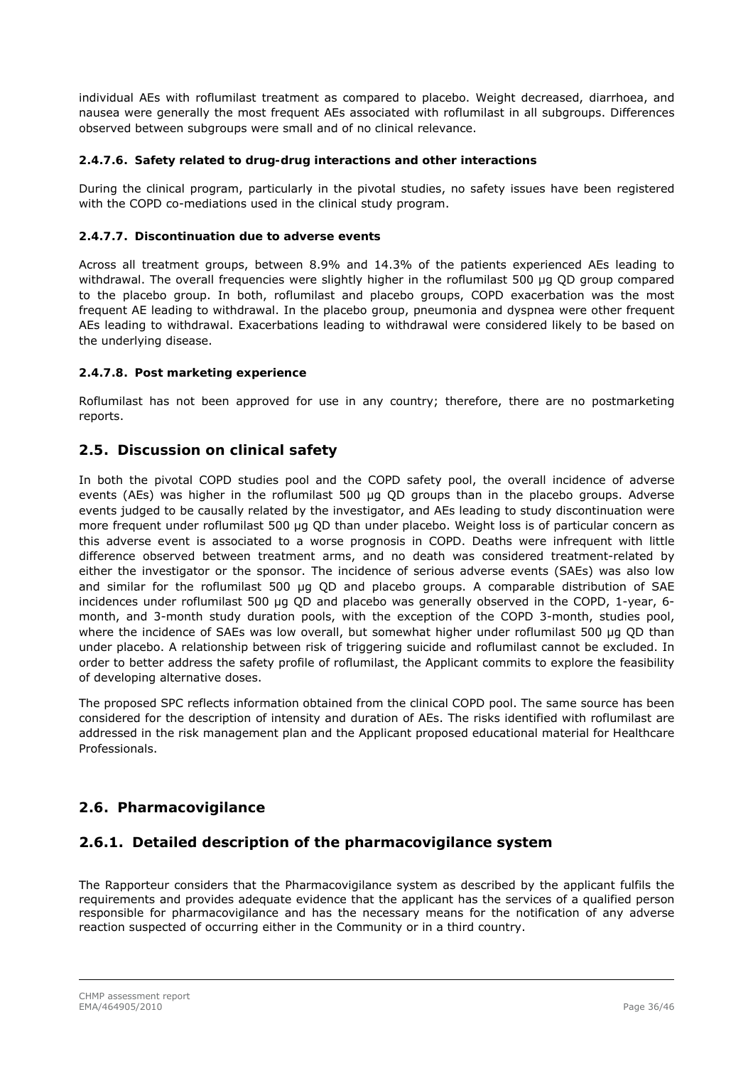individual AEs with roflumilast treatment as compared to placebo. Weight decreased, diarrhoea, and nausea were generally the most frequent AEs associated with roflumilast in all subgroups. Differences observed between subgroups were small and of no clinical relevance.

#### 2.4.7.6. Safety related to drug-drug interactions and other interactions

During the clinical program, particularly in the pivotal studies, no safety issues have been registered with the COPD co-mediations used in the clinical study program.

#### 2.4.7.7. Discontinuation due to adverse events

Across all treatment groups, between 8.9% and 14.3% of the patients experienced AEs leading to withdrawal. The overall frequencies were slightly higher in the roflumilast 500 µg QD group compared to the placebo group. In both, roflumilast and placebo groups, COPD exacerbation was the most frequent AE leading to withdrawal. In the placebo group, pneumonia and dyspnea were other frequent AEs leading to withdrawal. Exacerbations leading to withdrawal were considered likely to be based on the underlying disease.

#### 2.4.7.8. Post marketing experience

Roflumilast has not been approved for use in any country; therefore, there are no postmarketing reports.

## 2.5. Discussion on clinical safety

In both the pivotal COPD studies pool and the COPD safety pool, the overall incidence of adverse events (AEs) was higher in the roflumilast 500 µg QD groups than in the placebo groups. Adverse events judged to be causally related by the investigator, and AEs leading to study discontinuation were more frequent under roflumilast 500 µg QD than under placebo. Weight loss is of particular concern as this adverse event is associated to a worse prognosis in COPD. Deaths were infrequent with little difference observed between treatment arms, and no death was considered treatment-related by either the investigator or the sponsor. The incidence of serious adverse events (SAEs) was also low and similar for the roflumilast 500 µg QD and placebo groups. A comparable distribution of SAE incidences under roflumilast 500 µg QD and placebo was generally observed in the COPD, 1-year, 6-month, and 3-month study duration pools, with the exception of the COPD 3-month, studies pool, where the incidence of SAEs was low overall, but somewhat higher under roflumilast 500 µg QD than under placebo. A relationship between risk of triggering suicide and roflumilast cannot be excluded. In order to better address the safety profile of roflumilast, the Applicant commits to explore the feasibility of developing alternative doses.

The proposed SPC reflects information obtained from the clinical COPD pool. The same source has been considered for the description of intensity and duration of AEs. The risks identified with roflumilast are addressed in the risk management plan and the Applicant proposed educational material for Healthcare Professionals.

## 2.6. Pharmacovigilance

## 2.6.1. Detailed description of the pharmacovigilance system

The Rapporteur considers that the Pharmacovigilance system as described by the applicant fulfils the requirements and provides adequate evidence that the applicant has the services of a qualified person responsible for pharmacovigilance and has the necessary means for the notification of any adverse reaction suspected of occurring either in the Community or in a third country.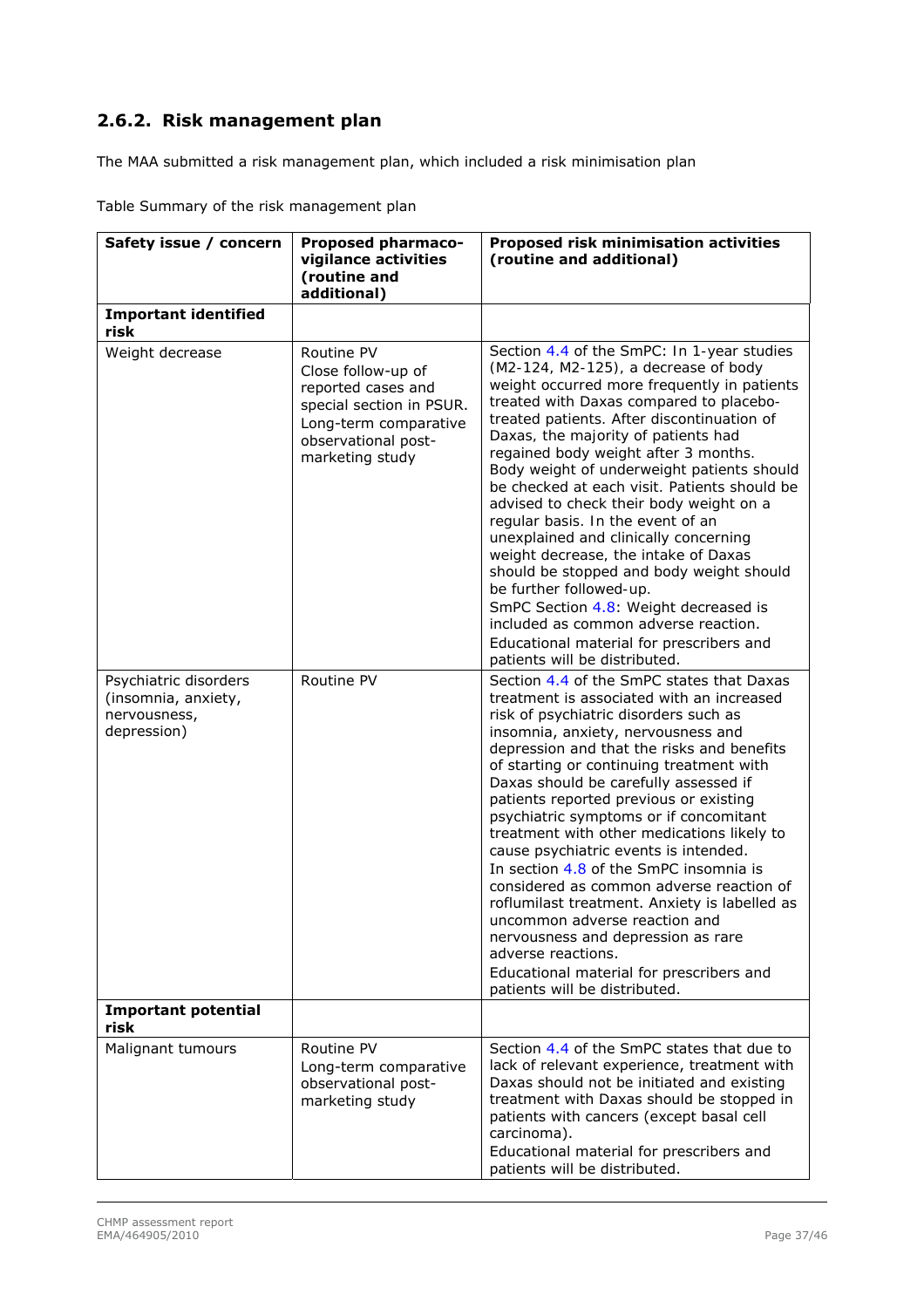### 2.6.2. Risk management plan

The MAA submitted a risk management plan, which included a risk minimisation plan

Table Summary of the risk management plan

| Safety issue / concern | Proposed pharmaco-vigilance activities (routine and additional) | Proposed risk minimisation activities (routine and additional) |
|---|---|---|
| **Important identified risk** | | |
| Weight decrease | Routine PV<br>Close follow-up of reported cases and special section in PSUR.<br>Long-term comparative observational post-marketing study | Section 4.4 of the SmPC: In 1-year studies (M2-124, M2-125), a decrease of body weight occurred more frequently in patients treated with Daxas compared to placebo-treated patients. After discontinuation of Daxas, the majority of patients had regained body weight after 3 months. Body weight of underweight patients should be checked at each visit. Patients should be advised to check their body weight on a regular basis. In the event of an unexplained and clinically concerning weight decrease, the intake of Daxas should be stopped and body weight should be further followed-up.<br>SmPC Section 4.8: Weight decreased is included as common adverse reaction.<br>Educational material for prescribers and patients will be distributed. |
| Psychiatric disorders (insomnia, anxiety, nervousness, depression) | Routine PV | Section 4.4 of the SmPC states that Daxas treatment is associated with an increased risk of psychiatric disorders such as insomnia, anxiety, nervousness and depression and that the risks and benefits of starting or continuing treatment with Daxas should be carefully assessed if patients reported previous or existing psychiatric symptoms or if concomitant treatment with other medications likely to cause psychiatric events is intended.<br>In section 4.8 of the SmPC insomnia is considered as common adverse reaction of roflumilast treatment. Anxiety is labelled as uncommon adverse reaction and nervousness and depression as rare adverse reactions.<br>Educational material for prescribers and patients will be distributed. |
| **Important potential risk** | | |
| Malignant tumours | Routine PV<br>Long-term comparative observational post-marketing study | Section 4.4 of the SmPC states that due to lack of relevant experience, treatment with Daxas should not be initiated and existing treatment with Daxas should be stopped in patients with cancers (except basal cell carcinoma).<br>Educational material for prescribers and patients will be distributed. |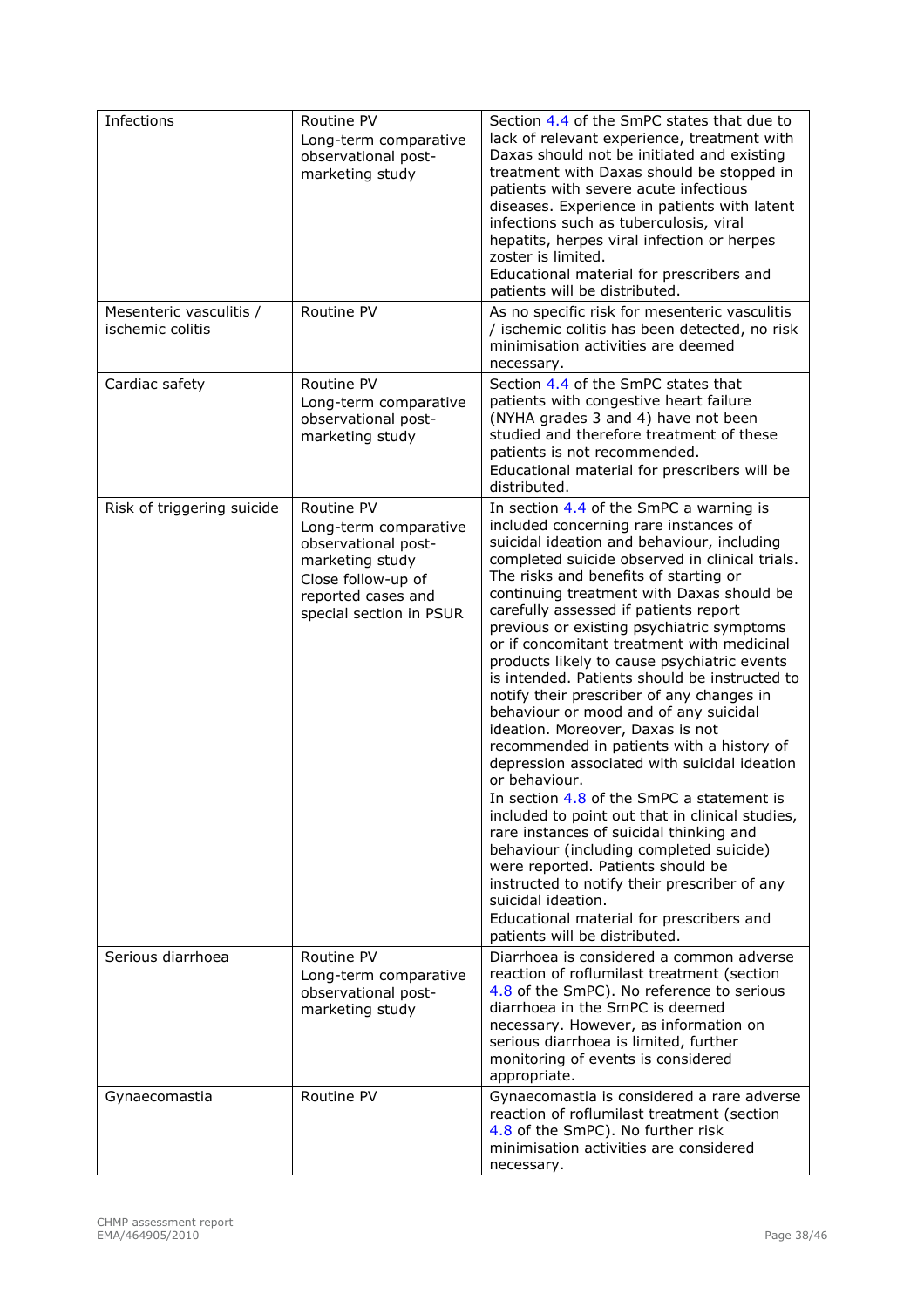| | | |
|---|---|---|
| Infections | Routine PV<br>Long-term comparative observational post-marketing study | Section 4.4 of the SmPC states that due to lack of relevant experience, treatment with Daxas should not be initiated and existing treatment with Daxas should be stopped in patients with severe acute infectious diseases. Experience in patients with latent infections such as tuberculosis, viral hepatits, herpes viral infection or herpes zoster is limited.<br>Educational material for prescribers and patients will be distributed. |
| Mesenteric vasculitis / ischemic colitis | Routine PV | As no specific risk for mesenteric vasculitis / ischemic colitis has been detected, no risk minimisation activities are deemed necessary. |
| Cardiac safety | Routine PV<br>Long-term comparative observational post-marketing study | Section 4.4 of the SmPC states that patients with congestive heart failure (NYHA grades 3 and 4) have not been studied and therefore treatment of these patients is not recommended.<br>Educational material for prescribers will be distributed. |
| Risk of triggering suicide | Routine PV<br>Long-term comparative observational post-marketing study<br>Close follow-up of reported cases and special section in PSUR | In section 4.4 of the SmPC a warning is included concerning rare instances of suicidal ideation and behaviour, including completed suicide observed in clinical trials. The risks and benefits of starting or continuing treatment with Daxas should be carefully assessed if patients report previous or existing psychiatric symptoms or if concomitant treatment with medicinal products likely to cause psychiatric events is intended. Patients should be instructed to notify their prescriber of any changes in behaviour or mood and of any suicidal ideation. Moreover, Daxas is not recommended in patients with a history of depression associated with suicidal ideation or behaviour.<br>In section 4.8 of the SmPC a statement is included to point out that in clinical studies, rare instances of suicidal thinking and behaviour (including completed suicide) were reported. Patients should be instructed to notify their prescriber of any suicidal ideation.<br>Educational material for prescribers and patients will be distributed. |
| Serious diarrhoea | Routine PV<br>Long-term comparative observational post-marketing study | Diarrhoea is considered a common adverse reaction of roflumilast treatment (section 4.8 of the SmPC). No reference to serious diarrhoea in the SmPC is deemed necessary. However, as information on serious diarrhoea is limited, further monitoring of events is considered appropriate. |
| Gynaecomastia | Routine PV | Gynaecomastia is considered a rare adverse reaction of roflumilast treatment (section 4.8 of the SmPC). No further risk minimisation activities are considered necessary. |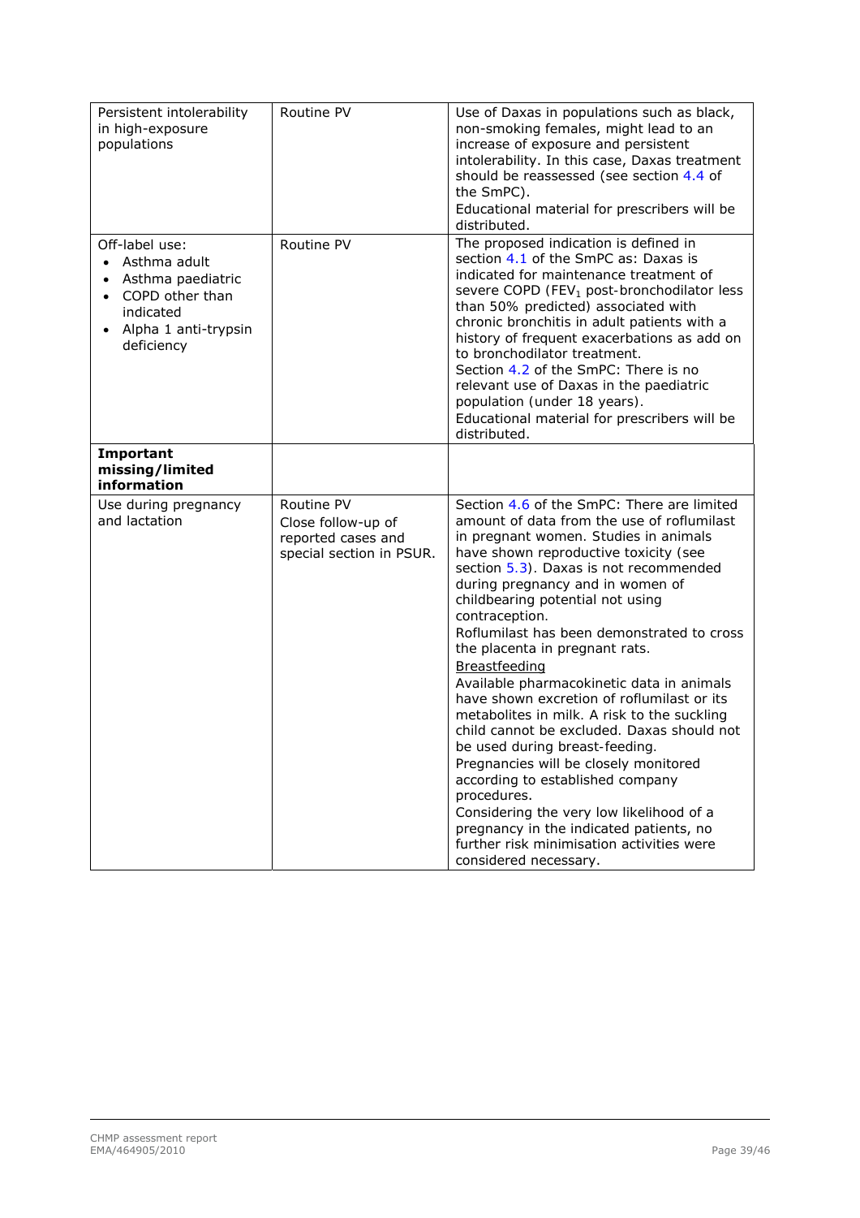| | | |
|---|---|---|
| Persistent intolerability in high-exposure populations | Routine PV | Use of Daxas in populations such as black, non-smoking females, might lead to an increase of exposure and persistent intolerability. In this case, Daxas treatment should be reassessed (see section 4.4 of the SmPC).<br>Educational material for prescribers will be distributed. |
| Off-label use:<br>• Asthma adult<br>• Asthma paediatric<br>• COPD other than indicated<br>• Alpha 1 anti-trypsin deficiency | Routine PV | The proposed indication is defined in section 4.1 of the SmPC as: Daxas is indicated for maintenance treatment of severe COPD ($FEV_1$ post-bronchodilator less than 50% predicted) associated with chronic bronchitis in adult patients with a history of frequent exacerbations as add on to bronchodilator treatment.<br>Section 4.2 of the SmPC: There is no relevant use of Daxas in the paediatric population (under 18 years).<br>Educational material for prescribers will be distributed. |
| **Important missing/limited information** | | |
| Use during pregnancy and lactation | Routine PV<br>Close follow-up of reported cases and special section in PSUR. | Section 4.6 of the SmPC: There are limited amount of data from the use of roflumilast in pregnant women. Studies in animals have shown reproductive toxicity (see section 5.3). Daxas is not recommended during pregnancy and in women of childbearing potential not using contraception.<br>Roflumilast has been demonstrated to cross the placenta in pregnant rats.<br>Breastfeeding<br>Available pharmacokinetic data in animals have shown excretion of roflumilast or its metabolites in milk. A risk to the suckling child cannot be excluded. Daxas should not be used during breast-feeding.<br>Pregnancies will be closely monitored according to established company procedures.<br>Considering the very low likelihood of a pregnancy in the indicated patients, no further risk minimisation activities were considered necessary. |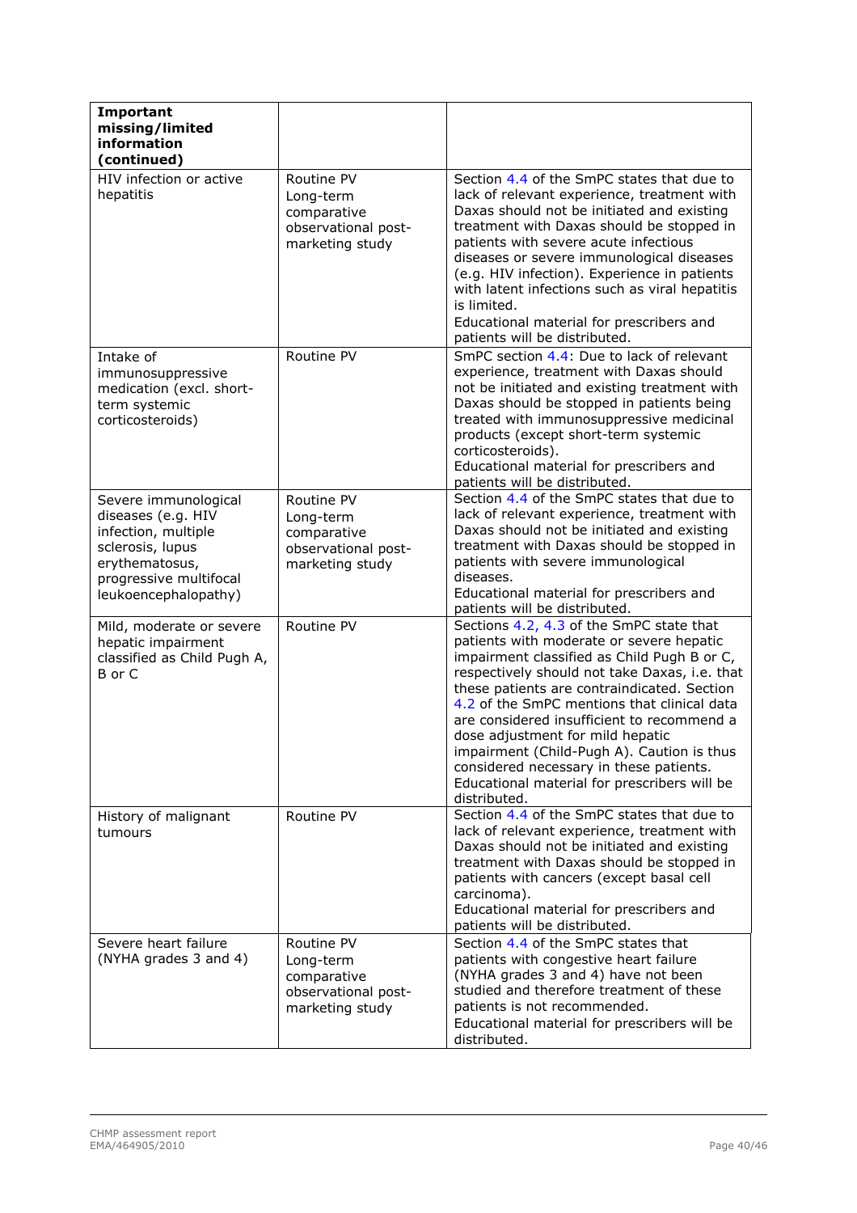| **Important missing/limited information (continued)** | | |
|---|---|---|
| HIV infection or active hepatitis | Routine PV<br>Long-term comparative observational post-marketing study | Section 4.4 of the SmPC states that due to lack of relevant experience, treatment with Daxas should not be initiated and existing treatment with Daxas should be stopped in patients with severe acute infectious diseases or severe immunological diseases (e.g. HIV infection). Experience in patients with latent infections such as viral hepatitis is limited.<br>Educational material for prescribers and patients will be distributed. |
| Intake of immunosuppressive medication (excl. short-term systemic corticosteroids) | Routine PV | SmPC section 4.4: Due to lack of relevant experience, treatment with Daxas should not be initiated and existing treatment with Daxas should be stopped in patients being treated with immunosuppressive medicinal products (except short-term systemic corticosteroids).<br>Educational material for prescribers and patients will be distributed. |
| Severe immunological diseases (e.g. HIV infection, multiple sclerosis, lupus erythematosus, progressive multifocal leukoencephalopathy) | Routine PV<br>Long-term comparative observational post-marketing study | Section 4.4 of the SmPC states that due to lack of relevant experience, treatment with Daxas should not be initiated and existing treatment with Daxas should be stopped in patients with severe immunological diseases.<br>Educational material for prescribers and patients will be distributed. |
| Mild, moderate or severe hepatic impairment classified as Child Pugh A, B or C | Routine PV | Sections 4.2, 4.3 of the SmPC state that patients with moderate or severe hepatic impairment classified as Child Pugh B or C, respectively should not take Daxas, i.e. that these patients are contraindicated. Section 4.2 of the SmPC mentions that clinical data are considered insufficient to recommend a dose adjustment for mild hepatic impairment (Child-Pugh A). Caution is thus considered necessary in these patients.<br>Educational material for prescribers will be distributed. |
| History of malignant tumours | Routine PV | Section 4.4 of the SmPC states that due to lack of relevant experience, treatment with Daxas should not be initiated and existing treatment with Daxas should be stopped in patients with cancers (except basal cell carcinoma).<br>Educational material for prescribers and patients will be distributed. |
| Severe heart failure (NYHA grades 3 and 4) | Routine PV<br>Long-term comparative observational post-marketing study | Section 4.4 of the SmPC states that patients with congestive heart failure (NYHA grades 3 and 4) have not been studied and therefore treatment of these patients is not recommended.<br>Educational material for prescribers will be distributed. |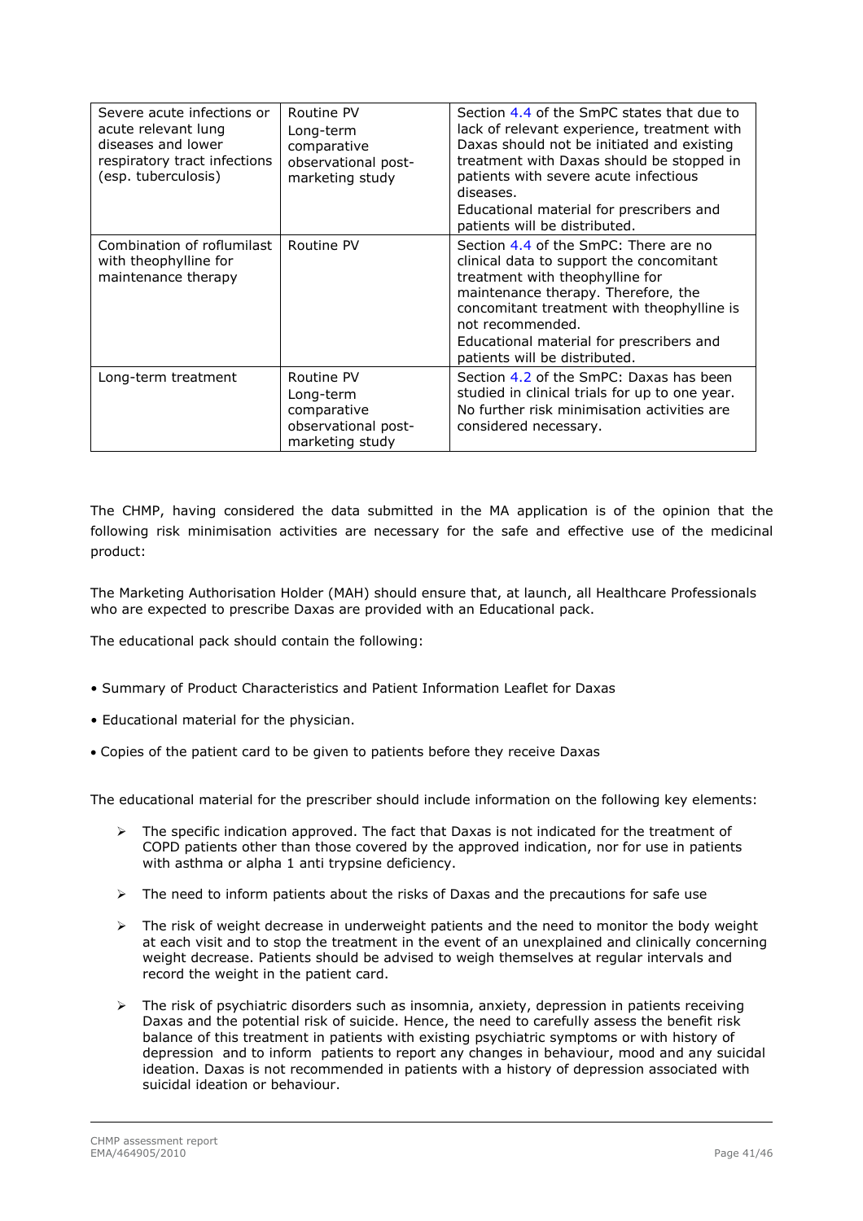| | | |
|---|---|---|
| Severe acute infections or acute relevant lung diseases and lower respiratory tract infections (esp. tuberculosis) | Routine PV<br>Long-term comparative observational post-marketing study | Section 4.4 of the SmPC states that due to lack of relevant experience, treatment with Daxas should not be initiated and existing treatment with Daxas should be stopped in patients with severe acute infectious diseases.<br>Educational material for prescribers and patients will be distributed. |
| Combination of roflumilast with theophylline for maintenance therapy | Routine PV | Section 4.4 of the SmPC: There are no clinical data to support the concomitant treatment with theophylline for maintenance therapy. Therefore, the concomitant treatment with theophylline is not recommended.<br>Educational material for prescribers and patients will be distributed. |
| Long-term treatment | Routine PV<br>Long-term comparative observational post-marketing study | Section 4.2 of the SmPC: Daxas has been studied in clinical trials for up to one year. No further risk minimisation activities are considered necessary. |

The CHMP, having considered the data submitted in the MA application is of the opinion that the following risk minimisation activities are necessary for the safe and effective use of the medicinal product:

The Marketing Authorisation Holder (MAH) should ensure that, at launch, all Healthcare Professionals who are expected to prescribe Daxas are provided with an Educational pack.

The educational pack should contain the following:

- Summary of Product Characteristics and Patient Information Leaflet for Daxas
- Educational material for the physician.
- Copies of the patient card to be given to patients before they receive Daxas

The educational material for the prescriber should include information on the following key elements:

- The specific indication approved. The fact that Daxas is not indicated for the treatment of COPD patients other than those covered by the approved indication, nor for use in patients with asthma or alpha 1 anti trypsine deficiency.
- The need to inform patients about the risks of Daxas and the precautions for safe use
- The risk of weight decrease in underweight patients and the need to monitor the body weight at each visit and to stop the treatment in the event of an unexplained and clinically concerning weight decrease. Patients should be advised to weigh themselves at regular intervals and record the weight in the patient card.
- The risk of psychiatric disorders such as insomnia, anxiety, depression in patients receiving Daxas and the potential risk of suicide. Hence, the need to carefully assess the benefit risk balance of this treatment in patients with existing psychiatric symptoms or with history of depression and to inform patients to report any changes in behaviour, mood and any suicidal ideation. Daxas is not recommended in patients with a history of depression associated with suicidal ideation or behaviour.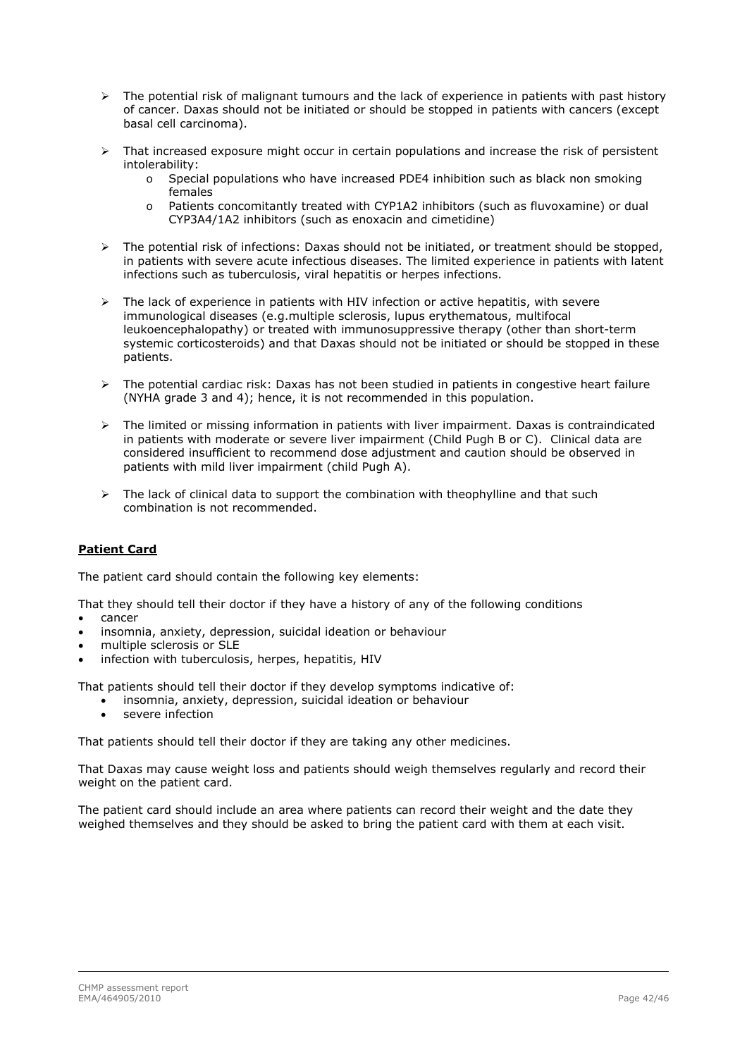- The potential risk of malignant tumours and the lack of experience in patients with past history of cancer. Daxas should not be initiated or should be stopped in patients with cancers (except basal cell carcinoma).
- That increased exposure might occur in certain populations and increase the risk of persistent intolerability:
  - Special populations who have increased PDE4 inhibition such as black non smoking females
  - Patients concomitantly treated with CYP1A2 inhibitors (such as fluvoxamine) or dual CYP3A4/1A2 inhibitors (such as enoxacin and cimetidine)
- The potential risk of infections: Daxas should not be initiated, or treatment should be stopped, in patients with severe acute infectious diseases. The limited experience in patients with latent infections such as tuberculosis, viral hepatitis or herpes infections.
- The lack of experience in patients with HIV infection or active hepatitis, with severe immunological diseases (e.g.multiple sclerosis, lupus erythematous, multifocal leukoencephalopathy) or treated with immunosuppressive therapy (other than short-term systemic corticosteroids) and that Daxas should not be initiated or should be stopped in these patients.
- The potential cardiac risk: Daxas has not been studied in patients in congestive heart failure (NYHA grade 3 and 4); hence, it is not recommended in this population.
- The limited or missing information in patients with liver impairment. Daxas is contraindicated in patients with moderate or severe liver impairment (Child Pugh B or C). Clinical data are considered insufficient to recommend dose adjustment and caution should be observed in patients with mild liver impairment (child Pugh A).
- The lack of clinical data to support the combination with theophylline and that such combination is not recommended.

**Patient Card**

The patient card should contain the following key elements:

That they should tell their doctor if they have a history of any of the following conditions

- cancer
- insomnia, anxiety, depression, suicidal ideation or behaviour
- multiple sclerosis or SLE
- infection with tuberculosis, herpes, hepatitis, HIV

That patients should tell their doctor if they develop symptoms indicative of:

- insomnia, anxiety, depression, suicidal ideation or behaviour
- severe infection

That patients should tell their doctor if they are taking any other medicines.

That Daxas may cause weight loss and patients should weigh themselves regularly and record their weight on the patient card.

The patient card should include an area where patients can record their weight and the date they weighed themselves and they should be asked to bring the patient card with them at each visit.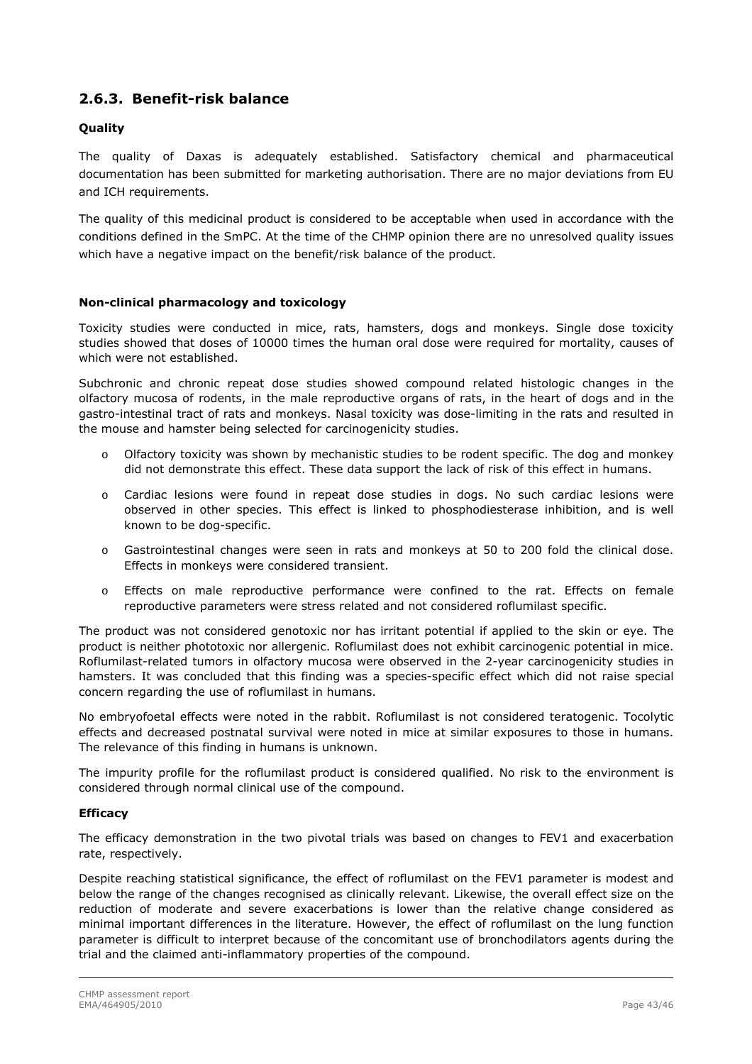## 2.6.3. Benefit-risk balance

### Quality

The quality of Daxas is adequately established. Satisfactory chemical and pharmaceutical documentation has been submitted for marketing authorisation. There are no major deviations from EU and ICH requirements.

The quality of this medicinal product is considered to be acceptable when used in accordance with the conditions defined in the SmPC. At the time of the CHMP opinion there are no unresolved quality issues which have a negative impact on the benefit/risk balance of the product.

### Non-clinical pharmacology and toxicology

Toxicity studies were conducted in mice, rats, hamsters, dogs and monkeys. Single dose toxicity studies showed that doses of 10000 times the human oral dose were required for mortality, causes of which were not established.

Subchronic and chronic repeat dose studies showed compound related histologic changes in the olfactory mucosa of rodents, in the male reproductive organs of rats, in the heart of dogs and in the gastro-intestinal tract of rats and monkeys. Nasal toxicity was dose-limiting in the rats and resulted in the mouse and hamster being selected for carcinogenicity studies.

- Olfactory toxicity was shown by mechanistic studies to be rodent specific. The dog and monkey did not demonstrate this effect. These data support the lack of risk of this effect in humans.
- Cardiac lesions were found in repeat dose studies in dogs. No such cardiac lesions were observed in other species. This effect is linked to phosphodiesterase inhibition, and is well known to be dog-specific.
- Gastrointestinal changes were seen in rats and monkeys at 50 to 200 fold the clinical dose. Effects in monkeys were considered transient.
- Effects on male reproductive performance were confined to the rat. Effects on female reproductive parameters were stress related and not considered roflumilast specific.

The product was not considered genotoxic nor has irritant potential if applied to the skin or eye. The product is neither phototoxic nor allergenic. Roflumilast does not exhibit carcinogenic potential in mice. Roflumilast-related tumors in olfactory mucosa were observed in the 2-year carcinogenicity studies in hamsters. It was concluded that this finding was a species-specific effect which did not raise special concern regarding the use of roflumilast in humans.

No embryofoetal effects were noted in the rabbit. Roflumilast is not considered teratogenic. Tocolytic effects and decreased postnatal survival were noted in mice at similar exposures to those in humans. The relevance of this finding in humans is unknown.

The impurity profile for the roflumilast product is considered qualified. No risk to the environment is considered through normal clinical use of the compound.

### Efficacy

The efficacy demonstration in the two pivotal trials was based on changes to FEV1 and exacerbation rate, respectively.

Despite reaching statistical significance, the effect of roflumilast on the FEV1 parameter is modest and below the range of the changes recognised as clinically relevant. Likewise, the overall effect size on the reduction of moderate and severe exacerbations is lower than the relative change considered as minimal important differences in the literature. However, the effect of roflumilast on the lung function parameter is difficult to interpret because of the concomitant use of bronchodilators agents during the trial and the claimed anti-inflammatory properties of the compound.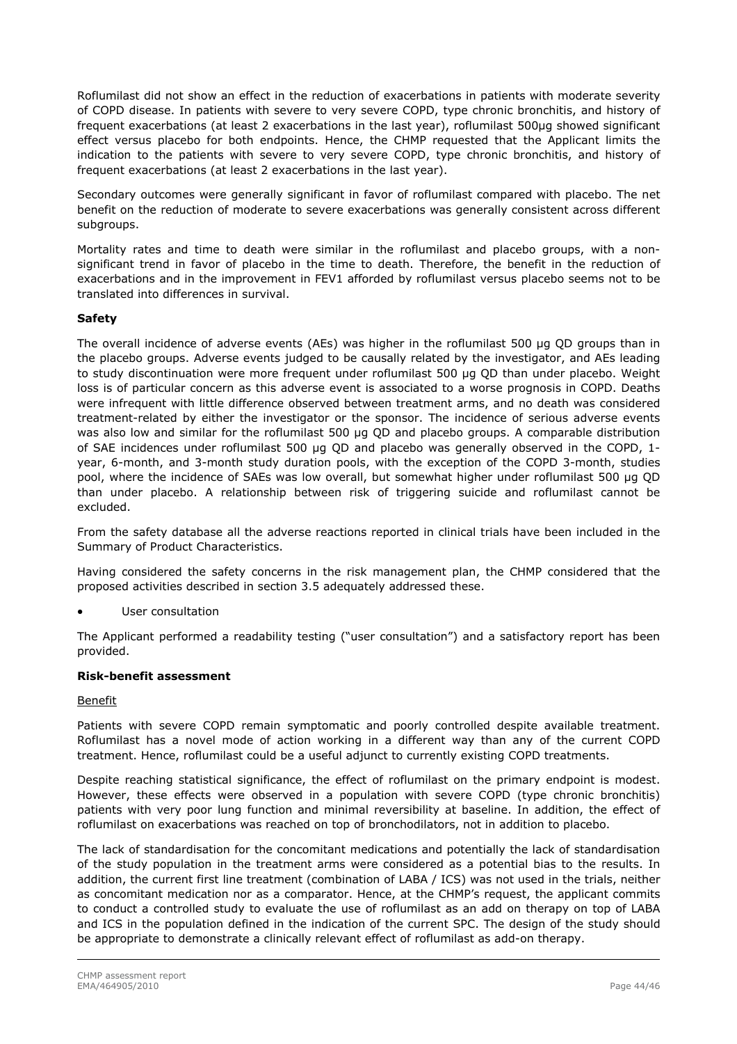Roflumilast did not show an effect in the reduction of exacerbations in patients with moderate severity of COPD disease. In patients with severe to very severe COPD, type chronic bronchitis, and history of frequent exacerbations (at least 2 exacerbations in the last year), roflumilast 500µg showed significant effect versus placebo for both endpoints. Hence, the CHMP requested that the Applicant limits the indication to the patients with severe to very severe COPD, type chronic bronchitis, and history of frequent exacerbations (at least 2 exacerbations in the last year).

Secondary outcomes were generally significant in favor of roflumilast compared with placebo. The net benefit on the reduction of moderate to severe exacerbations was generally consistent across different subgroups.

Mortality rates and time to death were similar in the roflumilast and placebo groups, with a non-significant trend in favor of placebo in the time to death. Therefore, the benefit in the reduction of exacerbations and in the improvement in FEV1 afforded by roflumilast versus placebo seems not to be translated into differences in survival.

**Safety**

The overall incidence of adverse events (AEs) was higher in the roflumilast 500 µg QD groups than in the placebo groups. Adverse events judged to be causally related by the investigator, and AEs leading to study discontinuation were more frequent under roflumilast 500 µg QD than under placebo. Weight loss is of particular concern as this adverse event is associated to a worse prognosis in COPD. Deaths were infrequent with little difference observed between treatment arms, and no death was considered treatment-related by either the investigator or the sponsor. The incidence of serious adverse events was also low and similar for the roflumilast 500 µg QD and placebo groups. A comparable distribution of SAE incidences under roflumilast 500 µg QD and placebo was generally observed in the COPD, 1-year, 6-month, and 3-month study duration pools, with the exception of the COPD 3-month, studies pool, where the incidence of SAEs was low overall, but somewhat higher under roflumilast 500 µg QD than under placebo. A relationship between risk of triggering suicide and roflumilast cannot be excluded.

From the safety database all the adverse reactions reported in clinical trials have been included in the Summary of Product Characteristics.

Having considered the safety concerns in the risk management plan, the CHMP considered that the proposed activities described in section 3.5 adequately addressed these.

- User consultation

The Applicant performed a readability testing ("user consultation") and a satisfactory report has been provided.

**Risk-benefit assessment**

Benefit

Patients with severe COPD remain symptomatic and poorly controlled despite available treatment. Roflumilast has a novel mode of action working in a different way than any of the current COPD treatment. Hence, roflumilast could be a useful adjunct to currently existing COPD treatments.

Despite reaching statistical significance, the effect of roflumilast on the primary endpoint is modest. However, these effects were observed in a population with severe COPD (type chronic bronchitis) patients with very poor lung function and minimal reversibility at baseline. In addition, the effect of roflumilast on exacerbations was reached on top of bronchodilators, not in addition to placebo.

The lack of standardisation for the concomitant medications and potentially the lack of standardisation of the study population in the treatment arms were considered as a potential bias to the results. In addition, the current first line treatment (combination of LABA / ICS) was not used in the trials, neither as concomitant medication nor as a comparator. Hence, at the CHMP's request, the applicant commits to conduct a controlled study to evaluate the use of roflumilast as an add on therapy on top of LABA and ICS in the population defined in the indication of the current SPC. The design of the study should be appropriate to demonstrate a clinically relevant effect of roflumilast as add-on therapy.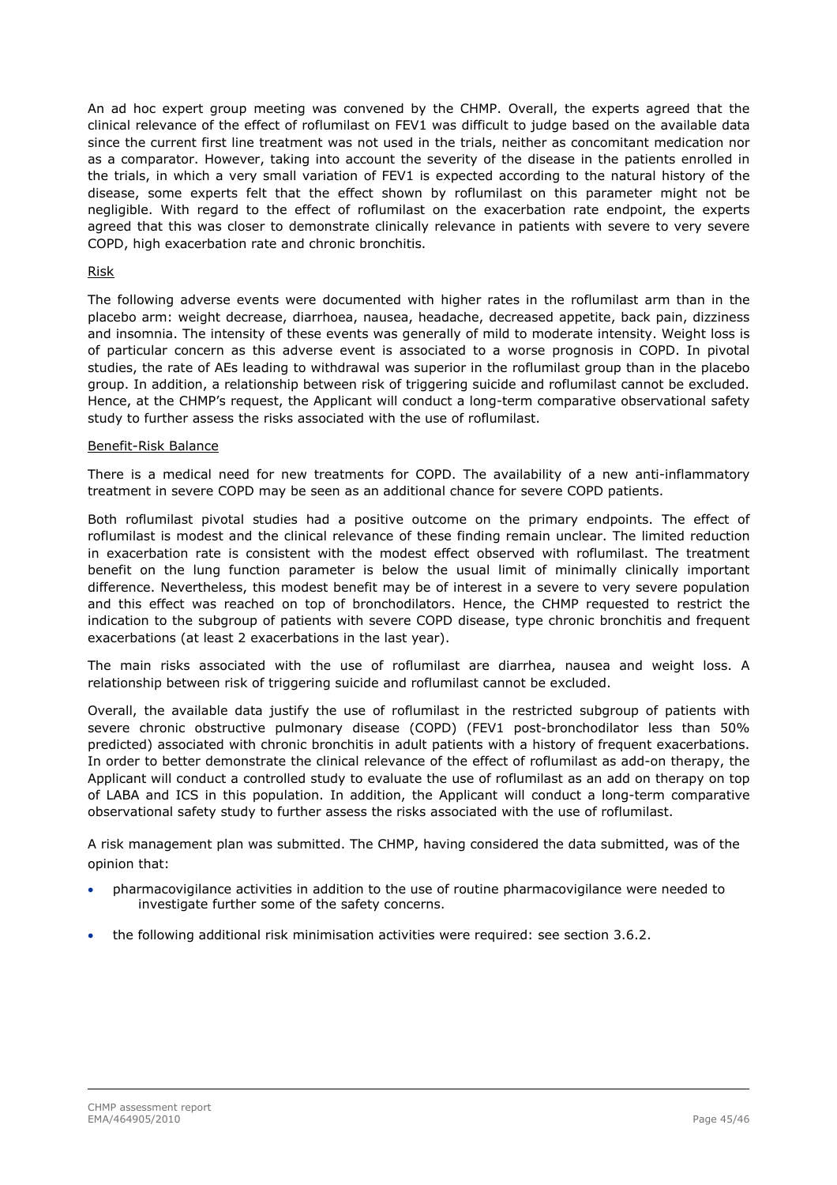An ad hoc expert group meeting was convened by the CHMP. Overall, the experts agreed that the clinical relevance of the effect of roflumilast on FEV1 was difficult to judge based on the available data since the current first line treatment was not used in the trials, neither as concomitant medication nor as a comparator. However, taking into account the severity of the disease in the patients enrolled in the trials, in which a very small variation of FEV1 is expected according to the natural history of the disease, some experts felt that the effect shown by roflumilast on this parameter might not be negligible. With regard to the effect of roflumilast on the exacerbation rate endpoint, the experts agreed that this was closer to demonstrate clinically relevance in patients with severe to very severe COPD, high exacerbation rate and chronic bronchitis.

Risk

The following adverse events were documented with higher rates in the roflumilast arm than in the placebo arm: weight decrease, diarrhoea, nausea, headache, decreased appetite, back pain, dizziness and insomnia. The intensity of these events was generally of mild to moderate intensity. Weight loss is of particular concern as this adverse event is associated to a worse prognosis in COPD. In pivotal studies, the rate of AEs leading to withdrawal was superior in the roflumilast group than in the placebo group. In addition, a relationship between risk of triggering suicide and roflumilast cannot be excluded. Hence, at the CHMP's request, the Applicant will conduct a long-term comparative observational safety study to further assess the risks associated with the use of roflumilast.

Benefit-Risk Balance

There is a medical need for new treatments for COPD. The availability of a new anti-inflammatory treatment in severe COPD may be seen as an additional chance for severe COPD patients.

Both roflumilast pivotal studies had a positive outcome on the primary endpoints. The effect of roflumilast is modest and the clinical relevance of these finding remain unclear. The limited reduction in exacerbation rate is consistent with the modest effect observed with roflumilast. The treatment benefit on the lung function parameter is below the usual limit of minimally clinically important difference. Nevertheless, this modest benefit may be of interest in a severe to very severe population and this effect was reached on top of bronchodilators. Hence, the CHMP requested to restrict the indication to the subgroup of patients with severe COPD disease, type chronic bronchitis and frequent exacerbations (at least 2 exacerbations in the last year).

The main risks associated with the use of roflumilast are diarrhea, nausea and weight loss. A relationship between risk of triggering suicide and roflumilast cannot be excluded.

Overall, the available data justify the use of roflumilast in the restricted subgroup of patients with severe chronic obstructive pulmonary disease (COPD) (FEV1 post-bronchodilator less than 50% predicted) associated with chronic bronchitis in adult patients with a history of frequent exacerbations. In order to better demonstrate the clinical relevance of the effect of roflumilast as add-on therapy, the Applicant will conduct a controlled study to evaluate the use of roflumilast as an add on therapy on top of LABA and ICS in this population. In addition, the Applicant will conduct a long-term comparative observational safety study to further assess the risks associated with the use of roflumilast.

A risk management plan was submitted. The CHMP, having considered the data submitted, was of the opinion that:

- pharmacovigilance activities in addition to the use of routine pharmacovigilance were needed to investigate further some of the safety concerns.
- the following additional risk minimisation activities were required: see section 3.6.2.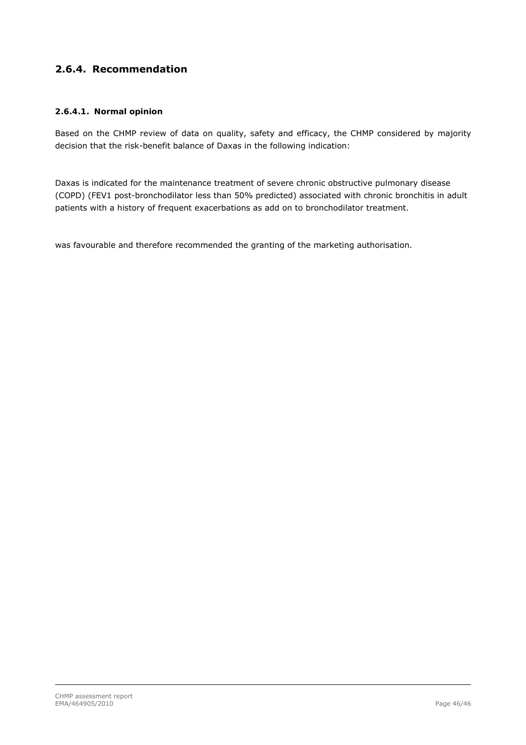## 2.6.4. Recommendation

### 2.6.4.1. Normal opinion

Based on the CHMP review of data on quality, safety and efficacy, the CHMP considered by majority decision that the risk-benefit balance of Daxas in the following indication:

Daxas is indicated for the maintenance treatment of severe chronic obstructive pulmonary disease (COPD) (FEV1 post-bronchodilator less than 50% predicted) associated with chronic bronchitis in adult patients with a history of frequent exacerbations as add on to bronchodilator treatment.

was favourable and therefore recommended the granting of the marketing authorisation.